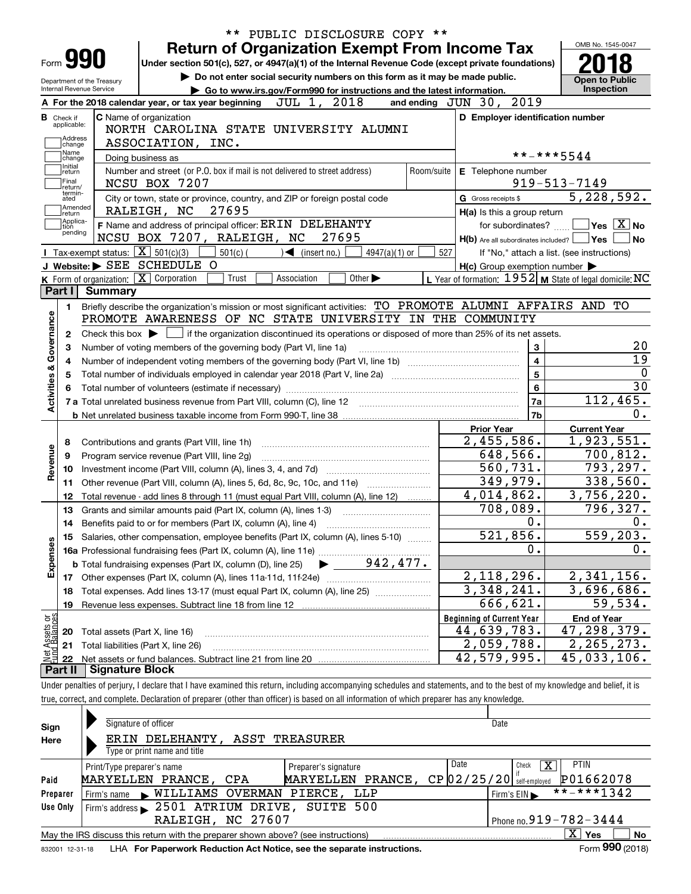** PUBLIC DISCLOSURE COPY **

# Form 990 — Return of Organization Exempt From Income Tax

Under section 501(c), 527, or 4947(a)(1) of the Internal Revenue Code (except private foundations)

▶ Do not enter social security numbers on this form as it may be made public.

▶ Go to www.irs.gov/Form990 for instructions and the latest information.

Department of the Treasury
Internal Revenue Service

OMB No. 1545-0047

**2018**

**Open to Public Inspection**

**A** For the 2018 calendar year, or tax year beginning JUL 1, 2018 and ending JUN 30, 2019

**B** Check if applicable: Address change / Name change / Initial return / Final return/terminated / Amended return / Application pending

**C** Name of organization: NORTH CAROLINA STATE UNIVERSITY ALUMNI ASSOCIATION, INC.

Doing business as

Number and street (or P.O. box if mail is not delivered to street address): NCSU BOX 7207 — Room/suite

City or town, state or province, country, and ZIP or foreign postal code: RALEIGH, NC 27695

**D** Employer identification number: **-***5544

**E** Telephone number: 919-513-7149

**G** Gross receipts $ 5,228,592.

**F** Name and address of principal officer: ERIN DELEHANTY, NCSU BOX 7207, RALEIGH, NC 27695

**H(a)** Is this a group return for subordinates? ☐ Yes ☒ No

**H(b)** Are all subordinates included? ☐ Yes ☐ No — If "No," attach a list. (see instructions)

**H(c)** Group exemption number ▶

**I** Tax-exempt status: ☒ 501(c)(3) ☐ 501(c) ( ) ◀ (insert no.) ☐ 4947(a)(1) or ☐ 527

**J** Website: ▶ SEE SCHEDULE O

**K** Form of organization: ☒ Corporation ☐ Trust ☐ Association ☐ Other ▶

**L** Year of formation: 1952 **M** State of legal domicile: NC

## Part I Summary

### Activities & Governance

1. Briefly describe the organization's mission or most significant activities: TO PROMOTE ALUMNI AFFAIRS AND TO PROMOTE AWARENESS OF NC STATE UNIVERSITY IN THE COMMUNITY
2. Check this box ▶ ☐ if the organization discontinued its operations or disposed of more than 25% of its net assets.

| Line | Description | No. | Value |
|---|---|---|---|
| 3 | Number of voting members of the governing body (Part VI, line 1a) | 3 | 20 |
| 4 | Number of independent voting members of the governing body (Part VI, line 1b) | 4 | 19 |
| 5 | Total number of individuals employed in calendar year 2018 (Part V, line 2a) | 5 | 0 |
| 6 | Total number of volunteers (estimate if necessary) | 6 | 30 |
| 7a | Total unrelated business revenue from Part VIII, column (C), line 12 | 7a | 112,465. |
| 7b | Net unrelated business taxable income from Form 990-T, line 38 | 7b | 0. |

### Revenue / Expenses

| Line | Description | Prior Year | Current Year |
|---|---|---|---|
| 8 | Contributions and grants (Part VIII, line 1h) | 2,455,586. | 1,923,551. |
| 9 | Program service revenue (Part VIII, line 2g) | 648,566. | 700,812. |
| 10 | Investment income (Part VIII, column (A), lines 3, 4, and 7d) | 560,731. | 793,297. |
| 11 | Other revenue (Part VIII, column (A), lines 5, 6d, 8c, 9c, 10c, and 11e) | 349,979. | 338,560. |
| 12 | Total revenue - add lines 8 through 11 (must equal Part VIII, column (A), line 12) | 4,014,862. | 3,756,220. |
| 13 | Grants and similar amounts paid (Part IX, column (A), lines 1-3) | 708,089. | 796,327. |
| 14 | Benefits paid to or for members (Part IX, column (A), line 4) | 0. | 0. |
| 15 | Salaries, other compensation, employee benefits (Part IX, column (A), lines 5-10) | 521,856. | 559,203. |
| 16a | Professional fundraising fees (Part IX, column (A), line 11e) | 0. | 0. |
| b | Total fundraising expenses (Part IX, column (D), line 25) ▶ 942,477. | | |
| 17 | Other expenses (Part IX, column (A), lines 11a-11d, 11f-24e) | 2,118,296. | 2,341,156. |
| 18 | Total expenses. Add lines 13-17 (must equal Part IX, column (A), line 25) | 3,348,241. | 3,696,686. |
| 19 | Revenue less expenses. Subtract line 18 from line 12 | 666,621. | 59,534. |

### Net Assets or Fund Balances

| Line | Description | Beginning of Current Year | End of Year |
|---|---|---|---|
| 20 | Total assets (Part X, line 16) | 44,639,783. | 47,298,379. |
| 21 | Total liabilities (Part X, line 26) | 2,059,788. | 2,265,273. |
| 22 | Net assets or fund balances. Subtract line 21 from line 20 | 42,579,995. | 45,033,106. |

## Part II Signature Block

Under penalties of perjury, I declare that I have examined this return, including accompanying schedules and statements, and to the best of my knowledge and belief, it is true, correct, and complete. Declaration of preparer (other than officer) is based on all information of which preparer has any knowledge.

**Sign Here**

Signature of officer — Date

ERIN DELEHANTY, ASST TREASURER
Type or print name and title

**Paid Preparer Use Only**

| Print/Type preparer's name | Preparer's signature | Date | Check ☒ if self-employed | PTIN |
|---|---|---|---|---|
| MARYELLEN PRANCE, CPA | MARYELLEN PRANCE, CP | 02/25/20 | | P01662078 |

Firm's name ▶ WILLIAMS OVERMAN PIERCE, LLP — Firm's EIN ▶ **-***1342

Firm's address ▶ 2501 ATRIUM DRIVE, SUITE 500, RALEIGH, NC 27607 — Phone no. 919-782-3444

May the IRS discuss this return with the preparer shown above? (see instructions) ☒ Yes ☐ No

832001 12-31-18 LHA For Paperwork Reduction Act Notice, see the separate instructions. Form **990** (2018)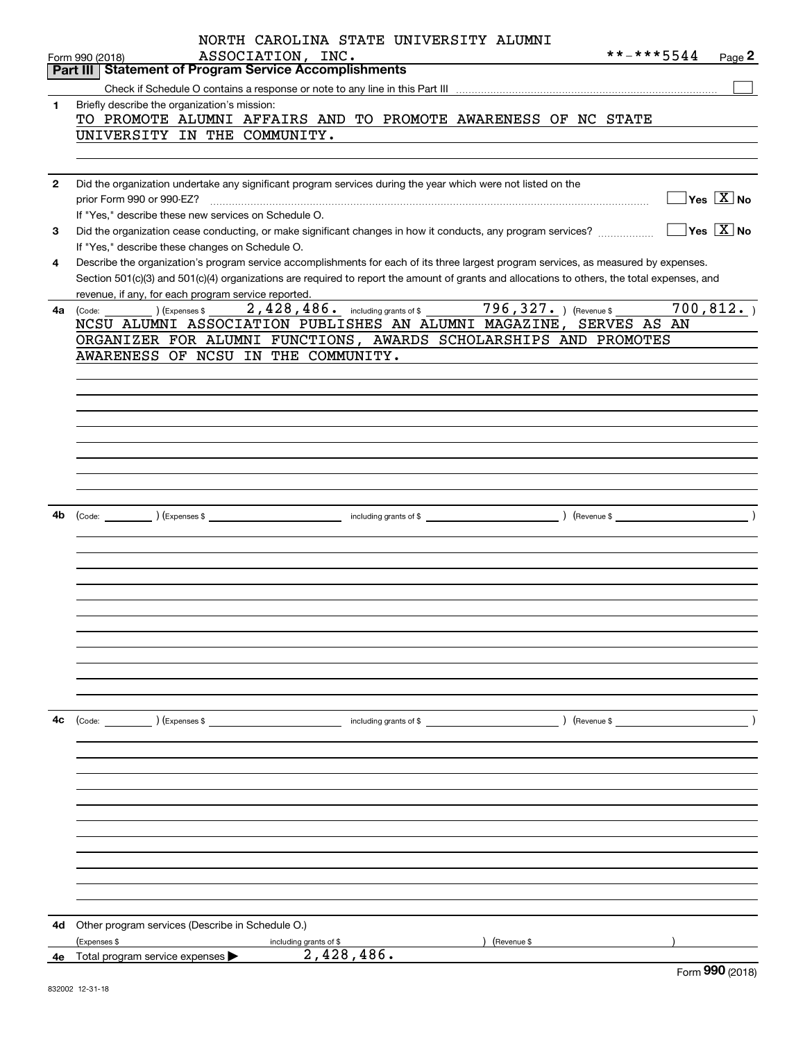NORTH CAROLINA STATE UNIVERSITY ALUMNI ASSOCIATION, INC. **-***5544

Form 990 (2018) Page 2

## Part III Statement of Program Service Accomplishments

Check if Schedule O contains a response or note to any line in this Part III [ ]

**1** Briefly describe the organization's mission:

TO PROMOTE ALUMNI AFFAIRS AND TO PROMOTE AWARENESS OF NC STATE UNIVERSITY IN THE COMMUNITY.

**2** Did the organization undertake any significant program services during the year which were not listed on the prior Form 990 or 990-EZ? [ ] Yes [X] No

If "Yes," describe these new services on Schedule O.

**3** Did the organization cease conducting, or make significant changes in how it conducts, any program services? [ ] Yes [X] No

If "Yes," describe these changes on Schedule O.

**4** Describe the organization's program service accomplishments for each of its three largest program services, as measured by expenses. Section 501(c)(3) and 501(c)(4) organizations are required to report the amount of grants and allocations to others, the total expenses, and revenue, if any, for each program service reported.

**4a** (Code: ) (Expenses $ 2,428,486. including grants of $ 796,327. ) (Revenue $ 700,812. )

NCSU ALUMNI ASSOCIATION PUBLISHES AN ALUMNI MAGAZINE, SERVES AS AN ORGANIZER FOR ALUMNI FUNCTIONS, AWARDS SCHOLARSHIPS AND PROMOTES AWARENESS OF NCSU IN THE COMMUNITY.

**4b** (Code: ) (Expenses $ including grants of $ ) (Revenue $ )

**4c** (Code: ) (Expenses $ including grants of $ ) (Revenue $ )

**4d** Other program services (Describe in Schedule O.)

(Expenses $ including grants of $ ) (Revenue $ )

**4e** Total program service expenses ▶ 2,428,486.

Form **990** (2018)

832002 12-31-18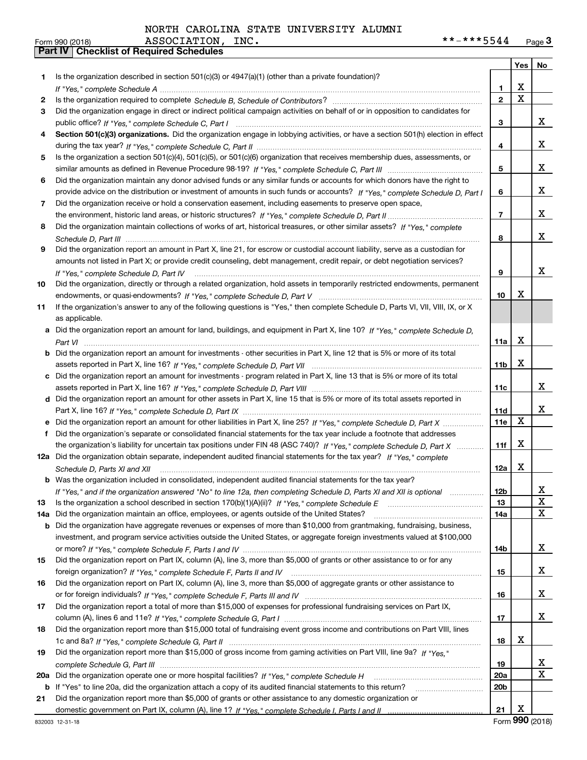NORTH CAROLINA STATE UNIVERSITY ALUMNI ASSOCIATION, INC. **-***5544

Form 990 (2018) Page **3**

**Part IV | Checklist of Required Schedules**

| | | | Yes | No |
|---|---|---|---|---|
| **1** | Is the organization described in section 501(c)(3) or 4947(a)(1) (other than a private foundation)? *If "Yes," complete Schedule A* | **1** | X | |
| **2** | Is the organization required to complete *Schedule B, Schedule of Contributors*? | **2** | X | |
| **3** | Did the organization engage in direct or indirect political campaign activities on behalf of or in opposition to candidates for public office? *If "Yes," complete Schedule C, Part I* | **3** | | X |
| **4** | **Section 501(c)(3) organizations.** Did the organization engage in lobbying activities, or have a section 501(h) election in effect during the tax year? *If "Yes," complete Schedule C, Part II* | **4** | | X |
| **5** | Is the organization a section 501(c)(4), 501(c)(5), or 501(c)(6) organization that receives membership dues, assessments, or similar amounts as defined in Revenue Procedure 98-19? *If "Yes," complete Schedule C, Part III* | **5** | | X |
| **6** | Did the organization maintain any donor advised funds or any similar funds or accounts for which donors have the right to provide advice on the distribution or investment of amounts in such funds or accounts? *If "Yes," complete Schedule D, Part I* | **6** | | X |
| **7** | Did the organization receive or hold a conservation easement, including easements to preserve open space, the environment, historic land areas, or historic structures? *If "Yes," complete Schedule D, Part II* | **7** | | X |
| **8** | Did the organization maintain collections of works of art, historical treasures, or other similar assets? *If "Yes," complete Schedule D, Part III* | **8** | | X |
| **9** | Did the organization report an amount in Part X, line 21, for escrow or custodial account liability, serve as a custodian for amounts not listed in Part X; or provide credit counseling, debt management, credit repair, or debt negotiation services? *If "Yes," complete Schedule D, Part IV* | **9** | | X |
| **10** | Did the organization, directly or through a related organization, hold assets in temporarily restricted endowments, permanent endowments, or quasi-endowments? *If "Yes," complete Schedule D, Part V* | **10** | X | |
| **11** | If the organization's answer to any of the following questions is "Yes," then complete Schedule D, Parts VI, VII, VIII, IX, or X as applicable. | | | |
| **a** | Did the organization report an amount for land, buildings, and equipment in Part X, line 10? *If "Yes," complete Schedule D, Part VI* | **11a** | X | |
| **b** | Did the organization report an amount for investments - other securities in Part X, line 12 that is 5% or more of its total assets reported in Part X, line 16? *If "Yes," complete Schedule D, Part VII* | **11b** | X | |
| **c** | Did the organization report an amount for investments - program related in Part X, line 13 that is 5% or more of its total assets reported in Part X, line 16? *If "Yes," complete Schedule D, Part VIII* | **11c** | | X |
| **d** | Did the organization report an amount for other assets in Part X, line 15 that is 5% or more of its total assets reported in Part X, line 16? *If "Yes," complete Schedule D, Part IX* | **11d** | | X |
| **e** | Did the organization report an amount for other liabilities in Part X, line 25? *If "Yes," complete Schedule D, Part X* | **11e** | X | |
| **f** | Did the organization's separate or consolidated financial statements for the tax year include a footnote that addresses the organization's liability for uncertain tax positions under FIN 48 (ASC 740)? *If "Yes," complete Schedule D, Part X* | **11f** | X | |
| **12a** | Did the organization obtain separate, independent audited financial statements for the tax year? *If "Yes," complete Schedule D, Parts XI and XII* | **12a** | X | |
| **b** | Was the organization included in consolidated, independent audited financial statements for the tax year? *If "Yes," and if the organization answered "No" to line 12a, then completing Schedule D, Parts XI and XII is optional* | **12b** | | X |
| **13** | Is the organization a school described in section 170(b)(1)(A)(ii)? *If "Yes," complete Schedule E* | **13** | | X |
| **14a** | Did the organization maintain an office, employees, or agents outside of the United States? | **14a** | | X |
| **b** | Did the organization have aggregate revenues or expenses of more than $10,000 from grantmaking, fundraising, business, investment, and program service activities outside the United States, or aggregate foreign investments valued at $100,000 or more? *If "Yes," complete Schedule F, Parts I and IV* | **14b** | | X |
| **15** | Did the organization report on Part IX, column (A), line 3, more than $5,000 of grants or other assistance to or for any foreign organization? *If "Yes," complete Schedule F, Parts II and IV* | **15** | | X |
| **16** | Did the organization report on Part IX, column (A), line 3, more than $5,000 of aggregate grants or other assistance to or for foreign individuals? *If "Yes," complete Schedule F, Parts III and IV* | **16** | | X |
| **17** | Did the organization report a total of more than $15,000 of expenses for professional fundraising services on Part IX, column (A), lines 6 and 11e? *If "Yes," complete Schedule G, Part I* | **17** | | X |
| **18** | Did the organization report more than $15,000 total of fundraising event gross income and contributions on Part VIII, lines 1c and 8a? *If "Yes," complete Schedule G, Part II* | **18** | X | |
| **19** | Did the organization report more than $15,000 of gross income from gaming activities on Part VIII, line 9a? *If "Yes," complete Schedule G, Part III* | **19** | | X |
| **20a** | Did the organization operate one or more hospital facilities? *If "Yes," complete Schedule H* | **20a** | | X |
| **b** | If "Yes" to line 20a, did the organization attach a copy of its audited financial statements to this return? | **20b** | | |
| **21** | Did the organization report more than $5,000 of grants or other assistance to any domestic organization or domestic government on Part IX, column (A), line 1? *If "Yes," complete Schedule I, Parts I and II* | **21** | X | |

832003 12-31-18 Form **990** (2018)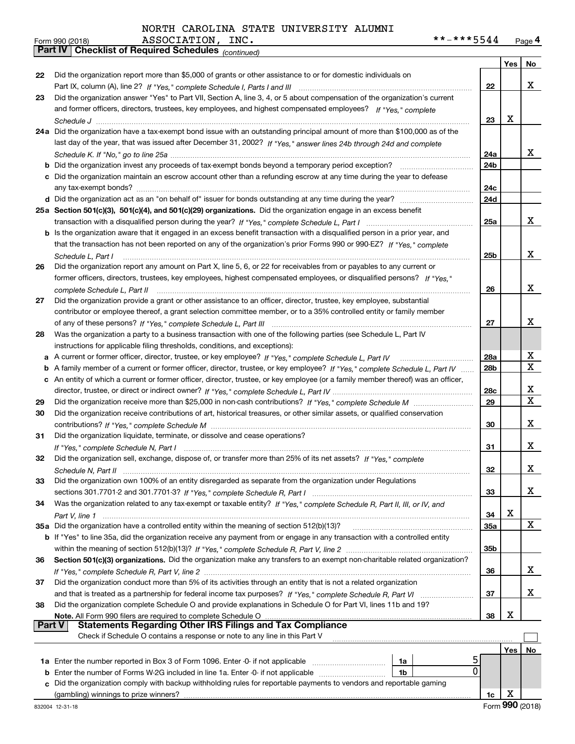NORTH CAROLINA STATE UNIVERSITY ALUMNI ASSOCIATION, INC.

Form 990 (2018) **-***5544 Page 4

**Part IV Checklist of Required Schedules** *(continued)*

| | | | Yes | No |
|---|---|---|---|---|
| 22 | Did the organization report more than $5,000 of grants or other assistance to or for domestic individuals on Part IX, column (A), line 2? *If "Yes," complete Schedule I, Parts I and III* | 22 | | X |
| 23 | Did the organization answer "Yes" to Part VII, Section A, line 3, 4, or 5 about compensation of the organization's current and former officers, directors, trustees, key employees, and highest compensated employees? *If "Yes," complete Schedule J* | 23 | X | |
| 24a | Did the organization have a tax-exempt bond issue with an outstanding principal amount of more than $100,000 as of the last day of the year, that was issued after December 31, 2002? *If "Yes," answer lines 24b through 24d and complete Schedule K. If "No," go to line 25a* | 24a | | X |
| b | Did the organization invest any proceeds of tax-exempt bonds beyond a temporary period exception? | 24b | | |
| c | Did the organization maintain an escrow account other than a refunding escrow at any time during the year to defease any tax-exempt bonds? | 24c | | |
| d | Did the organization act as an "on behalf of" issuer for bonds outstanding at any time during the year? | 24d | | |
| 25a | **Section 501(c)(3), 501(c)(4), and 501(c)(29) organizations.** Did the organization engage in an excess benefit transaction with a disqualified person during the year? *If "Yes," complete Schedule L, Part I* | 25a | | X |
| b | Is the organization aware that it engaged in an excess benefit transaction with a disqualified person in a prior year, and that the transaction has not been reported on any of the organization's prior Forms 990 or 990-EZ? *If "Yes," complete Schedule L, Part I* | 25b | | X |
| 26 | Did the organization report any amount on Part X, line 5, 6, or 22 for receivables from or payables to any current or former officers, directors, trustees, key employees, highest compensated employees, or disqualified persons? *If "Yes," complete Schedule L, Part II* | 26 | | X |
| 27 | Did the organization provide a grant or other assistance to an officer, director, trustee, key employee, substantial contributor or employee thereof, a grant selection committee member, or to a 35% controlled entity or family member of any of these persons? *If "Yes," complete Schedule L, Part III* | 27 | | X |
| 28 | Was the organization a party to a business transaction with one of the following parties (see Schedule L, Part IV instructions for applicable filing thresholds, conditions, and exceptions): | | | |
| a | A current or former officer, director, trustee, or key employee? *If "Yes," complete Schedule L, Part IV* | 28a | | X |
| b | A family member of a current or former officer, director, trustee, or key employee? *If "Yes," complete Schedule L, Part IV* | 28b | | X |
| c | An entity of which a current or former officer, director, trustee, or key employee (or a family member thereof) was an officer, director, trustee, or direct or indirect owner? *If "Yes," complete Schedule L, Part IV* | 28c | | X |
| 29 | Did the organization receive more than $25,000 in non-cash contributions? *If "Yes," complete Schedule M* | 29 | | X |
| 30 | Did the organization receive contributions of art, historical treasures, or other similar assets, or qualified conservation contributions? *If "Yes," complete Schedule M* | 30 | | X |
| 31 | Did the organization liquidate, terminate, or dissolve and cease operations? *If "Yes," complete Schedule N, Part I* | 31 | | X |
| 32 | Did the organization sell, exchange, dispose of, or transfer more than 25% of its net assets? *If "Yes," complete Schedule N, Part II* | 32 | | X |
| 33 | Did the organization own 100% of an entity disregarded as separate from the organization under Regulations sections 301.7701-2 and 301.7701-3? *If "Yes," complete Schedule R, Part I* | 33 | | X |
| 34 | Was the organization related to any tax-exempt or taxable entity? *If "Yes," complete Schedule R, Part II, III, or IV, and Part V, line 1* | 34 | X | |
| 35a | Did the organization have a controlled entity within the meaning of section 512(b)(13)? | 35a | | X |
| b | If "Yes" to line 35a, did the organization receive any payment from or engage in any transaction with a controlled entity within the meaning of section 512(b)(13)? *If "Yes," complete Schedule R, Part V, line 2* | 35b | | |
| 36 | **Section 501(c)(3) organizations.** Did the organization make any transfers to an exempt non-charitable related organization? *If "Yes," complete Schedule R, Part V, line 2* | 36 | | X |
| 37 | Did the organization conduct more than 5% of its activities through an entity that is not a related organization and that is treated as a partnership for federal income tax purposes? *If "Yes," complete Schedule R, Part VI* | 37 | | X |
| 38 | Did the organization complete Schedule O and provide explanations in Schedule O for Part VI, lines 11b and 19? **Note.** All Form 990 filers are required to complete Schedule O | 38 | X | |

**Part V Statements Regarding Other IRS Filings and Tax Compliance**

Check if Schedule O contains a response or note to any line in this Part V ☐

| | | | | | Yes | No |
|---|---|---|---|---|---|---|
| 1a | Enter the number reported in Box 3 of Form 1096. Enter -0- if not applicable | 1a | 5 | | | |
| b | Enter the number of Forms W-2G included in line 1a. Enter -0- if not applicable | 1b | 0 | | | |
| c | Did the organization comply with backup withholding rules for reportable payments to vendors and reportable gaming (gambling) winnings to prize winners? | | | 1c | X | |

832004 12-31-18 Form **990** (2018)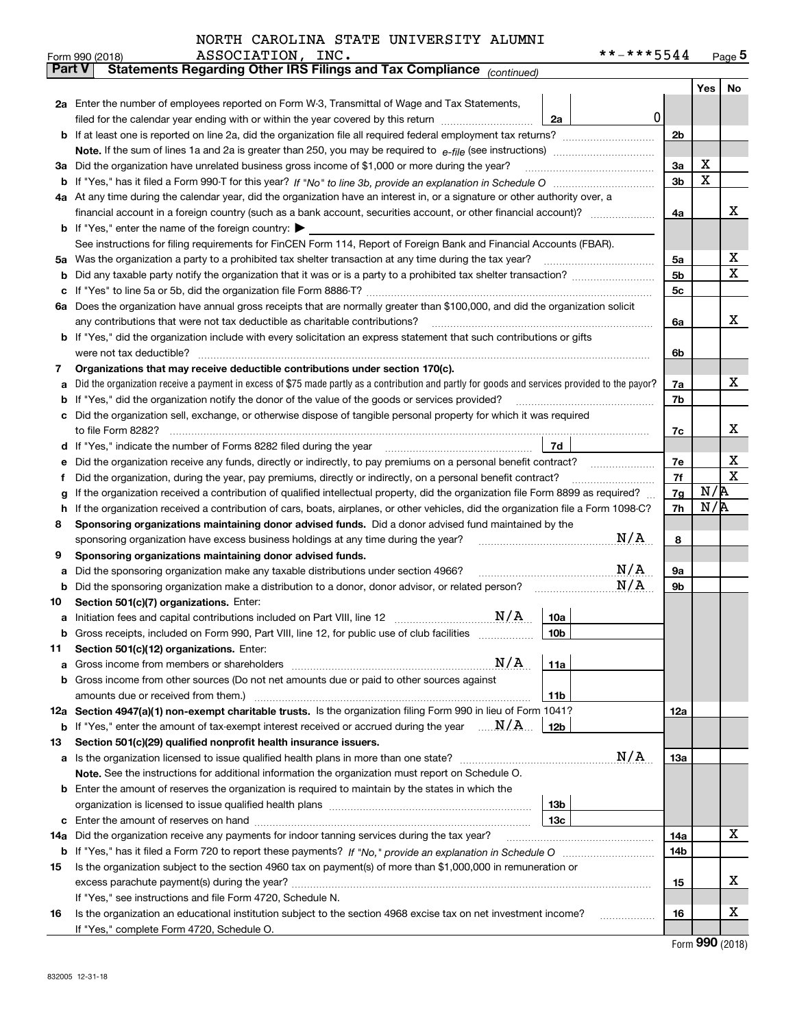NORTH CAROLINA STATE UNIVERSITY ALUMNI ASSOCIATION, INC. **-***5544

Form 990 (2018)

## Part V Statements Regarding Other IRS Filings and Tax Compliance *(continued)*

| | | | | Yes | No |
|---|---|---|---|---|---|
| **2a** | Enter the number of employees reported on Form W-3, Transmittal of Wage and Tax Statements, filed for the calendar year ending with or within the year covered by this return | 2a 0 | | | |
| **b** | If at least one is reported on line 2a, did the organization file all required federal employment tax returns? | | 2b | | |
| | **Note.** If the sum of lines 1a and 2a is greater than 250, you may be required to *e-file* (see instructions) | | | | |
| **3a** | Did the organization have unrelated business gross income of $1,000 or more during the year? | | 3a | X | |
| **b** | If "Yes," has it filed a Form 990-T for this year? *If "No" to line 3b, provide an explanation in Schedule O* | | 3b | X | |
| **4a** | At any time during the calendar year, did the organization have an interest in, or a signature or other authority over, a financial account in a foreign country (such as a bank account, securities account, or other financial account)? | | 4a | | X |
| **b** | If "Yes," enter the name of the foreign country: ▶ | | | | |
| | See instructions for filing requirements for FinCEN Form 114, Report of Foreign Bank and Financial Accounts (FBAR). | | | | |
| **5a** | Was the organization a party to a prohibited tax shelter transaction at any time during the tax year? | | 5a | | X |
| **b** | Did any taxable party notify the organization that it was or is a party to a prohibited tax shelter transaction? | | 5b | | X |
| **c** | If "Yes" to line 5a or 5b, did the organization file Form 8886-T? | | 5c | | |
| **6a** | Does the organization have annual gross receipts that are normally greater than $100,000, and did the organization solicit any contributions that were not tax deductible as charitable contributions? | | 6a | | X |
| **b** | If "Yes," did the organization include with every solicitation an express statement that such contributions or gifts were not tax deductible? | | 6b | | |
| **7** | **Organizations that may receive deductible contributions under section 170(c).** | | | | |
| **a** | Did the organization receive a payment in excess of $75 made partly as a contribution and partly for goods and services provided to the payor? | | 7a | | X |
| **b** | If "Yes," did the organization notify the donor of the value of the goods or services provided? | | 7b | | |
| **c** | Did the organization sell, exchange, or otherwise dispose of tangible personal property for which it was required to file Form 8282? | | 7c | | X |
| **d** | If "Yes," indicate the number of Forms 8282 filed during the year | 7d | | | |
| **e** | Did the organization receive any funds, directly or indirectly, to pay premiums on a personal benefit contract? | | 7e | | X |
| **f** | Did the organization, during the year, pay premiums, directly or indirectly, on a personal benefit contract? | | 7f | | X |
| **g** | If the organization received a contribution of qualified intellectual property, did the organization file Form 8899 as required? | | 7g | N/A | |
| **h** | If the organization received a contribution of cars, boats, airplanes, or other vehicles, did the organization file a Form 1098-C? | | 7h | N/A | |
| **8** | **Sponsoring organizations maintaining donor advised funds.** Did a donor advised fund maintained by the sponsoring organization have excess business holdings at any time during the year? N/A | | 8 | | |
| **9** | **Sponsoring organizations maintaining donor advised funds.** | | | | |
| **a** | Did the sponsoring organization make any taxable distributions under section 4966? N/A | | 9a | | |
| **b** | Did the sponsoring organization make a distribution to a donor, donor advisor, or related person? N/A | | 9b | | |
| **10** | **Section 501(c)(7) organizations.** Enter: | | | | |
| **a** | Initiation fees and capital contributions included on Part VIII, line 12 N/A | 10a | | | |
| **b** | Gross receipts, included on Form 990, Part VIII, line 12, for public use of club facilities | 10b | | | |
| **11** | **Section 501(c)(12) organizations.** Enter: | | | | |
| **a** | Gross income from members or shareholders N/A | 11a | | | |
| **b** | Gross income from other sources (Do not net amounts due or paid to other sources against amounts due or received from them.) | 11b | | | |
| **12a** | **Section 4947(a)(1) non-exempt charitable trusts.** Is the organization filing Form 990 in lieu of Form 1041? | | 12a | | |
| **b** | If "Yes," enter the amount of tax-exempt interest received or accrued during the year N/A | 12b | | | |
| **13** | **Section 501(c)(29) qualified nonprofit health insurance issuers.** | | | | |
| **a** | Is the organization licensed to issue qualified health plans in more than one state? N/A | | 13a | | |
| | **Note.** See the instructions for additional information the organization must report on Schedule O. | | | | |
| **b** | Enter the amount of reserves the organization is required to maintain by the states in which the organization is licensed to issue qualified health plans | 13b | | | |
| **c** | Enter the amount of reserves on hand | 13c | | | |
| **14a** | Did the organization receive any payments for indoor tanning services during the tax year? | | 14a | | X |
| **b** | If "Yes," has it filed a Form 720 to report these payments? *If "No," provide an explanation in Schedule O* | | 14b | | |
| **15** | Is the organization subject to the section 4960 tax on payment(s) of more than $1,000,000 in remuneration or excess parachute payment(s) during the year? | | 15 | | X |
| | If "Yes," see instructions and file Form 4720, Schedule N. | | | | |
| **16** | Is the organization an educational institution subject to the section 4968 excise tax on net investment income? | | 16 | | X |
| | If "Yes," complete Form 4720, Schedule O. | | | | |

Form **990** (2018)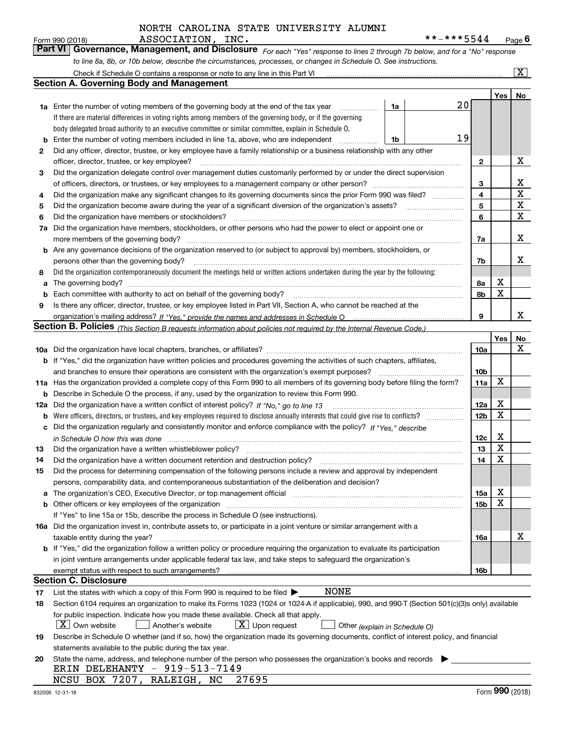NORTH CAROLINA STATE UNIVERSITY ALUMNI ASSOCIATION, INC. **-***5544

Form 990 (2018) Page 6

## Part VI Governance, Management, and Disclosure

*For each "Yes" response to lines 2 through 7b below, and for a "No" response to line 8a, 8b, or 10b below, describe the circumstances, processes, or changes in Schedule O. See instructions.*

Check if Schedule O contains a response or note to any line in this Part VI [X]

### Section A. Governing Body and Management

| | | | Yes | No |
|---|---|---|---|---|
| **1a** | Enter the number of voting members of the governing body at the end of the tax year — **1a** 20. If there are material differences in voting rights among members of the governing body, or if the governing body delegated broad authority to an executive committee or similar committee, explain in Schedule O. | | | |
| **b** | Enter the number of voting members included in line 1a, above, who are independent — **1b** 19 | | | |
| **2** | Did any officer, director, trustee, or key employee have a family relationship or a business relationship with any other officer, director, trustee, or key employee? | 2 | | X |
| **3** | Did the organization delegate control over management duties customarily performed by or under the direct supervision of officers, directors, or trustees, or key employees to a management company or other person? | 3 | | X |
| **4** | Did the organization make any significant changes to its governing documents since the prior Form 990 was filed? | 4 | | X |
| **5** | Did the organization become aware during the year of a significant diversion of the organization's assets? | 5 | | X |
| **6** | Did the organization have members or stockholders? | 6 | | X |
| **7a** | Did the organization have members, stockholders, or other persons who had the power to elect or appoint one or more members of the governing body? | 7a | | X |
| **b** | Are any governance decisions of the organization reserved to (or subject to approval by) members, stockholders, or persons other than the governing body? | 7b | | X |
| **8** | Did the organization contemporaneously document the meetings held or written actions undertaken during the year by the following: | | | |
| **a** | The governing body? | 8a | X | |
| **b** | Each committee with authority to act on behalf of the governing body? | 8b | X | |
| **9** | Is there any officer, director, trustee, or key employee listed in Part VII, Section A, who cannot be reached at the organization's mailing address? *If "Yes," provide the names and addresses in Schedule O* | 9 | | X |

### Section B. Policies *(This Section B requests information about policies not required by the Internal Revenue Code.)*

| | | | Yes | No |
|---|---|---|---|---|
| **10a** | Did the organization have local chapters, branches, or affiliates? | 10a | | X |
| **b** | If "Yes," did the organization have written policies and procedures governing the activities of such chapters, affiliates, and branches to ensure their operations are consistent with the organization's exempt purposes? | 10b | | |
| **11a** | Has the organization provided a complete copy of this Form 990 to all members of its governing body before filing the form? | 11a | X | |
| **b** | Describe in Schedule O the process, if any, used by the organization to review this Form 990. | | | |
| **12a** | Did the organization have a written conflict of interest policy? *If "No," go to line 13* | 12a | X | |
| **b** | Were officers, directors, or trustees, and key employees required to disclose annually interests that could give rise to conflicts? | 12b | X | |
| **c** | Did the organization regularly and consistently monitor and enforce compliance with the policy? *If "Yes," describe in Schedule O how this was done* | 12c | X | |
| **13** | Did the organization have a written whistleblower policy? | 13 | X | |
| **14** | Did the organization have a written document retention and destruction policy? | 14 | X | |
| **15** | Did the process for determining compensation of the following persons include a review and approval by independent persons, comparability data, and contemporaneous substantiation of the deliberation and decision? | | | |
| **a** | The organization's CEO, Executive Director, or top management official | 15a | X | |
| **b** | Other officers or key employees of the organization | 15b | X | |
| | If "Yes" to line 15a or 15b, describe the process in Schedule O (see instructions). | | | |
| **16a** | Did the organization invest in, contribute assets to, or participate in a joint venture or similar arrangement with a taxable entity during the year? | 16a | | X |
| **b** | If "Yes," did the organization follow a written policy or procedure requiring the organization to evaluate its participation in joint venture arrangements under applicable federal tax law, and take steps to safeguard the organization's exempt status with respect to such arrangements? | 16b | | |

### Section C. Disclosure

**17** List the states with which a copy of this Form 990 is required to be filed ▶ NONE

**18** Section 6104 requires an organization to make its Forms 1023 (1024 or 1024-A if applicable), 990, and 990-T (Section 501(c)(3)s only) available for public inspection. Indicate how you made these available. Check all that apply.

[X] Own website [ ] Another's website [X] Upon request [ ] Other *(explain in Schedule O)*

**19** Describe in Schedule O whether (and if so, how) the organization made its governing documents, conflict of interest policy, and financial statements available to the public during the tax year.

**20** State the name, address, and telephone number of the person who possesses the organization's books and records ▶

ERIN DELEHANTY - 919-513-7149
NCSU BOX 7207, RALEIGH, NC 27695

832006 12-31-18 Form **990** (2018)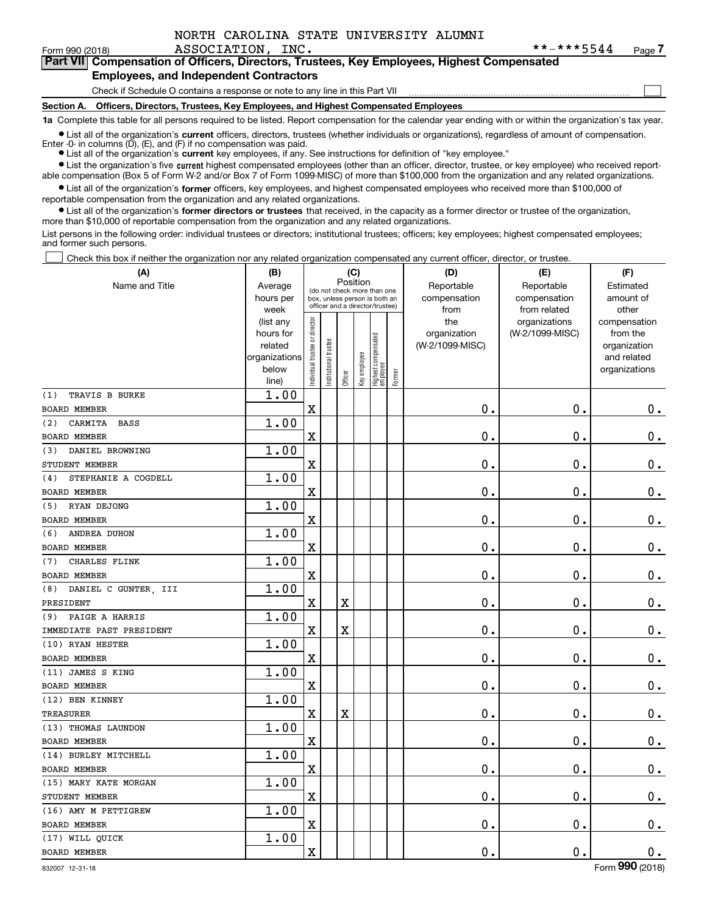NORTH CAROLINA STATE UNIVERSITY ALUMNI ASSOCIATION, INC. **-***5544

Form 990 (2018) Page 7

## Part VII Compensation of Officers, Directors, Trustees, Key Employees, Highest Compensated Employees, and Independent Contractors

Check if Schedule O contains a response or note to any line in this Part VII ☐

**Section A. Officers, Directors, Trustees, Key Employees, and Highest Compensated Employees**

**1a** Complete this table for all persons required to be listed. Report compensation for the calendar year ending with or within the organization's tax year.

- List all of the organization's **current** officers, directors, trustees (whether individuals or organizations), regardless of amount of compensation. Enter -0- in columns (D), (E), and (F) if no compensation was paid.
- List all of the organization's **current** key employees, if any. See instructions for definition of "key employee."
- List the organization's five **current** highest compensated employees (other than an officer, director, trustee, or key employee) who received reportable compensation (Box 5 of Form W-2 and/or Box 7 of Form 1099-MISC) of more than $100,000 from the organization and any related organizations.
- List all of the organization's **former** officers, key employees, and highest compensated employees who received more than $100,000 of reportable compensation from the organization and any related organizations.
- List all of the organization's **former directors or trustees** that received, in the capacity as a former director or trustee of the organization, more than $10,000 of reportable compensation from the organization and any related organizations.

List persons in the following order: individual trustees or directors; institutional trustees; officers; key employees; highest compensated employees; and former such persons.

☐ Check this box if neither the organization nor any related organization compensated any current officer, director, or trustee.

| (A) Name and Title | (B) Average hours per week (list any hours for related organizations below line) | (C) Position: Individual trustee or director | Institutional trustee | Officer | Key employee | Highest compensated employee | Former | (D) Reportable compensation from the organization (W-2/1099-MISC) | (E) Reportable compensation from related organizations (W-2/1099-MISC) | (F) Estimated amount of other compensation from the organization and related organizations |
|---|---|---|---|---|---|---|---|---|---|---|
| (1) TRAVIS B BURKE<br>BOARD MEMBER | 1.00 | X | | | | | | 0. | 0. | 0. |
| (2) CARMITA BASS<br>BOARD MEMBER | 1.00 | X | | | | | | 0. | 0. | 0. |
| (3) DANIEL BROWNING<br>STUDENT MEMBER | 1.00 | X | | | | | | 0. | 0. | 0. |
| (4) STEPHANIE A COGDELL<br>BOARD MEMBER | 1.00 | X | | | | | | 0. | 0. | 0. |
| (5) RYAN DEJONG<br>BOARD MEMBER | 1.00 | X | | | | | | 0. | 0. | 0. |
| (6) ANDREA DUHON<br>BOARD MEMBER | 1.00 | X | | | | | | 0. | 0. | 0. |
| (7) CHARLES FLINK<br>BOARD MEMBER | 1.00 | X | | | | | | 0. | 0. | 0. |
| (8) DANIEL C GUNTER, III<br>PRESIDENT | 1.00 | X | | X | | | | 0. | 0. | 0. |
| (9) PAIGE A HARRIS<br>IMMEDIATE PAST PRESIDENT | 1.00 | X | | X | | | | 0. | 0. | 0. |
| (10) RYAN HESTER<br>BOARD MEMBER | 1.00 | X | | | | | | 0. | 0. | 0. |
| (11) JAMES S KING<br>BOARD MEMBER | 1.00 | X | | | | | | 0. | 0. | 0. |
| (12) BEN KINNEY<br>TREASURER | 1.00 | X | | X | | | | 0. | 0. | 0. |
| (13) THOMAS LAUNDON<br>BOARD MEMBER | 1.00 | X | | | | | | 0. | 0. | 0. |
| (14) BURLEY MITCHELL<br>BOARD MEMBER | 1.00 | X | | | | | | 0. | 0. | 0. |
| (15) MARY KATE MORGAN<br>STUDENT MEMBER | 1.00 | X | | | | | | 0. | 0. | 0. |
| (16) AMY M PETTIGREW<br>BOARD MEMBER | 1.00 | X | | | | | | 0. | 0. | 0. |
| (17) WILL QUICK<br>BOARD MEMBER | 1.00 | X | | | | | | 0. | 0. | 0. |

832007 12-31-18 Form **990** (2018)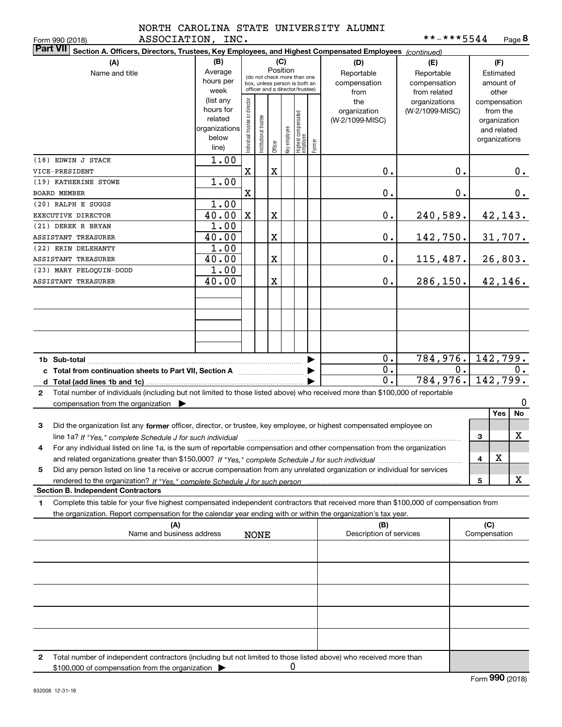NORTH CAROLINA STATE UNIVERSITY ALUMNI ASSOCIATION, INC. **-***5544

Form 990 (2018) Page 8

**Part VII Section A. Officers, Directors, Trustees, Key Employees, and Highest Compensated Employees** *(continued)*

| (A) Name and title | (B) Average hours per week (list any hours for related organizations below line) | (C) Position: Individual trustee or director | Institutional trustee | Officer | Key employee | Highest compensated employee | Former | (D) Reportable compensation from the organization (W-2/1099-MISC) | (E) Reportable compensation from related organizations (W-2/1099-MISC) | (F) Estimated amount of other compensation from the organization and related organizations |
|---|---|---|---|---|---|---|---|---|---|---|
| (18) EDWIN J STACK<br>VICE-PRESIDENT | 1.00 | X | | X | | | | 0. | 0. | 0. |
| (19) KATHERINE STOWE<br>BOARD MEMBER | 1.00 | X | | | | | | 0. | 0. | 0. |
| (20) RALPH E SUGGS<br>EXECUTIVE DIRECTOR | 1.00<br>40.00 | X | | X | | | | 0. | 240,589. | 42,143. |
| (21) DEREK R BRYAN<br>ASSISTANT TREASURER | 1.00<br>40.00 | | | X | | | | 0. | 142,750. | 31,707. |
| (22) ERIN DELEHANTY<br>ASSISTANT TREASURER | 1.00<br>40.00 | | | X | | | | 0. | 115,487. | 26,803. |
| (23) MARY PELOQUIN-DODD<br>ASSISTANT TREASURER | 1.00<br>40.00 | | | X | | | | 0. | 286,150. | 42,146. |
| | | | | | | | | | | |
| | | | | | | | | | | |
| | | | | | | | | | | |
| **1b Sub-total** | | | | | | | | 0. | 784,976. | 142,799. |
| **c Total from continuation sheets to Part VII, Section A** | | | | | | | | 0. | 0. | 0. |
| **d Total (add lines 1b and 1c)** | | | | | | | | 0. | 784,976. | 142,799. |

**2** Total number of individuals (including but not limited to those listed above) who received more than $100,000 of reportable compensation from the organization ▶ 0

| | | Yes | No |
|---|---|---|---|
| **3** Did the organization list any **former** officer, director, or trustee, key employee, or highest compensated employee on line 1a? *If "Yes," complete Schedule J for such individual* | 3 | | X |
| **4** For any individual listed on line 1a, is the sum of reportable compensation and other compensation from the organization and related organizations greater than $150,000? *If "Yes," complete Schedule J for such individual* | 4 | X | |
| **5** Did any person listed on line 1a receive or accrue compensation from any unrelated organization or individual for services rendered to the organization? *If "Yes," complete Schedule J for such person* | 5 | | X |

**Section B. Independent Contractors**

**1** Complete this table for your five highest compensated independent contractors that received more than $100,000 of compensation from the organization. Report compensation for the calendar year ending with or within the organization's tax year.

| (A) Name and business address | (B) Description of services | (C) Compensation |
|---|---|---|
| NONE | | |
| | | |
| | | |
| | | |
| | | |

**2** Total number of independent contractors (including but not limited to those listed above) who received more than $100,000 of compensation from the organization ▶ 0

Form **990** (2018)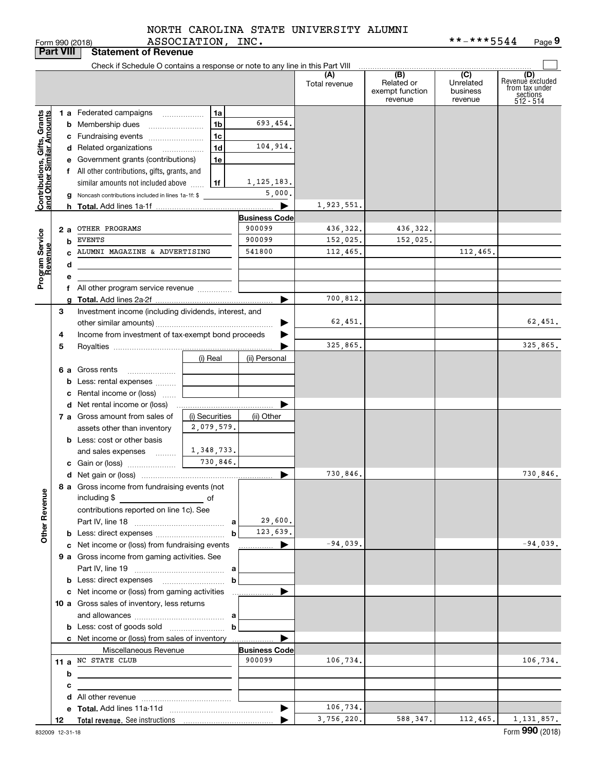NORTH CAROLINA STATE UNIVERSITY ALUMNI ASSOCIATION, INC.

Form 990 (2018) **-***5544 Page 9

## Part VIII Statement of Revenue

Check if Schedule O contains a response or note to any line in this Part VIII

| | | | | (A) Total revenue | (B) Related or exempt function revenue | (C) Unrelated business revenue | (D) Revenue excluded from tax under sections 512 - 514 |
|---|---|---|---|---|---|---|---|
| **Contributions, Gifts, Grants and Other Similar Amounts** | 1 a Federated campaigns | 1a | | | | | |
| | b Membership dues | 1b | 693,454. | | | | |
| | c Fundraising events | 1c | | | | | |
| | d Related organizations | 1d | 104,914. | | | | |
| | e Government grants (contributions) | 1e | | | | | |
| | f All other contributions, gifts, grants, and similar amounts not included above | 1f | 1,125,183. | | | | |
| | g Noncash contributions included in lines 1a-1f: $ | | 5,000. | | | | |
| | h **Total.** Add lines 1a-1f | | | 1,923,551. | | | |
| **Program Service Revenue** | | | **Business Code** | | | | |
| | 2 a OTHER PROGRAMS | | 900099 | 436,322. | 436,322. | | |
| | b EVENTS | | 900099 | 152,025. | 152,025. | | |
| | c ALUMNI MAGAZINE & ADVERTISING | | 541800 | 112,465. | | 112,465. | |
| | d | | | | | | |
| | e | | | | | | |
| | f All other program service revenue | | | | | | |
| | g **Total.** Add lines 2a-2f | | | 700,812. | | | |
| **Other Revenue** | 3 Investment income (including dividends, interest, and other similar amounts) | | | 62,451. | | | 62,451. |
| | 4 Income from investment of tax-exempt bond proceeds | | | | | | |
| | 5 Royalties | | | 325,865. | | | 325,865. |
| | | (i) Real | (ii) Personal | | | | |
| | 6 a Gross rents | | | | | | |
| | b Less: rental expenses | | | | | | |
| | c Rental income or (loss) | | | | | | |
| | d Net rental income or (loss) | | | | | | |
| | 7 a Gross amount from sales of assets other than inventory | (i) Securities 2,079,579. | (ii) Other | | | | |
| | b Less: cost or other basis and sales expenses | 1,348,733. | | | | | |
| | c Gain or (loss) | 730,846. | | | | | |
| | d Net gain or (loss) | | | 730,846. | | | 730,846. |
| | 8 a Gross income from fundraising events (not including $ ______ of contributions reported on line 1c). See Part IV, line 18 | a | 29,600. | | | | |
| | b Less: direct expenses | b | 123,639. | | | | |
| | c Net income or (loss) from fundraising events | | | -94,039. | | | -94,039. |
| | 9 a Gross income from gaming activities. See Part IV, line 19 | a | | | | | |
| | b Less: direct expenses | b | | | | | |
| | c Net income or (loss) from gaming activities | | | | | | |
| | 10 a Gross sales of inventory, less returns and allowances | a | | | | | |
| | b Less: cost of goods sold | b | | | | | |
| | c Net income or (loss) from sales of inventory | | | | | | |
| | Miscellaneous Revenue | | **Business Code** | | | | |
| | 11 a NC STATE CLUB | | 900099 | 106,734. | | | 106,734. |
| | b | | | | | | |
| | c | | | | | | |
| | d All other revenue | | | | | | |
| | e **Total.** Add lines 11a-11d | | | 106,734. | | | |
| | 12 **Total revenue.** See instructions | | | 3,756,220. | 588,347. | 112,465. | 1,131,857. |

832009 12-31-18 Form **990** (2018)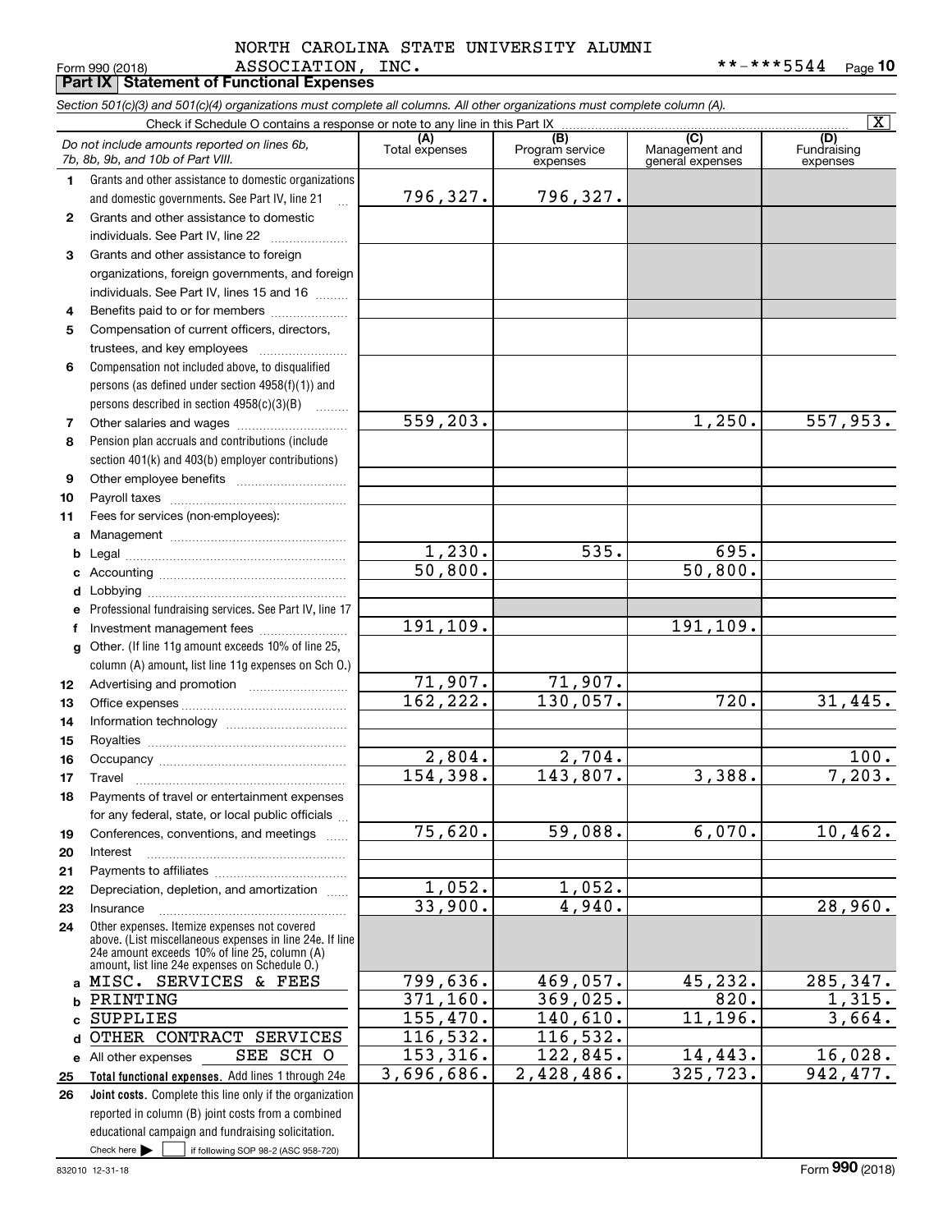NORTH CAROLINA STATE UNIVERSITY ALUMNI ASSOCIATION, INC. **-***5544

Form 990 (2018) Page 10

**Part IX Statement of Functional Expenses**

*Section 501(c)(3) and 501(c)(4) organizations must complete all columns. All other organizations must complete column (A).*

Check if Schedule O contains a response or note to any line in this Part IX [X]

| | *Do not include amounts reported on lines 6b, 7b, 8b, 9b, and 10b of Part VIII.* | (A) Total expenses | (B) Program service expenses | (C) Management and general expenses | (D) Fundraising expenses |
|---|---|---|---|---|---|
| 1 | Grants and other assistance to domestic organizations and domestic governments. See Part IV, line 21 | 796,327. | 796,327. | | |
| 2 | Grants and other assistance to domestic individuals. See Part IV, line 22 | | | | |
| 3 | Grants and other assistance to foreign organizations, foreign governments, and foreign individuals. See Part IV, lines 15 and 16 | | | | |
| 4 | Benefits paid to or for members | | | | |
| 5 | Compensation of current officers, directors, trustees, and key employees | | | | |
| 6 | Compensation not included above, to disqualified persons (as defined under section 4958(f)(1)) and persons described in section 4958(c)(3)(B) | | | | |
| 7 | Other salaries and wages | 559,203. | | 1,250. | 557,953. |
| 8 | Pension plan accruals and contributions (include section 401(k) and 403(b) employer contributions) | | | | |
| 9 | Other employee benefits | | | | |
| 10 | Payroll taxes | | | | |
| 11 | Fees for services (non-employees): | | | | |
| a | Management | | | | |
| b | Legal | 1,230. | 535. | 695. | |
| c | Accounting | 50,800. | | 50,800. | |
| d | Lobbying | | | | |
| e | Professional fundraising services. See Part IV, line 17 | | | | |
| f | Investment management fees | 191,109. | | 191,109. | |
| g | Other. (If line 11g amount exceeds 10% of line 25, column (A) amount, list line 11g expenses on Sch O.) | | | | |
| 12 | Advertising and promotion | 71,907. | 71,907. | | |
| 13 | Office expenses | 162,222. | 130,057. | 720. | 31,445. |
| 14 | Information technology | | | | |
| 15 | Royalties | | | | |
| 16 | Occupancy | 2,804. | 2,704. | | 100. |
| 17 | Travel | 154,398. | 143,807. | 3,388. | 7,203. |
| 18 | Payments of travel or entertainment expenses for any federal, state, or local public officials | | | | |
| 19 | Conferences, conventions, and meetings | 75,620. | 59,088. | 6,070. | 10,462. |
| 20 | Interest | | | | |
| 21 | Payments to affiliates | | | | |
| 22 | Depreciation, depletion, and amortization | 1,052. | 1,052. | | |
| 23 | Insurance | 33,900. | 4,940. | | 28,960. |
| 24 | Other expenses. Itemize expenses not covered above. (List miscellaneous expenses in line 24e. If line 24e amount exceeds 10% of line 25, column (A) amount, list line 24e expenses on Schedule O.) | | | | |
| a | MISC. SERVICES & FEES | 799,636. | 469,057. | 45,232. | 285,347. |
| b | PRINTING | 371,160. | 369,025. | 820. | 1,315. |
| c | SUPPLIES | 155,470. | 140,610. | 11,196. | 3,664. |
| d | OTHER CONTRACT SERVICES | 116,532. | 116,532. | | |
| e | All other expenses SEE SCH O | 153,316. | 122,845. | 14,443. | 16,028. |
| 25 | **Total functional expenses.** Add lines 1 through 24e | 3,696,686. | 2,428,486. | 325,723. | 942,477. |
| 26 | **Joint costs.** Complete this line only if the organization reported in column (B) joint costs from a combined educational campaign and fundraising solicitation. Check here [ ] if following SOP 98-2 (ASC 958-720) | | | | |

832010 12-31-18 Form **990** (2018)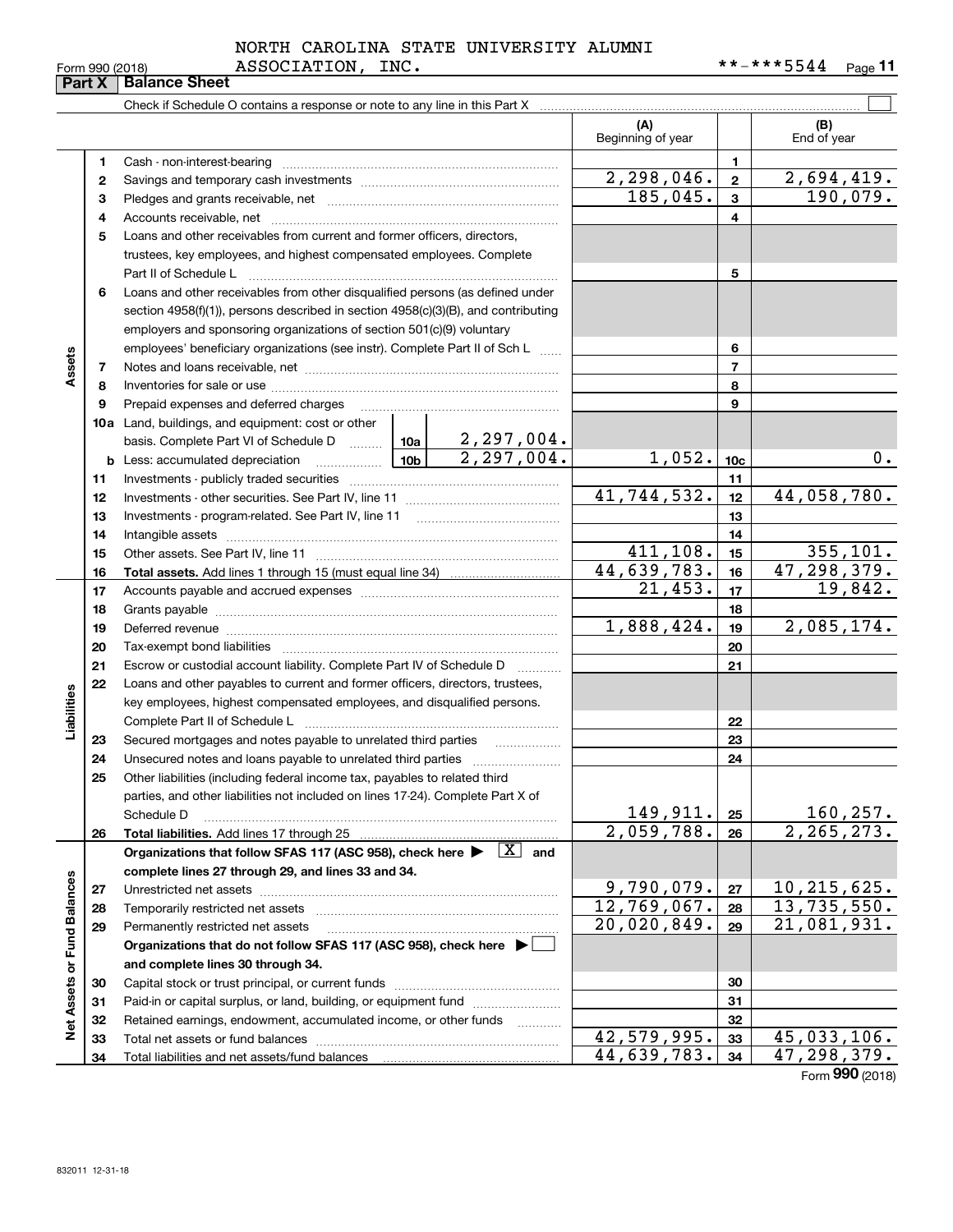NORTH CAROLINA STATE UNIVERSITY ALUMNI ASSOCIATION, INC.

Form 990 (2018) **-***5544 Page 11

**Part X | Balance Sheet**

Check if Schedule O contains a response or note to any line in this Part X ☐

| | | | (A) Beginning of year | | (B) End of year |
|---|---|---|---|---|---|
| Assets | 1 | Cash - non-interest-bearing | | 1 | |
| | 2 | Savings and temporary cash investments | 2,298,046. | 2 | 2,694,419. |
| | 3 | Pledges and grants receivable, net | 185,045. | 3 | 190,079. |
| | 4 | Accounts receivable, net | | 4 | |
| | 5 | Loans and other receivables from current and former officers, directors, trustees, key employees, and highest compensated employees. Complete Part II of Schedule L | | 5 | |
| | 6 | Loans and other receivables from other disqualified persons (as defined under section 4958(f)(1)), persons described in section 4958(c)(3)(B), and contributing employers and sponsoring organizations of section 501(c)(9) voluntary employees' beneficiary organizations (see instr). Complete Part II of Sch L | | 6 | |
| | 7 | Notes and loans receivable, net | | 7 | |
| | 8 | Inventories for sale or use | | 8 | |
| | 9 | Prepaid expenses and deferred charges | | 9 | |
| | 10a | Land, buildings, and equipment: cost or other basis. Complete Part VI of Schedule D — 10a: 2,297,004. | | | |
| | b | Less: accumulated depreciation — 10b: 2,297,004. | 1,052. | 10c | 0. |
| | 11 | Investments - publicly traded securities | | 11 | |
| | 12 | Investments - other securities. See Part IV, line 11 | 41,744,532. | 12 | 44,058,780. |
| | 13 | Investments - program-related. See Part IV, line 11 | | 13 | |
| | 14 | Intangible assets | | 14 | |
| | 15 | Other assets. See Part IV, line 11 | 411,108. | 15 | 355,101. |
| | 16 | **Total assets.** Add lines 1 through 15 (must equal line 34) | 44,639,783. | 16 | 47,298,379. |
| Liabilities | 17 | Accounts payable and accrued expenses | 21,453. | 17 | 19,842. |
| | 18 | Grants payable | | 18 | |
| | 19 | Deferred revenue | 1,888,424. | 19 | 2,085,174. |
| | 20 | Tax-exempt bond liabilities | | 20 | |
| | 21 | Escrow or custodial account liability. Complete Part IV of Schedule D | | 21 | |
| | 22 | Loans and other payables to current and former officers, directors, trustees, key employees, highest compensated employees, and disqualified persons. Complete Part II of Schedule L | | 22 | |
| | 23 | Secured mortgages and notes payable to unrelated third parties | | 23 | |
| | 24 | Unsecured notes and loans payable to unrelated third parties | | 24 | |
| | 25 | Other liabilities (including federal income tax, payables to related third parties, and other liabilities not included on lines 17-24). Complete Part X of Schedule D | 149,911. | 25 | 160,257. |
| | 26 | **Total liabilities.** Add lines 17 through 25 | 2,059,788. | 26 | 2,265,273. |
| Net Assets or Fund Balances | | **Organizations that follow SFAS 117 (ASC 958), check here ▶ [X] and complete lines 27 through 29, and lines 33 and 34.** | | | |
| | 27 | Unrestricted net assets | 9,790,079. | 27 | 10,215,625. |
| | 28 | Temporarily restricted net assets | 12,769,067. | 28 | 13,735,550. |
| | 29 | Permanently restricted net assets | 20,020,849. | 29 | 21,081,931. |
| | | **Organizations that do not follow SFAS 117 (ASC 958), check here ▶ ☐ and complete lines 30 through 34.** | | | |
| | 30 | Capital stock or trust principal, or current funds | | 30 | |
| | 31 | Paid-in or capital surplus, or land, building, or equipment fund | | 31 | |
| | 32 | Retained earnings, endowment, accumulated income, or other funds | | 32 | |
| | 33 | Total net assets or fund balances | 42,579,995. | 33 | 45,033,106. |
| | 34 | Total liabilities and net assets/fund balances | 44,639,783. | 34 | 47,298,379. |

Form **990** (2018)

832011 12-31-18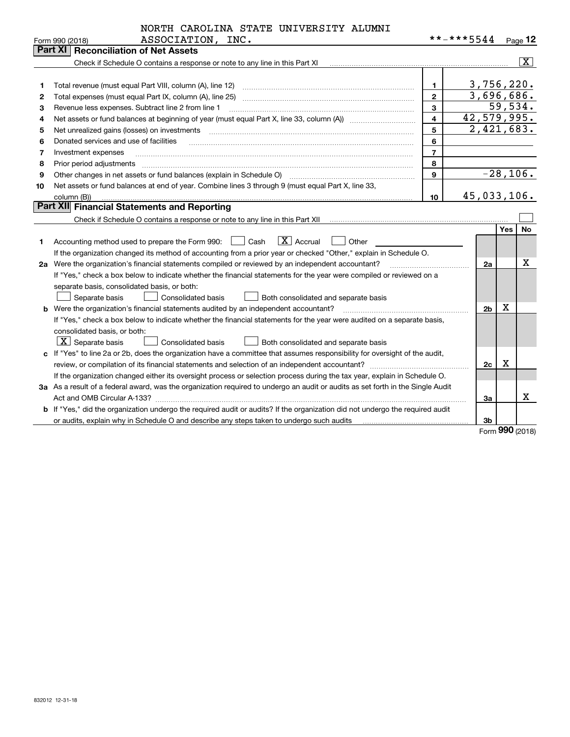NORTH CAROLINA STATE UNIVERSITY ALUMNI ASSOCIATION, INC. **-***5544

Form 990 (2018)

## Part XI Reconciliation of Net Assets

Check if Schedule O contains a response or note to any line in this Part XI ..... [X]

| | | | |
|---|---|---|---|
| 1 | Total revenue (must equal Part VIII, column (A), line 12) | 1 | 3,756,220. |
| 2 | Total expenses (must equal Part IX, column (A), line 25) | 2 | 3,696,686. |
| 3 | Revenue less expenses. Subtract line 2 from line 1 | 3 | 59,534. |
| 4 | Net assets or fund balances at beginning of year (must equal Part X, line 33, column (A)) | 4 | 42,579,995. |
| 5 | Net unrealized gains (losses) on investments | 5 | 2,421,683. |
| 6 | Donated services and use of facilities | 6 | |
| 7 | Investment expenses | 7 | |
| 8 | Prior period adjustments | 8 | |
| 9 | Other changes in net assets or fund balances (explain in Schedule O) | 9 | -28,106. |
| 10 | Net assets or fund balances at end of year. Combine lines 3 through 9 (must equal Part X, line 33, column (B)) | 10 | 45,033,106. |

## Part XII Financial Statements and Reporting

Check if Schedule O contains a response or note to any line in this Part XII ..... [ ]

| | | | Yes | No |
|---|---|---|---|---|
| 1 | Accounting method used to prepare the Form 990: [ ] Cash [X] Accrual [ ] Other ______ If the organization changed its method of accounting from a prior year or checked "Other," explain in Schedule O. | | | |
| 2a | Were the organization's financial statements compiled or reviewed by an independent accountant? If "Yes," check a box below to indicate whether the financial statements for the year were compiled or reviewed on a separate basis, consolidated basis, or both: [ ] Separate basis [ ] Consolidated basis [ ] Both consolidated and separate basis | 2a | | X |
| b | Were the organization's financial statements audited by an independent accountant? If "Yes," check a box below to indicate whether the financial statements for the year were audited on a separate basis, consolidated basis, or both: [X] Separate basis [ ] Consolidated basis [ ] Both consolidated and separate basis | 2b | X | |
| c | If "Yes" to line 2a or 2b, does the organization have a committee that assumes responsibility for oversight of the audit, review, or compilation of its financial statements and selection of an independent accountant? If the organization changed either its oversight process or selection process during the tax year, explain in Schedule O. | 2c | X | |
| 3a | As a result of a federal award, was the organization required to undergo an audit or audits as set forth in the Single Audit Act and OMB Circular A-133? | 3a | | X |
| b | If "Yes," did the organization undergo the required audit or audits? If the organization did not undergo the required audit or audits, explain why in Schedule O and describe any steps taken to undergo such audits | 3b | | |

Form 990 (2018)

832012 12-31-18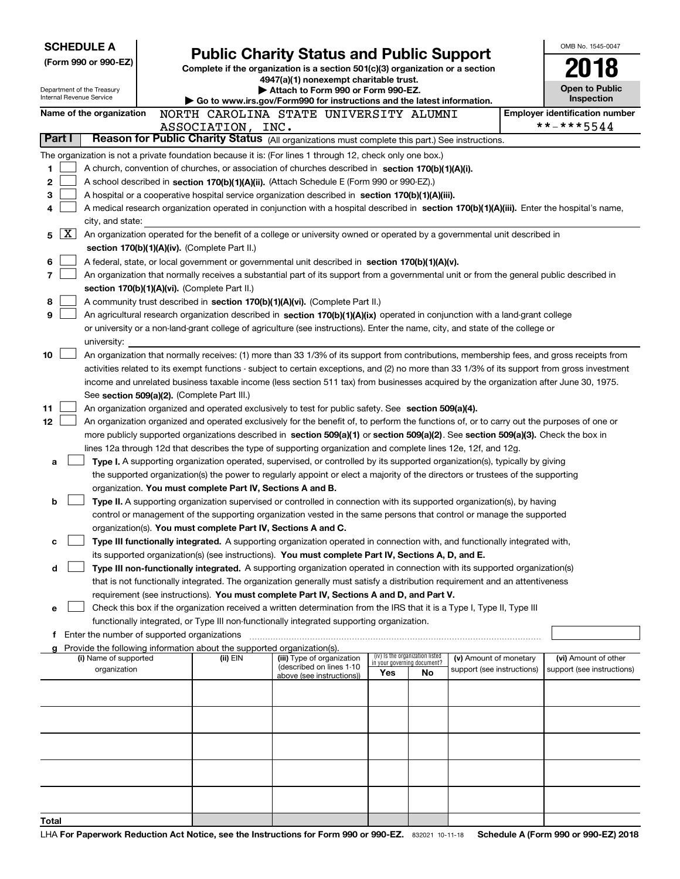**SCHEDULE A**
**(Form 990 or 990-EZ)**

Department of the Treasury
Internal Revenue Service

# Public Charity Status and Public Support

**Complete if the organization is a section 501(c)(3) organization or a section 4947(a)(1) nonexempt charitable trust.**
**▶ Attach to Form 990 or Form 990-EZ.**
**▶ Go to www.irs.gov/Form990 for instructions and the latest information.**

OMB No. 1545-0047
**2018**
**Open to Public Inspection**

**Name of the organization:** NORTH CAROLINA STATE UNIVERSITY ALUMNI ASSOCIATION, INC.

**Employer identification number:** **-***5544

**Part I — Reason for Public Charity Status** (All organizations must complete this part.) See instructions.

The organization is not a private foundation because it is: (For lines 1 through 12, check only one box.)

1. [ ] A church, convention of churches, or association of churches described in **section 170(b)(1)(A)(i).**
2. [ ] A school described in **section 170(b)(1)(A)(ii).** (Attach Schedule E (Form 990 or 990-EZ).)
3. [ ] A hospital or a cooperative hospital service organization described in **section 170(b)(1)(A)(iii).**
4. [ ] A medical research organization operated in conjunction with a hospital described in **section 170(b)(1)(A)(iii).** Enter the hospital's name, city, and state:
5. [X] An organization operated for the benefit of a college or university owned or operated by a governmental unit described in **section 170(b)(1)(A)(iv).** (Complete Part II.)
6. [ ] A federal, state, or local government or governmental unit described in **section 170(b)(1)(A)(v).**
7. [ ] An organization that normally receives a substantial part of its support from a governmental unit or from the general public described in **section 170(b)(1)(A)(vi).** (Complete Part II.)
8. [ ] A community trust described in **section 170(b)(1)(A)(vi).** (Complete Part II.)
9. [ ] An agricultural research organization described in **section 170(b)(1)(A)(ix)** operated in conjunction with a land-grant college or university or a non-land-grant college of agriculture (see instructions). Enter the name, city, and state of the college or university:
10. [ ] An organization that normally receives: (1) more than 33 1/3% of its support from contributions, membership fees, and gross receipts from activities related to its exempt functions - subject to certain exceptions, and (2) no more than 33 1/3% of its support from gross investment income and unrelated business taxable income (less section 511 tax) from businesses acquired by the organization after June 30, 1975. See **section 509(a)(2).** (Complete Part III.)
11. [ ] An organization organized and operated exclusively to test for public safety. See **section 509(a)(4).**
12. [ ] An organization organized and operated exclusively for the benefit of, to perform the functions of, or to carry out the purposes of one or more publicly supported organizations described in **section 509(a)(1)** or **section 509(a)(2).** See **section 509(a)(3).** Check the box in lines 12a through 12d that describes the type of supporting organization and complete lines 12e, 12f, and 12g.
   - **a** [ ] **Type I.** A supporting organization operated, supervised, or controlled by its supported organization(s), typically by giving the supported organization(s) the power to regularly appoint or elect a majority of the directors or trustees of the supporting organization. **You must complete Part IV, Sections A and B.**
   - **b** [ ] **Type II.** A supporting organization supervised or controlled in connection with its supported organization(s), by having control or management of the supporting organization vested in the same persons that control or manage the supported organization(s). **You must complete Part IV, Sections A and C.**
   - **c** [ ] **Type III functionally integrated.** A supporting organization operated in connection with, and functionally integrated with, its supported organization(s) (see instructions). **You must complete Part IV, Sections A, D, and E.**
   - **d** [ ] **Type III non-functionally integrated.** A supporting organization operated in connection with its supported organization(s) that is not functionally integrated. The organization generally must satisfy a distribution requirement and an attentiveness requirement (see instructions). **You must complete Part IV, Sections A and D, and Part V.**
   - **e** [ ] Check this box if the organization received a written determination from the IRS that it is a Type I, Type II, Type III functionally integrated, or Type III non-functionally integrated supporting organization.
   - **f** Enter the number of supported organizations
   - **g** Provide the following information about the supported organization(s).

| (i) Name of supported organization | (ii) EIN | (iii) Type of organization (described on lines 1-10 above (see instructions)) | (iv) Is the organization listed in your governing document? Yes | No | (v) Amount of monetary support (see instructions) | (vi) Amount of other support (see instructions) |
|---|---|---|---|---|---|---|
| | | | | | | |
| | | | | | | |
| | | | | | | |
| | | | | | | |
| | | | | | | |
| **Total** | | | | | | |

LHA **For Paperwork Reduction Act Notice, see the Instructions for Form 990 or 990-EZ.** 832021 10-11-18 **Schedule A (Form 990 or 990-EZ) 2018**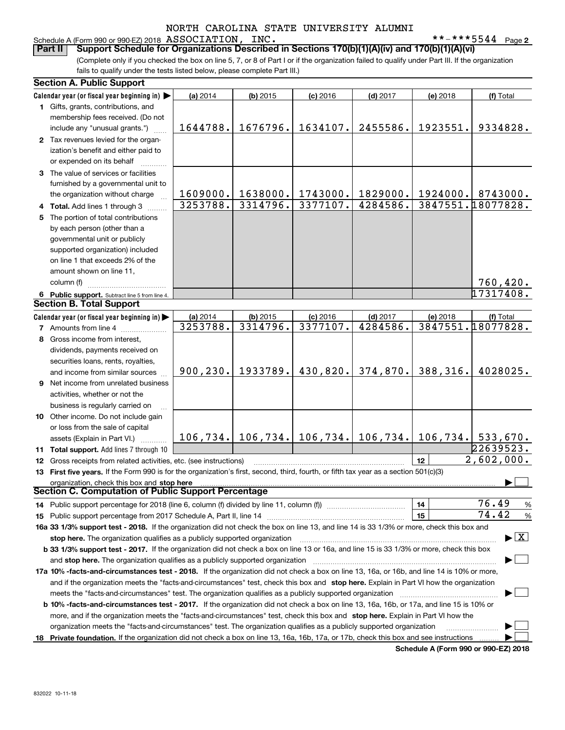NORTH CAROLINA STATE UNIVERSITY ALUMNI

Schedule A (Form 990 or 990-EZ) 2018 ASSOCIATION, INC. **-***5544 Page 2

**Part II Support Schedule for Organizations Described in Sections 170(b)(1)(A)(iv) and 170(b)(1)(A)(vi)**

(Complete only if you checked the box on line 5, 7, or 8 of Part I or if the organization failed to qualify under Part III. If the organization fails to qualify under the tests listed below, please complete Part III.)

### Section A. Public Support

| Calendar year (or fiscal year beginning in) | (a) 2014 | (b) 2015 | (c) 2016 | (d) 2017 | (e) 2018 | (f) Total |
|---|---|---|---|---|---|---|
| 1 Gifts, grants, contributions, and membership fees received. (Do not include any "unusual grants.") | 1644788. | 1676796. | 1634107. | 2455586. | 1923551. | 9334828. |
| 2 Tax revenues levied for the organization's benefit and either paid to or expended on its behalf | | | | | | |
| 3 The value of services or facilities furnished by a governmental unit to the organization without charge | 1609000. | 1638000. | 1743000. | 1829000. | 1924000. | 8743000. |
| 4 **Total.** Add lines 1 through 3 | 3253788. | 3314796. | 3377107. | 4284586. | 3847551. | 18077828. |
| 5 The portion of total contributions by each person (other than a governmental unit or publicly supported organization) included on line 1 that exceeds 2% of the amount shown on line 11, column (f) | | | | | | 760,420. |
| 6 **Public support.** Subtract line 5 from line 4. | | | | | | 17317408. |

### Section B. Total Support

| Calendar year (or fiscal year beginning in) | (a) 2014 | (b) 2015 | (c) 2016 | (d) 2017 | (e) 2018 | (f) Total |
|---|---|---|---|---|---|---|
| 7 Amounts from line 4 | 3253788. | 3314796. | 3377107. | 4284586. | 3847551. | 18077828. |
| 8 Gross income from interest, dividends, payments received on securities loans, rents, royalties, and income from similar sources | 900,230. | 1933789. | 430,820. | 374,870. | 388,316. | 4028025. |
| 9 Net income from unrelated business activities, whether or not the business is regularly carried on | | | | | | |
| 10 Other income. Do not include gain or loss from the sale of capital assets (Explain in Part VI.) | 106,734. | 106,734. | 106,734. | 106,734. | 106,734. | 533,670. |
| 11 **Total support.** Add lines 7 through 10 | | | | | | 22639523. |

12 Gross receipts from related activities, etc. (see instructions) — 12: 2,602,000.

13 **First five years.** If the Form 990 is for the organization's first, second, third, fourth, or fifth tax year as a section 501(c)(3) organization, check this box and **stop here** ☐

### Section C. Computation of Public Support Percentage

14 Public support percentage for 2018 (line 6, column (f) divided by line 11, column (f)) — 14: 76.49 %

15 Public support percentage from 2017 Schedule A, Part II, line 14 — 15: 74.42 %

**16a 33 1/3% support test - 2018.** If the organization did not check the box on line 13, and line 14 is 33 1/3% or more, check this box and **stop here.** The organization qualifies as a publicly supported organization ☒

**b 33 1/3% support test - 2017.** If the organization did not check a box on line 13 or 16a, and line 15 is 33 1/3% or more, check this box and **stop here.** The organization qualifies as a publicly supported organization ☐

**17a 10% -facts-and-circumstances test - 2018.** If the organization did not check a box on line 13, 16a, or 16b, and line 14 is 10% or more, and if the organization meets the "facts-and-circumstances" test, check this box and **stop here.** Explain in Part VI how the organization meets the "facts-and-circumstances" test. The organization qualifies as a publicly supported organization ☐

**b 10% -facts-and-circumstances test - 2017.** If the organization did not check a box on line 13, 16a, 16b, or 17a, and line 15 is 10% or more, and if the organization meets the "facts-and-circumstances" test, check this box and **stop here.** Explain in Part VI how the organization meets the "facts-and-circumstances" test. The organization qualifies as a publicly supported organization ☐

**18 Private foundation.** If the organization did not check a box on line 13, 16a, 16b, 17a, or 17b, check this box and see instructions ☐

**Schedule A (Form 990 or 990-EZ) 2018**

832022 10-11-18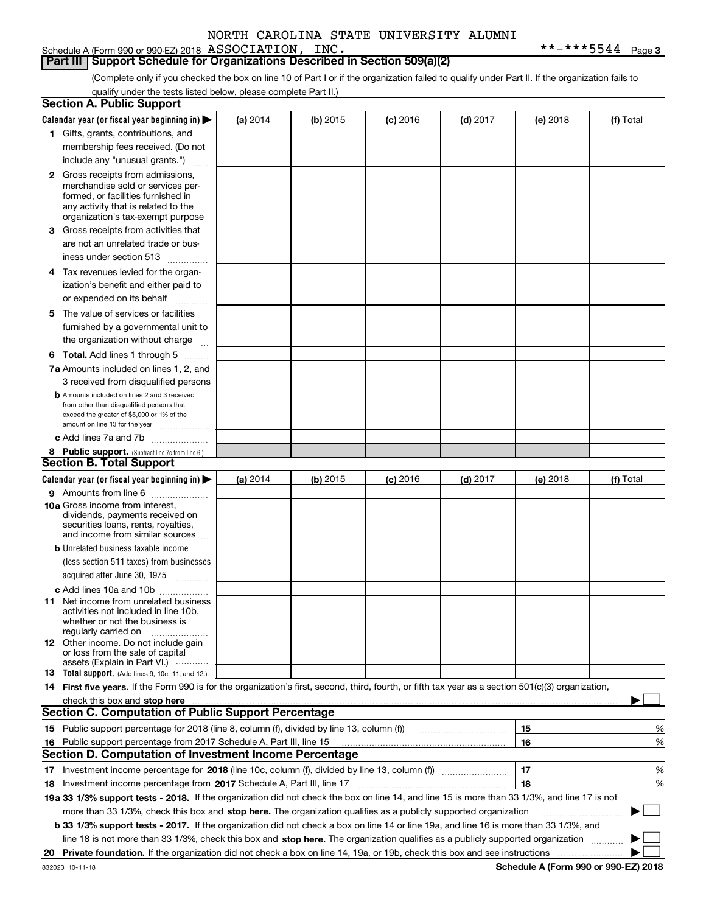NORTH CAROLINA STATE UNIVERSITY ALUMNI

Schedule A (Form 990 or 990-EZ) 2018 ASSOCIATION, INC. **-***5544 Page 3

## Part III Support Schedule for Organizations Described in Section 509(a)(2)

(Complete only if you checked the box on line 10 of Part I or if the organization failed to qualify under Part II. If the organization fails to qualify under the tests listed below, please complete Part II.)

### Section A. Public Support

| Calendar year (or fiscal year beginning in) ▶ | (a) 2014 | (b) 2015 | (c) 2016 | (d) 2017 | (e) 2018 | (f) Total |
|---|---|---|---|---|---|---|
| 1 Gifts, grants, contributions, and membership fees received. (Do not include any "unusual grants.") | | | | | | |
| 2 Gross receipts from admissions, merchandise sold or services performed, or facilities furnished in any activity that is related to the organization's tax-exempt purpose | | | | | | |
| 3 Gross receipts from activities that are not an unrelated trade or business under section 513 | | | | | | |
| 4 Tax revenues levied for the organization's benefit and either paid to or expended on its behalf | | | | | | |
| 5 The value of services or facilities furnished by a governmental unit to the organization without charge | | | | | | |
| 6 Total. Add lines 1 through 5 | | | | | | |
| 7a Amounts included on lines 1, 2, and 3 received from disqualified persons | | | | | | |
| b Amounts included on lines 2 and 3 received from other than disqualified persons that exceed the greater of $5,000 or 1% of the amount on line 13 for the year | | | | | | |
| c Add lines 7a and 7b | | | | | | |
| 8 Public support. (Subtract line 7c from line 6.) | | | | | | |

### Section B. Total Support

| Calendar year (or fiscal year beginning in) ▶ | (a) 2014 | (b) 2015 | (c) 2016 | (d) 2017 | (e) 2018 | (f) Total |
|---|---|---|---|---|---|---|
| 9 Amounts from line 6 | | | | | | |
| 10a Gross income from interest, dividends, payments received on securities loans, rents, royalties, and income from similar sources | | | | | | |
| b Unrelated business taxable income (less section 511 taxes) from businesses acquired after June 30, 1975 | | | | | | |
| c Add lines 10a and 10b | | | | | | |
| 11 Net income from unrelated business activities not included in line 10b, whether or not the business is regularly carried on | | | | | | |
| 12 Other income. Do not include gain or loss from the sale of capital assets (Explain in Part VI.) | | | | | | |
| 13 Total support. (Add lines 9, 10c, 11, and 12.) | | | | | | |

14 **First five years.** If the Form 990 is for the organization's first, second, third, fourth, or fifth tax year as a section 501(c)(3) organization, check this box and **stop here** ▶ ☐

### Section C. Computation of Public Support Percentage

| | | | |
|---|---|---|---|
| 15 | Public support percentage for 2018 (line 8, column (f), divided by line 13, column (f)) | 15 | % |
| 16 | Public support percentage from 2017 Schedule A, Part III, line 15 | 16 | % |

### Section D. Computation of Investment Income Percentage

| | | | |
|---|---|---|---|
| 17 | Investment income percentage for **2018** (line 10c, column (f), divided by line 13, column (f)) | 17 | % |
| 18 | Investment income percentage from **2017** Schedule A, Part III, line 17 | 18 | % |

**19a 33 1/3% support tests - 2018.** If the organization did not check the box on line 14, and line 15 is more than 33 1/3%, and line 17 is not more than 33 1/3%, check this box and **stop here.** The organization qualifies as a publicly supported organization ▶ ☐

**b 33 1/3% support tests - 2017.** If the organization did not check a box on line 14 or line 19a, and line 16 is more than 33 1/3%, and line 18 is not more than 33 1/3%, check this box and **stop here.** The organization qualifies as a publicly supported organization ▶ ☐

**20 Private foundation.** If the organization did not check a box on line 14, 19a, or 19b, check this box and see instructions ▶ ☐

832023 10-11-18 **Schedule A (Form 990 or 990-EZ) 2018**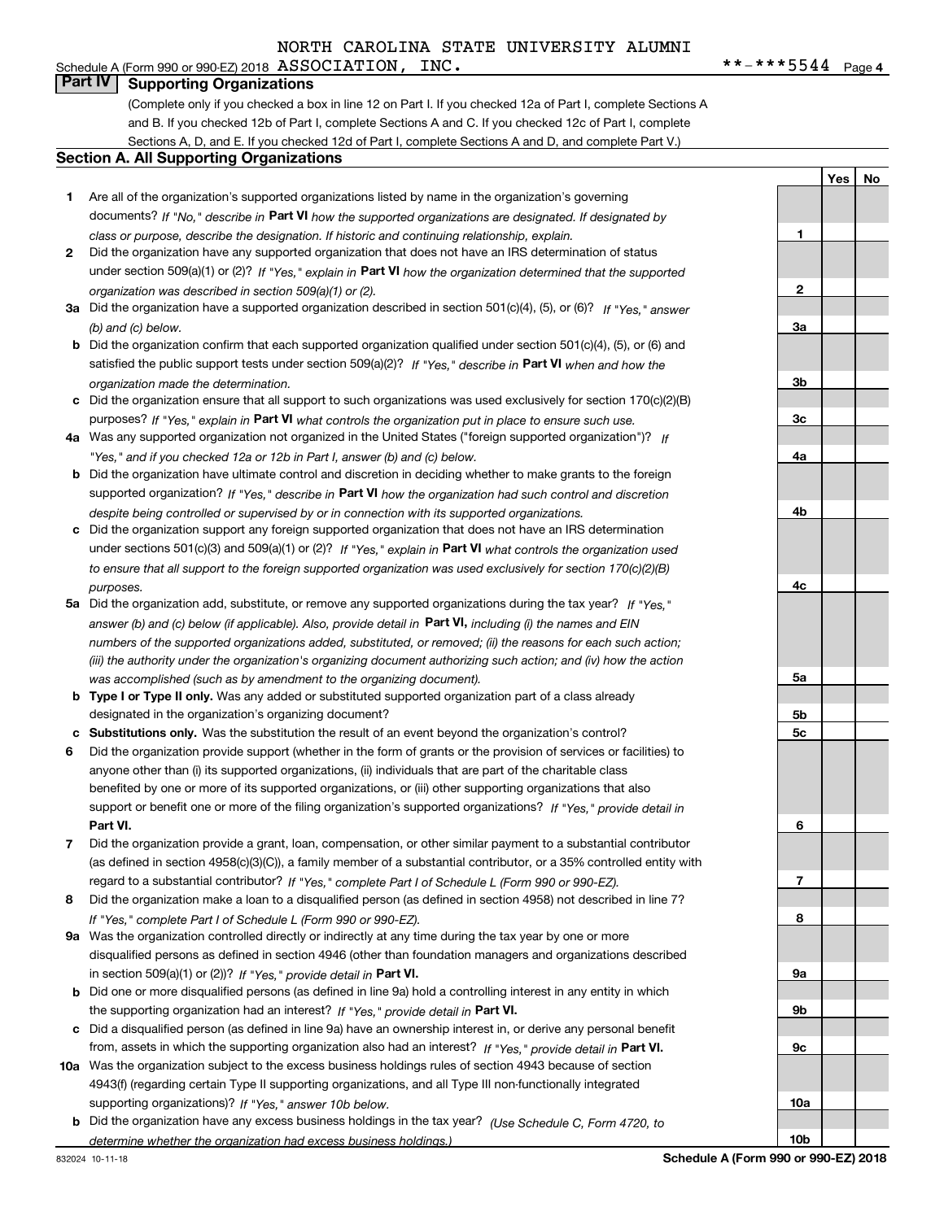Schedule A (Form 990 or 990-EZ) 2018 NORTH CAROLINA STATE UNIVERSITY ALUMNI ASSOCIATION, INC. **-***5544 Page 4

## Part IV Supporting Organizations

(Complete only if you checked a box in line 12 on Part I. If you checked 12a of Part I, complete Sections A and B. If you checked 12b of Part I, complete Sections A and C. If you checked 12c of Part I, complete Sections A, D, and E. If you checked 12d of Part I, complete Sections A and D, and complete Part V.)

### Section A. All Supporting Organizations

| | | | Yes | No |
|---|---|---|---|---|
| 1 | Are all of the organization's supported organizations listed by name in the organization's governing documents? *If "No," describe in* **Part VI** *how the supported organizations are designated. If designated by class or purpose, describe the designation. If historic and continuing relationship, explain.* | 1 | | |
| 2 | Did the organization have any supported organization that does not have an IRS determination of status under section 509(a)(1) or (2)? *If "Yes," explain in* **Part VI** *how the organization determined that the supported organization was described in section 509(a)(1) or (2).* | 2 | | |
| 3a | Did the organization have a supported organization described in section 501(c)(4), (5), or (6)? *If "Yes," answer (b) and (c) below.* | 3a | | |
| b | Did the organization confirm that each supported organization qualified under section 501(c)(4), (5), or (6) and satisfied the public support tests under section 509(a)(2)? *If "Yes," describe in* **Part VI** *when and how the organization made the determination.* | 3b | | |
| c | Did the organization ensure that all support to such organizations was used exclusively for section 170(c)(2)(B) purposes? *If "Yes," explain in* **Part VI** *what controls the organization put in place to ensure such use.* | 3c | | |
| 4a | Was any supported organization not organized in the United States ("foreign supported organization")? *If "Yes," and if you checked 12a or 12b in Part I, answer (b) and (c) below.* | 4a | | |
| b | Did the organization have ultimate control and discretion in deciding whether to make grants to the foreign supported organization? *If "Yes," describe in* **Part VI** *how the organization had such control and discretion despite being controlled or supervised by or in connection with its supported organizations.* | 4b | | |
| c | Did the organization support any foreign supported organization that does not have an IRS determination under sections 501(c)(3) and 509(a)(1) or (2)? *If "Yes," explain in* **Part VI** *what controls the organization used to ensure that all support to the foreign supported organization was used exclusively for section 170(c)(2)(B) purposes.* | 4c | | |
| 5a | Did the organization add, substitute, or remove any supported organizations during the tax year? *If "Yes," answer (b) and (c) below (if applicable). Also, provide detail in* **Part VI,** *including (i) the names and EIN numbers of the supported organizations added, substituted, or removed; (ii) the reasons for each such action; (iii) the authority under the organization's organizing document authorizing such action; and (iv) how the action was accomplished (such as by amendment to the organizing document).* | 5a | | |
| b | **Type I or Type II only.** Was any added or substituted supported organization part of a class already designated in the organization's organizing document? | 5b | | |
| c | **Substitutions only.** Was the substitution the result of an event beyond the organization's control? | 5c | | |
| 6 | Did the organization provide support (whether in the form of grants or the provision of services or facilities) to anyone other than (i) its supported organizations, (ii) individuals that are part of the charitable class benefited by one or more of its supported organizations, or (iii) other supporting organizations that also support or benefit one or more of the filing organization's supported organizations? *If "Yes," provide detail in* **Part VI.** | 6 | | |
| 7 | Did the organization provide a grant, loan, compensation, or other similar payment to a substantial contributor (as defined in section 4958(c)(3)(C)), a family member of a substantial contributor, or a 35% controlled entity with regard to a substantial contributor? *If "Yes," complete Part I of Schedule L (Form 990 or 990-EZ).* | 7 | | |
| 8 | Did the organization make a loan to a disqualified person (as defined in section 4958) not described in line 7? *If "Yes," complete Part I of Schedule L (Form 990 or 990-EZ).* | 8 | | |
| 9a | Was the organization controlled directly or indirectly at any time during the tax year by one or more disqualified persons as defined in section 4946 (other than foundation managers and organizations described in section 509(a)(1) or (2))? *If "Yes," provide detail in* **Part VI.** | 9a | | |
| b | Did one or more disqualified persons (as defined in line 9a) hold a controlling interest in any entity in which the supporting organization had an interest? *If "Yes," provide detail in* **Part VI.** | 9b | | |
| c | Did a disqualified person (as defined in line 9a) have an ownership interest in, or derive any personal benefit from, assets in which the supporting organization also had an interest? *If "Yes," provide detail in* **Part VI.** | 9c | | |
| 10a | Was the organization subject to the excess business holdings rules of section 4943 because of section 4943(f) (regarding certain Type II supporting organizations, and all Type III non-functionally integrated supporting organizations)? *If "Yes," answer 10b below.* | 10a | | |
| b | Did the organization have any excess business holdings in the tax year? *(Use Schedule C, Form 4720, to determine whether the organization had excess business holdings.)* | 10b | | |

832024 10-11-18 **Schedule A (Form 990 or 990-EZ) 2018**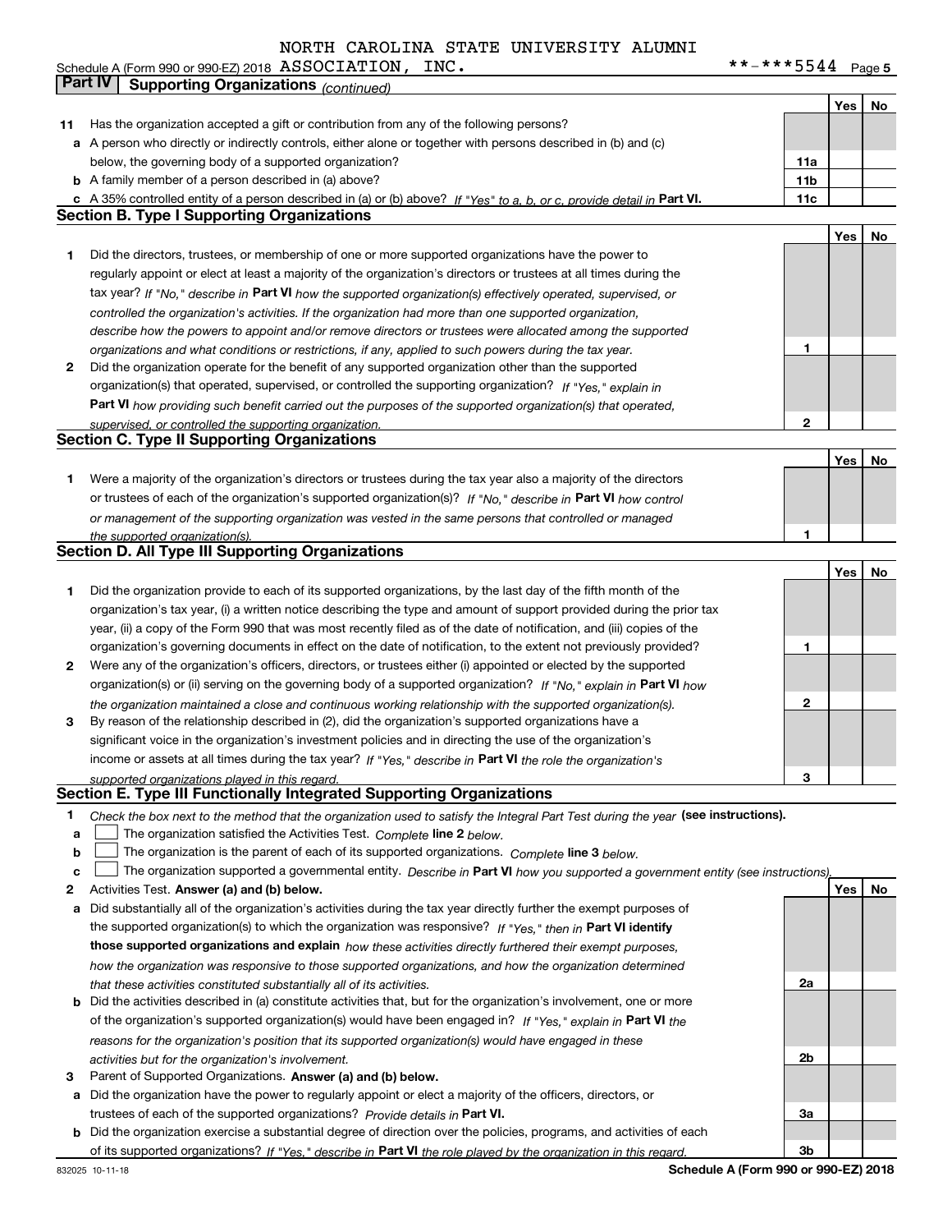NORTH CAROLINA STATE UNIVERSITY ALUMNI

Schedule A (Form 990 or 990-EZ) 2018 ASSOCIATION, INC. **-***5544 Page 5

## Part IV Supporting Organizations *(continued)*

| | | | Yes | No |
|---|---|---|---|---|
| 11 | Has the organization accepted a gift or contribution from any of the following persons? | | | |
| a | A person who directly or indirectly controls, either alone or together with persons described in (b) and (c) below, the governing body of a supported organization? | 11a | | |
| b | A family member of a person described in (a) above? | 11b | | |
| c | A 35% controlled entity of a person described in (a) or (b) above? *If "Yes" to a, b, or c, provide detail in* **Part VI.** | 11c | | |

### Section B. Type I Supporting Organizations

| | | | Yes | No |
|---|---|---|---|---|
| 1 | Did the directors, trustees, or membership of one or more supported organizations have the power to regularly appoint or elect at least a majority of the organization's directors or trustees at all times during the tax year? *If "No," describe in* **Part VI** *how the supported organization(s) effectively operated, supervised, or controlled the organization's activities. If the organization had more than one supported organization, describe how the powers to appoint and/or remove directors or trustees were allocated among the supported organizations and what conditions or restrictions, if any, applied to such powers during the tax year.* | 1 | | |
| 2 | Did the organization operate for the benefit of any supported organization other than the supported organization(s) that operated, supervised, or controlled the supporting organization? *If "Yes," explain in* **Part VI** *how providing such benefit carried out the purposes of the supported organization(s) that operated, supervised, or controlled the supporting organization.* | 2 | | |

### Section C. Type II Supporting Organizations

| | | | Yes | No |
|---|---|---|---|---|
| 1 | Were a majority of the organization's directors or trustees during the tax year also a majority of the directors or trustees of each of the organization's supported organization(s)? *If "No," describe in* **Part VI** *how control or management of the supporting organization was vested in the same persons that controlled or managed the supported organization(s).* | 1 | | |

### Section D. All Type III Supporting Organizations

| | | | Yes | No |
|---|---|---|---|---|
| 1 | Did the organization provide to each of its supported organizations, by the last day of the fifth month of the organization's tax year, (i) a written notice describing the type and amount of support provided during the prior tax year, (ii) a copy of the Form 990 that was most recently filed as of the date of notification, and (iii) copies of the organization's governing documents in effect on the date of notification, to the extent not previously provided? | 1 | | |
| 2 | Were any of the organization's officers, directors, or trustees either (i) appointed or elected by the supported organization(s) or (ii) serving on the governing body of a supported organization? *If "No," explain in* **Part VI** *how the organization maintained a close and continuous working relationship with the supported organization(s).* | 2 | | |
| 3 | By reason of the relationship described in (2), did the organization's supported organizations have a significant voice in the organization's investment policies and in directing the use of the organization's income or assets at all times during the tax year? *If "Yes," describe in* **Part VI** *the role the organization's supported organizations played in this regard.* | 3 | | |

### Section E. Type III Functionally Integrated Supporting Organizations

1 *Check the box next to the method that the organization used to satisfy the Integral Part Test during the year* **(see instructions).**

- a ☐ The organization satisfied the Activities Test. *Complete* **line 2** *below.*
- b ☐ The organization is the parent of each of its supported organizations. *Complete* **line 3** *below.*
- c ☐ The organization supported a governmental entity. *Describe in* **Part VI** *how you supported a government entity (see instructions).*

| | | | Yes | No |
|---|---|---|---|---|
| 2 | Activities Test. **Answer (a) and (b) below.** | | | |
| a | Did substantially all of the organization's activities during the tax year directly further the exempt purposes of the supported organization(s) to which the organization was responsive? *If "Yes," then in* **Part VI identify those supported organizations and explain** *how these activities directly furthered their exempt purposes, how the organization was responsive to those supported organizations, and how the organization determined that these activities constituted substantially all of its activities.* | 2a | | |
| b | Did the activities described in (a) constitute activities that, but for the organization's involvement, one or more of the organization's supported organization(s) would have been engaged in? *If "Yes," explain in* **Part VI** *the reasons for the organization's position that its supported organization(s) would have engaged in these activities but for the organization's involvement.* | 2b | | |
| 3 | Parent of Supported Organizations. **Answer (a) and (b) below.** | | | |
| a | Did the organization have the power to regularly appoint or elect a majority of the officers, directors, or trustees of each of the supported organizations? *Provide details in* **Part VI.** | 3a | | |
| b | Did the organization exercise a substantial degree of direction over the policies, programs, and activities of each of its supported organizations? *If "Yes," describe in* **Part VI** *the role played by the organization in this regard.* | 3b | | |

832025 10-11-18 **Schedule A (Form 990 or 990-EZ) 2018**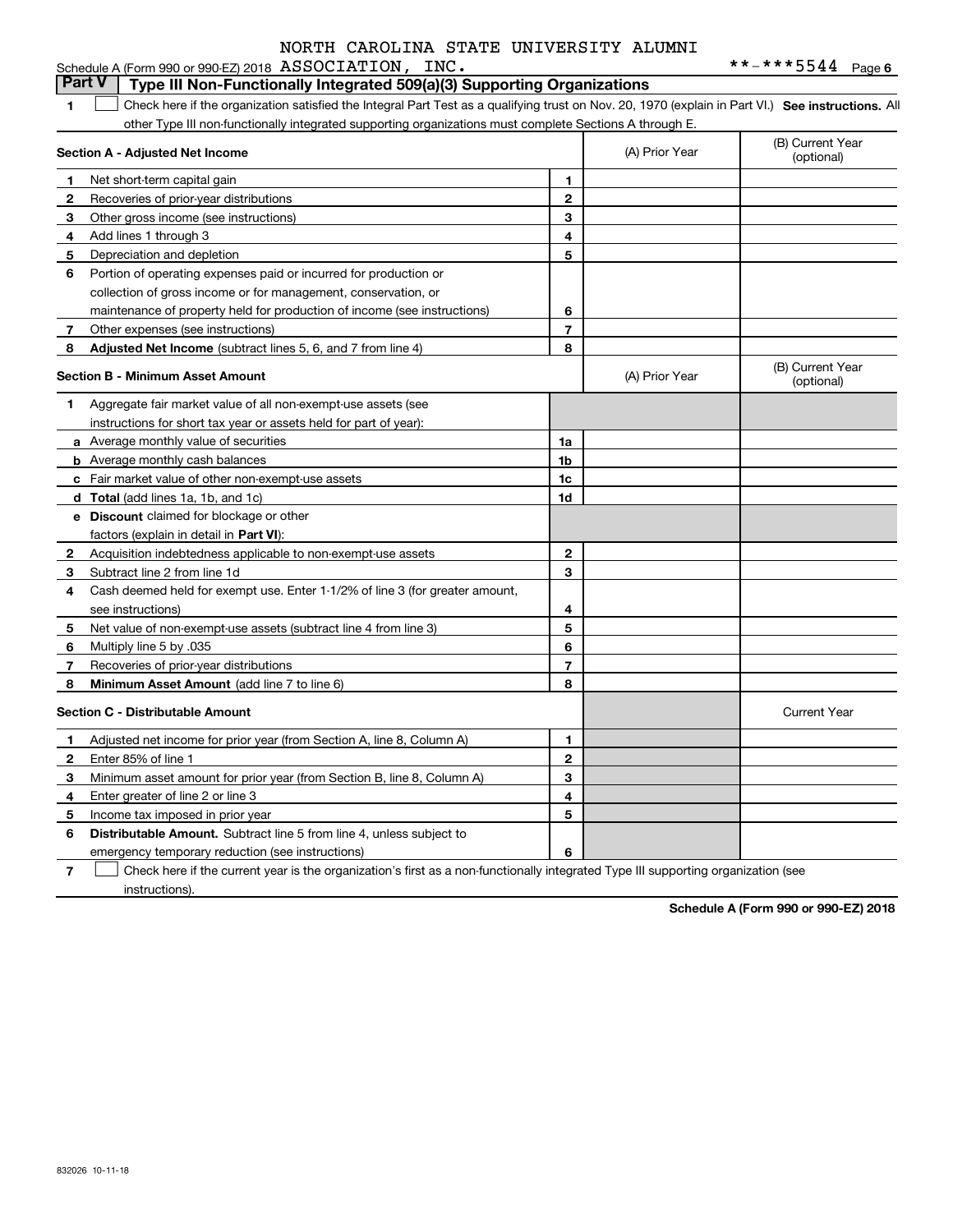Schedule A (Form 990 or 990-EZ) 2018 NORTH CAROLINA STATE UNIVERSITY ALUMNI ASSOCIATION, INC. **-***5544 Page 6

**Part V | Type III Non-Functionally Integrated 509(a)(3) Supporting Organizations**

1 ☐ Check here if the organization satisfied the Integral Part Test as a qualifying trust on Nov. 20, 1970 (explain in Part VI.) **See instructions.** All other Type III non-functionally integrated supporting organizations must complete Sections A through E.

| **Section A - Adjusted Net Income** | | | (A) Prior Year | (B) Current Year (optional) |
|---|---|---|---|---|
| 1 | Net short-term capital gain | 1 | | |
| 2 | Recoveries of prior-year distributions | 2 | | |
| 3 | Other gross income (see instructions) | 3 | | |
| 4 | Add lines 1 through 3 | 4 | | |
| 5 | Depreciation and depletion | 5 | | |
| 6 | Portion of operating expenses paid or incurred for production or collection of gross income or for management, conservation, or maintenance of property held for production of income (see instructions) | 6 | | |
| 7 | Other expenses (see instructions) | 7 | | |
| 8 | **Adjusted Net Income** (subtract lines 5, 6, and 7 from line 4) | 8 | | |

| **Section B - Minimum Asset Amount** | | | (A) Prior Year | (B) Current Year (optional) |
|---|---|---|---|---|
| 1 | Aggregate fair market value of all non-exempt-use assets (see instructions for short tax year or assets held for part of year): | | | |
| a | Average monthly value of securities | 1a | | |
| b | Average monthly cash balances | 1b | | |
| c | Fair market value of other non-exempt-use assets | 1c | | |
| d | **Total** (add lines 1a, 1b, and 1c) | 1d | | |
| e | **Discount** claimed for blockage or other factors (explain in detail in **Part VI**): | | | |
| 2 | Acquisition indebtedness applicable to non-exempt-use assets | 2 | | |
| 3 | Subtract line 2 from line 1d | 3 | | |
| 4 | Cash deemed held for exempt use. Enter 1-1/2% of line 3 (for greater amount, see instructions) | 4 | | |
| 5 | Net value of non-exempt-use assets (subtract line 4 from line 3) | 5 | | |
| 6 | Multiply line 5 by .035 | 6 | | |
| 7 | Recoveries of prior-year distributions | 7 | | |
| 8 | **Minimum Asset Amount** (add line 7 to line 6) | 8 | | |

| **Section C - Distributable Amount** | | | | Current Year |
|---|---|---|---|---|
| 1 | Adjusted net income for prior year (from Section A, line 8, Column A) | 1 | | |
| 2 | Enter 85% of line 1 | 2 | | |
| 3 | Minimum asset amount for prior year (from Section B, line 8, Column A) | 3 | | |
| 4 | Enter greater of line 2 or line 3 | 4 | | |
| 5 | Income tax imposed in prior year | 5 | | |
| 6 | **Distributable Amount.** Subtract line 5 from line 4, unless subject to emergency temporary reduction (see instructions) | 6 | | |

7 ☐ Check here if the current year is the organization's first as a non-functionally integrated Type III supporting organization (see instructions).

**Schedule A (Form 990 or 990-EZ) 2018**

832026 10-11-18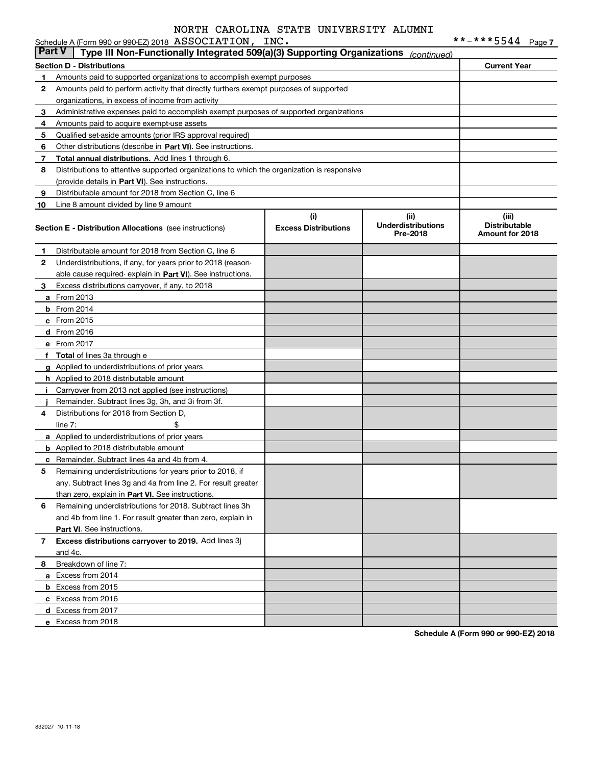NORTH CAROLINA STATE UNIVERSITY ALUMNI

Schedule A (Form 990 or 990-EZ) 2018 ASSOCIATION, INC. **-***5544 Page 7

**Part V | Type III Non-Functionally Integrated 509(a)(3) Supporting Organizations** *(continued)*

| **Section D - Distributions** | | **Current Year** |
|---|---|---|
| **1** | Amounts paid to supported organizations to accomplish exempt purposes | |
| **2** | Amounts paid to perform activity that directly furthers exempt purposes of supported organizations, in excess of income from activity | |
| **3** | Administrative expenses paid to accomplish exempt purposes of supported organizations | |
| **4** | Amounts paid to acquire exempt-use assets | |
| **5** | Qualified set-aside amounts (prior IRS approval required) | |
| **6** | Other distributions (describe in **Part VI**). See instructions. | |
| **7** | **Total annual distributions.** Add lines 1 through 6. | |
| **8** | Distributions to attentive supported organizations to which the organization is responsive (provide details in **Part VI**). See instructions. | |
| **9** | Distributable amount for 2018 from Section C, line 6 | |
| **10** | Line 8 amount divided by line 9 amount | |

| **Section E - Distribution Allocations** (see instructions) | **(i) Excess Distributions** | **(ii) Underdistributions Pre-2018** | **(iii) Distributable Amount for 2018** |
|---|---|---|---|
| **1** Distributable amount for 2018 from Section C, line 6 | | | |
| **2** Underdistributions, if any, for years prior to 2018 (reasonable cause required- explain in **Part VI**). See instructions. | | | |
| **3** Excess distributions carryover, if any, to 2018 | | | |
| **a** From 2013 | | | |
| **b** From 2014 | | | |
| **c** From 2015 | | | |
| **d** From 2016 | | | |
| **e** From 2017 | | | |
| **f Total** of lines 3a through e | | | |
| **g** Applied to underdistributions of prior years | | | |
| **h** Applied to 2018 distributable amount | | | |
| **i** Carryover from 2013 not applied (see instructions) | | | |
| **j** Remainder. Subtract lines 3g, 3h, and 3i from 3f. | | | |
| **4** Distributions for 2018 from Section D, line 7: $ | | | |
| **a** Applied to underdistributions of prior years | | | |
| **b** Applied to 2018 distributable amount | | | |
| **c** Remainder. Subtract lines 4a and 4b from 4. | | | |
| **5** Remaining underdistributions for years prior to 2018, if any. Subtract lines 3g and 4a from line 2. For result greater than zero, explain in **Part VI.** See instructions. | | | |
| **6** Remaining underdistributions for 2018. Subtract lines 3h and 4b from line 1. For result greater than zero, explain in **Part VI**. See instructions. | | | |
| **7 Excess distributions carryover to 2019.** Add lines 3j and 4c. | | | |
| **8** Breakdown of line 7: | | | |
| **a** Excess from 2014 | | | |
| **b** Excess from 2015 | | | |
| **c** Excess from 2016 | | | |
| **d** Excess from 2017 | | | |
| **e** Excess from 2018 | | | |

**Schedule A (Form 990 or 990-EZ) 2018**

832027 10-11-18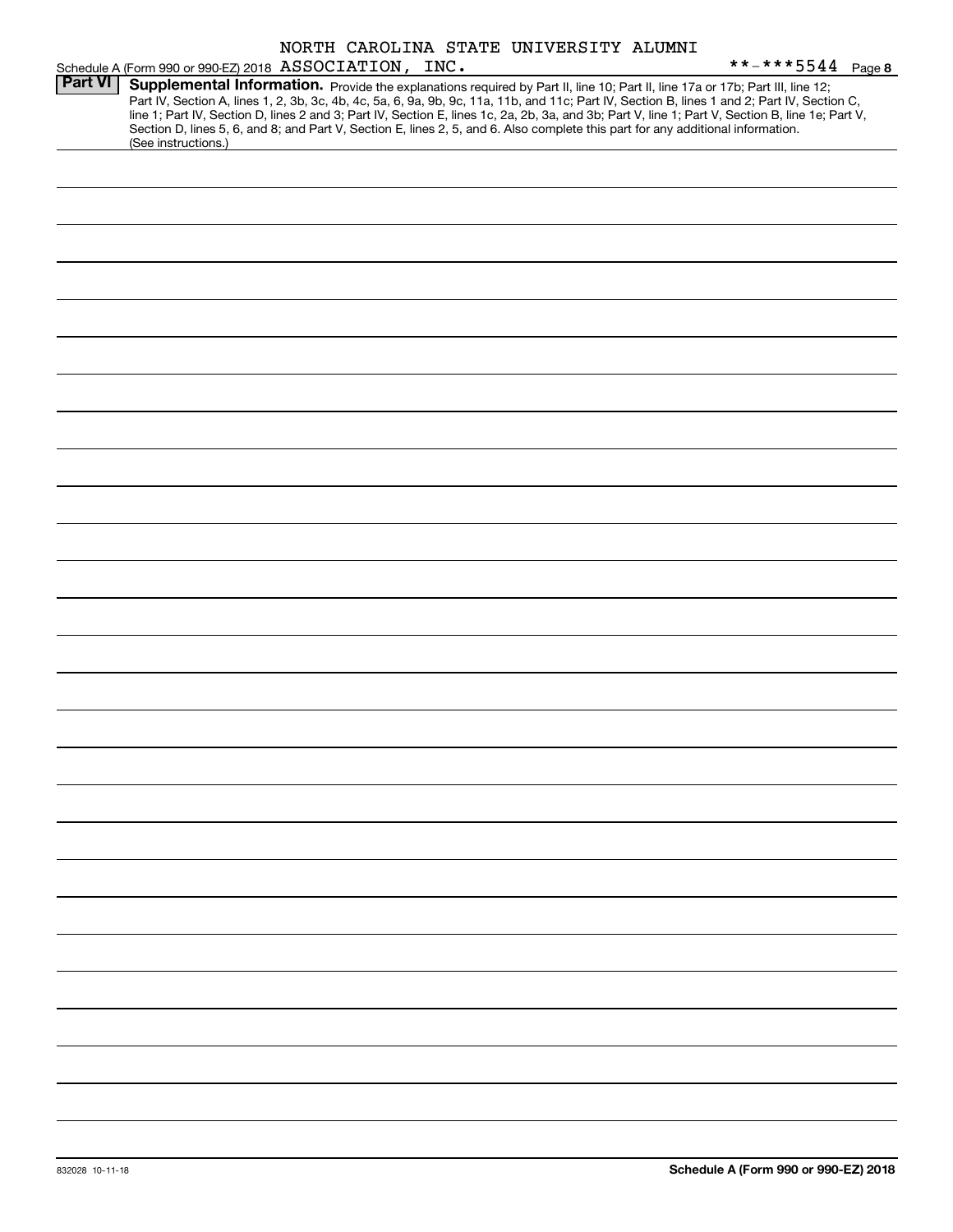NORTH CAROLINA STATE UNIVERSITY ALUMNI

Schedule A (Form 990 or 990-EZ) 2018 ASSOCIATION, INC. **-***5544 Page 8

**Part VI** **Supplemental Information.** Provide the explanations required by Part II, line 10; Part II, line 17a or 17b; Part III, line 12; Part IV, Section A, lines 1, 2, 3b, 3c, 4b, 4c, 5a, 6, 9a, 9b, 9c, 11a, 11b, and 11c; Part IV, Section B, lines 1 and 2; Part IV, Section C, line 1; Part IV, Section D, lines 2 and 3; Part IV, Section E, lines 1c, 2a, 2b, 3a, and 3b; Part V, line 1; Part V, Section B, line 1e; Part V, Section D, lines 5, 6, and 8; and Part V, Section E, lines 2, 5, and 6. Also complete this part for any additional information. (See instructions.)

832028 10-11-18

**Schedule A (Form 990 or 990-EZ) 2018**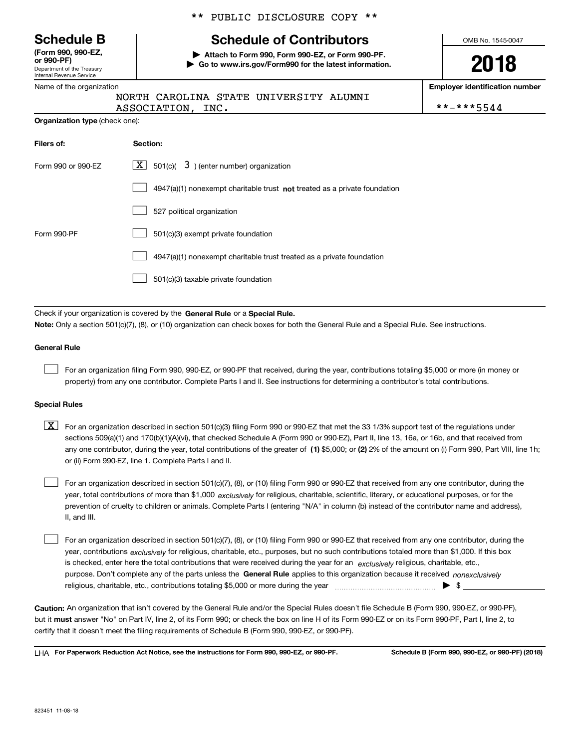\*\* PUBLIC DISCLOSURE COPY \*\*

**Schedule B**
**(Form 990, 990-EZ, or 990-PF)**
Department of the Treasury
Internal Revenue Service

# Schedule of Contributors

▶ **Attach to Form 990, Form 990-EZ, or Form 990-PF.**
▶ **Go to www.irs.gov/Form990 for the latest information.**

OMB No. 1545-0047

**2018**

Name of the organization: NORTH CAROLINA STATE UNIVERSITY ALUMNI ASSOCIATION, INC.

**Employer identification number**: \*\*-\*\*\*5544

**Organization type** (check one):

| **Filers of:** | **Section:** |
|---|---|
| Form 990 or 990-EZ | [X] 501(c)( 3 ) (enter number) organization |
| | [ ] 4947(a)(1) nonexempt charitable trust **not** treated as a private foundation |
| | [ ] 527 political organization |
| Form 990-PF | [ ] 501(c)(3) exempt private foundation |
| | [ ] 4947(a)(1) nonexempt charitable trust treated as a private foundation |
| | [ ] 501(c)(3) taxable private foundation |

Check if your organization is covered by the **General Rule** or a **Special Rule.**

**Note:** Only a section 501(c)(7), (8), or (10) organization can check boxes for both the General Rule and a Special Rule. See instructions.

**General Rule**

[ ] For an organization filing Form 990, 990-EZ, or 990-PF that received, during the year, contributions totaling $5,000 or more (in money or property) from any one contributor. Complete Parts I and II. See instructions for determining a contributor's total contributions.

**Special Rules**

[X] For an organization described in section 501(c)(3) filing Form 990 or 990-EZ that met the 33 1/3% support test of the regulations under sections 509(a)(1) and 170(b)(1)(A)(vi), that checked Schedule A (Form 990 or 990-EZ), Part II, line 13, 16a, or 16b, and that received from any one contributor, during the year, total contributions of the greater of **(1)** $5,000; or **(2)** 2% of the amount on (i) Form 990, Part VIII, line 1h; or (ii) Form 990-EZ, line 1. Complete Parts I and II.

[ ] For an organization described in section 501(c)(7), (8), or (10) filing Form 990 or 990-EZ that received from any one contributor, during the year, total contributions of more than $1,000 *exclusively* for religious, charitable, scientific, literary, or educational purposes, or for the prevention of cruelty to children or animals. Complete Parts I (entering "N/A" in column (b) instead of the contributor name and address), II, and III.

[ ] For an organization described in section 501(c)(7), (8), or (10) filing Form 990 or 990-EZ that received from any one contributor, during the year, contributions *exclusively* for religious, charitable, etc., purposes, but no such contributions totaled more than $1,000. If this box is checked, enter here the total contributions that were received during the year for an *exclusively* religious, charitable, etc., purpose. Don't complete any of the parts unless the **General Rule** applies to this organization because it received *nonexclusively* religious, charitable, etc., contributions totaling $5,000 or more during the year ▶ $ \_\_\_\_\_\_\_\_

**Caution:** An organization that isn't covered by the General Rule and/or the Special Rules doesn't file Schedule B (Form 990, 990-EZ, or 990-PF), but it **must** answer "No" on Part IV, line 2, of its Form 990; or check the box on line H of its Form 990-EZ or on its Form 990-PF, Part I, line 2, to certify that it doesn't meet the filing requirements of Schedule B (Form 990, 990-EZ, or 990-PF).

LHA **For Paperwork Reduction Act Notice, see the instructions for Form 990, 990-EZ, or 990-PF.** **Schedule B (Form 990, 990-EZ, or 990-PF) (2018)**

823451 11-08-18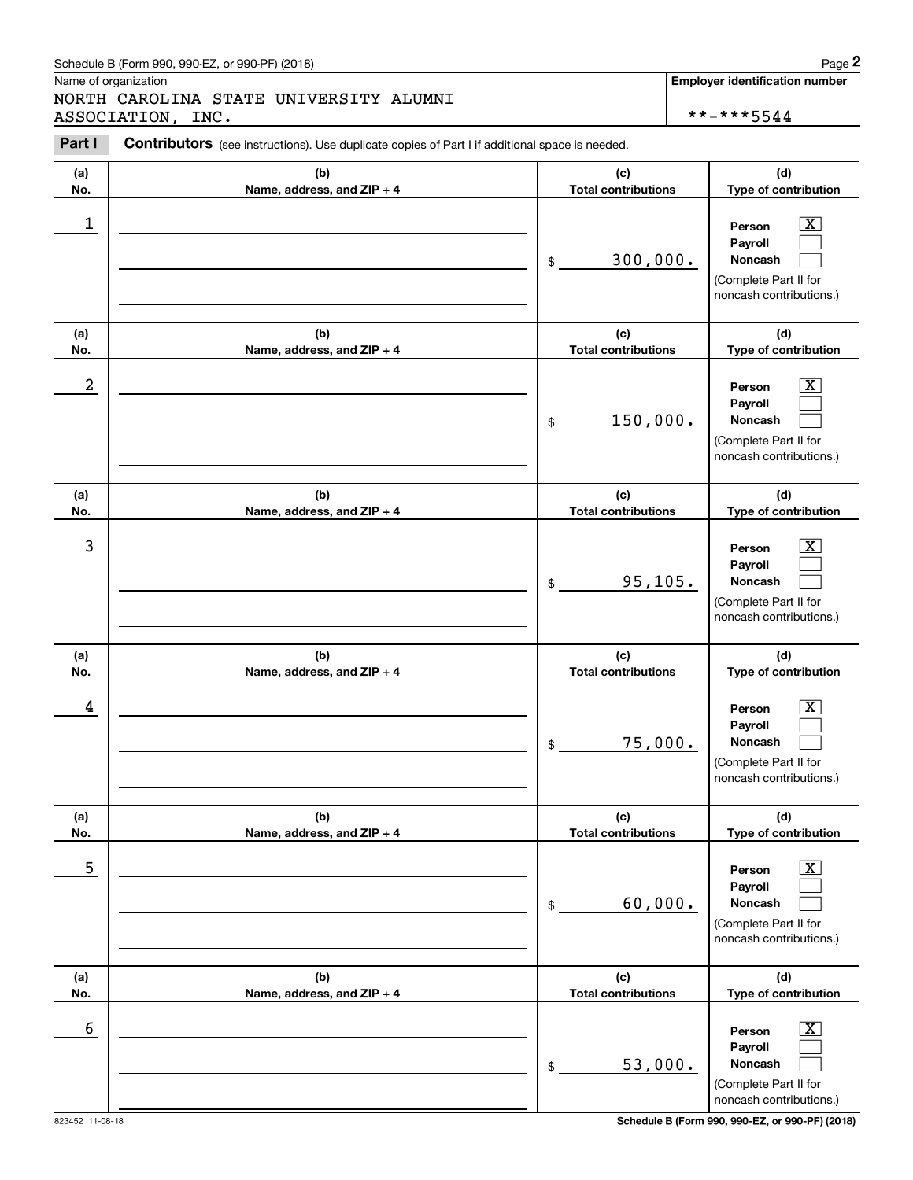Schedule B (Form 990, 990-EZ, or 990-PF) (2018)

Name of organization

NORTH CAROLINA STATE UNIVERSITY ALUMNI ASSOCIATION, INC.

**Employer identification number**

**-***5544

**Part I** **Contributors** (see instructions). Use duplicate copies of Part I if additional space is needed.

| (a) No. | (b) Name, address, and ZIP + 4 | (c) Total contributions | (d) Type of contribution |
|---|---|---|---|
| 1 | | $ 300,000. | Person [X] Payroll [ ] Noncash [ ] (Complete Part II for noncash contributions.) |
| 2 | | $ 150,000. | Person [X] Payroll [ ] Noncash [ ] (Complete Part II for noncash contributions.) |
| 3 | | $ 95,105. | Person [X] Payroll [ ] Noncash [ ] (Complete Part II for noncash contributions.) |
| 4 | | $ 75,000. | Person [X] Payroll [ ] Noncash [ ] (Complete Part II for noncash contributions.) |
| 5 | | $ 60,000. | Person [X] Payroll [ ] Noncash [ ] (Complete Part II for noncash contributions.) |
| 6 | | $ 53,000. | Person [X] Payroll [ ] Noncash [ ] (Complete Part II for noncash contributions.) |

823452 11-08-18

Schedule B (Form 990, 990-EZ, or 990-PF) (2018)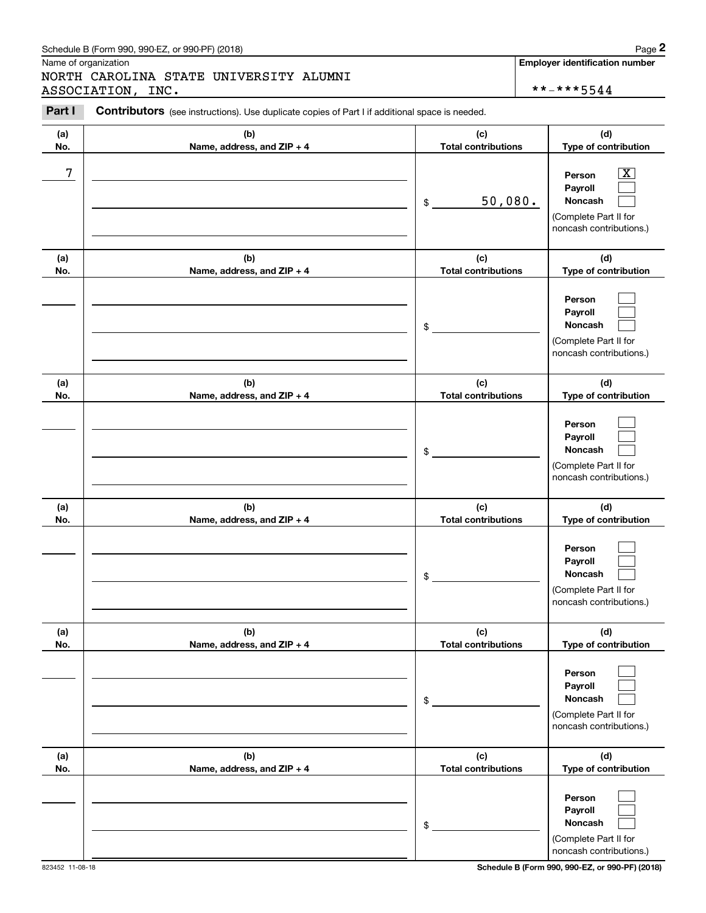Schedule B (Form 990, 990-EZ, or 990-PF) (2018)

Name of organization: NORTH CAROLINA STATE UNIVERSITY ALUMNI ASSOCIATION, INC.

Employer identification number: **-***5544

**Part I** **Contributors** (see instructions). Use duplicate copies of Part I if additional space is needed.

| (a) No. | (b) Name, address, and ZIP + 4 | (c) Total contributions | (d) Type of contribution |
|---|---|---|---|
| 7 | | $ 50,080. | Person [X] Payroll [ ] Noncash [ ] (Complete Part II for noncash contributions.) |
| | | $ | Person [ ] Payroll [ ] Noncash [ ] (Complete Part II for noncash contributions.) |
| | | $ | Person [ ] Payroll [ ] Noncash [ ] (Complete Part II for noncash contributions.) |
| | | $ | Person [ ] Payroll [ ] Noncash [ ] (Complete Part II for noncash contributions.) |
| | | $ | Person [ ] Payroll [ ] Noncash [ ] (Complete Part II for noncash contributions.) |
| | | $ | Person [ ] Payroll [ ] Noncash [ ] (Complete Part II for noncash contributions.) |

823452 11-08-18

Schedule B (Form 990, 990-EZ, or 990-PF) (2018)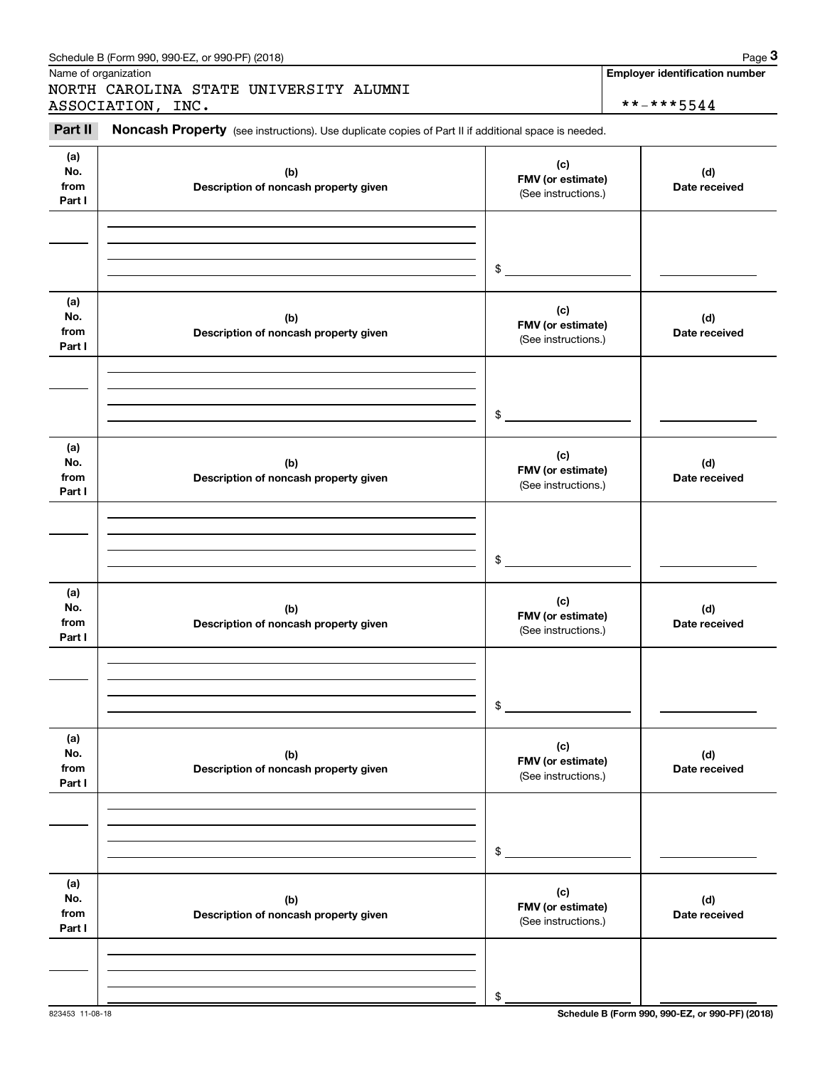Name of organization

NORTH CAROLINA STATE UNIVERSITY ALUMNI ASSOCIATION, INC.

**Employer identification number**

**-***5544

**Part II** **Noncash Property** (see instructions). Use duplicate copies of Part II if additional space is needed.

| (a) No. from Part I | (b) Description of noncash property given | (c) FMV (or estimate) (See instructions.) | (d) Date received |
|---|---|---|---|
| | | $ | |

| (a) No. from Part I | (b) Description of noncash property given | (c) FMV (or estimate) (See instructions.) | (d) Date received |
|---|---|---|---|
| | | $ | |

| (a) No. from Part I | (b) Description of noncash property given | (c) FMV (or estimate) (See instructions.) | (d) Date received |
|---|---|---|---|
| | | $ | |

| (a) No. from Part I | (b) Description of noncash property given | (c) FMV (or estimate) (See instructions.) | (d) Date received |
|---|---|---|---|
| | | $ | |

| (a) No. from Part I | (b) Description of noncash property given | (c) FMV (or estimate) (See instructions.) | (d) Date received |
|---|---|---|---|
| | | $ | |

| (a) No. from Part I | (b) Description of noncash property given | (c) FMV (or estimate) (See instructions.) | (d) Date received |
|---|---|---|---|
| | | $ | |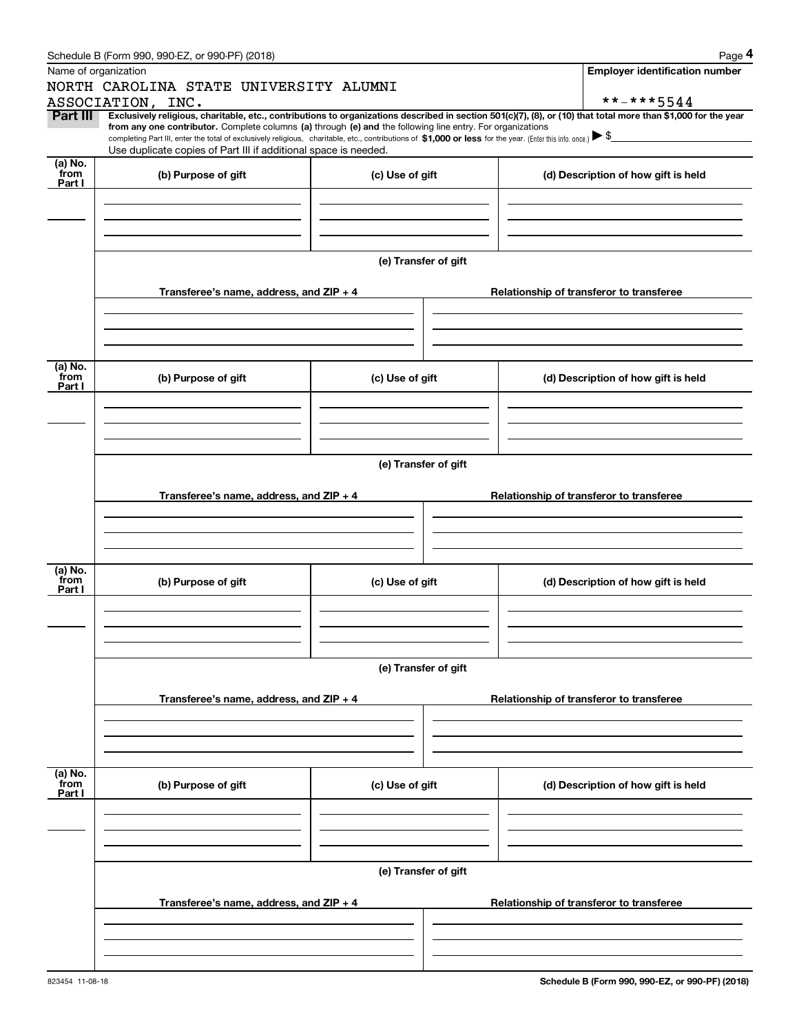Schedule B (Form 990, 990-EZ, or 990-PF) (2018)

Name of organization: NORTH CAROLINA STATE UNIVERSITY ALUMNI ASSOCIATION, INC.

Employer identification number: **-***5544

**Part III** **Exclusively religious, charitable, etc., contributions to organizations described in section 501(c)(7), (8), or (10) that total more than $1,000 for the year from any one contributor.** Complete columns **(a)** through **(e) and** the following line entry. For organizations completing Part III, enter the total of exclusively religious, charitable, etc., contributions of **$1,000 or less** for the year. (Enter this info. once.) ▶ $

Use duplicate copies of Part III if additional space is needed.

| (a) No. from Part I | (b) Purpose of gift | (c) Use of gift | (d) Description of how gift is held |
|---|---|---|---|
| | | | |

**(e) Transfer of gift**

| Transferee's name, address, and ZIP + 4 | Relationship of transferor to transferee |
|---|---|
| | |

| (a) No. from Part I | (b) Purpose of gift | (c) Use of gift | (d) Description of how gift is held |
|---|---|---|---|
| | | | |

**(e) Transfer of gift**

| Transferee's name, address, and ZIP + 4 | Relationship of transferor to transferee |
|---|---|
| | |

| (a) No. from Part I | (b) Purpose of gift | (c) Use of gift | (d) Description of how gift is held |
|---|---|---|---|
| | | | |

**(e) Transfer of gift**

| Transferee's name, address, and ZIP + 4 | Relationship of transferor to transferee |
|---|---|
| | |

| (a) No. from Part I | (b) Purpose of gift | (c) Use of gift | (d) Description of how gift is held |
|---|---|---|---|
| | | | |

**(e) Transfer of gift**

| Transferee's name, address, and ZIP + 4 | Relationship of transferor to transferee |
|---|---|
| | |

823454 11-08-18

**Schedule B (Form 990, 990-EZ, or 990-PF) (2018)**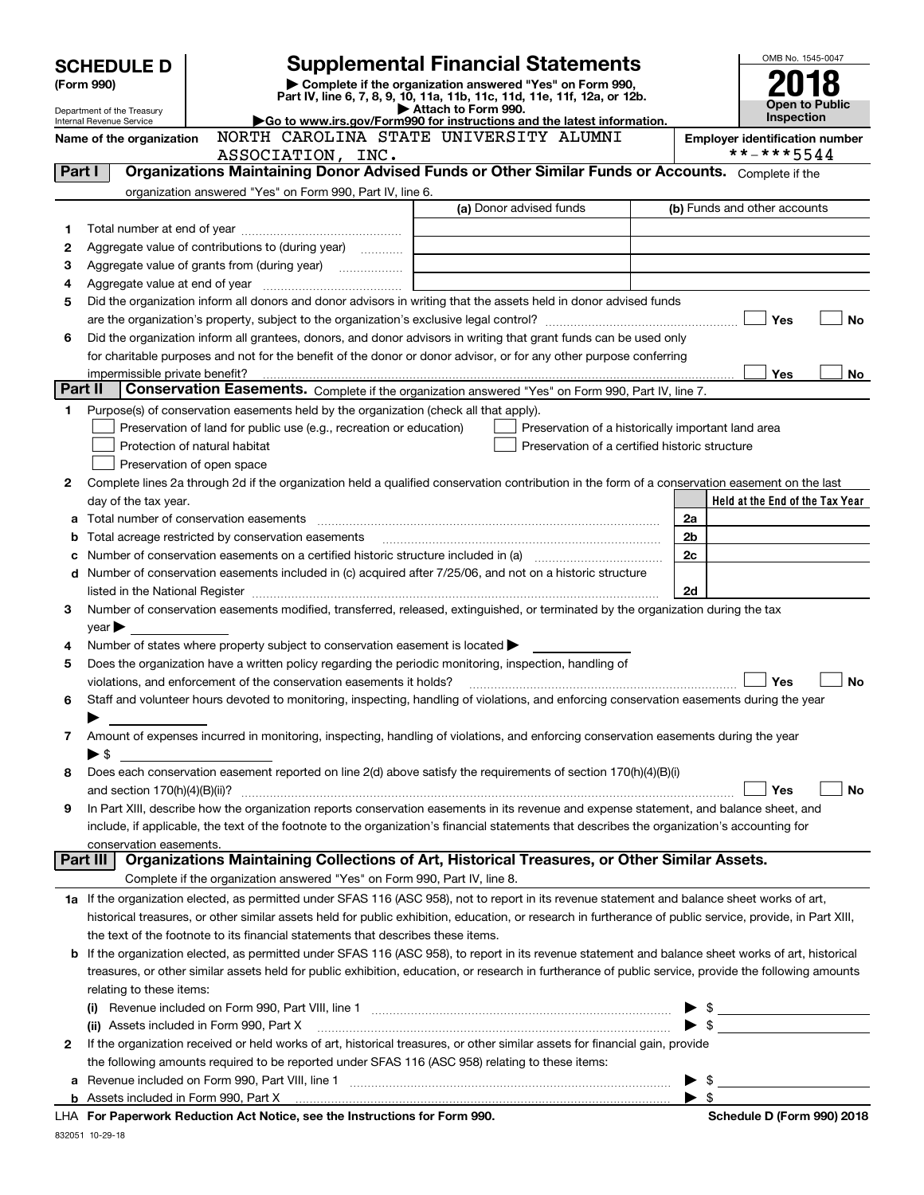# SCHEDULE D (Form 990)

Department of the Treasury
Internal Revenue Service

## Supplemental Financial Statements

▶ Complete if the organization answered "Yes" on Form 990, Part IV, line 6, 7, 8, 9, 10, 11a, 11b, 11c, 11d, 11e, 11f, 12a, or 12b.
▶ Attach to Form 990.
▶Go to www.irs.gov/Form990 for instructions and the latest information.

OMB No. 1545-0047

**2018**

**Open to Public Inspection**

Name of the organization: NORTH CAROLINA STATE UNIVERSITY ALUMNI ASSOCIATION, INC.

Employer identification number: **-***5544

### Part I Organizations Maintaining Donor Advised Funds or Other Similar Funds or Accounts.

Complete if the organization answered "Yes" on Form 990, Part IV, line 6.

| | | (a) Donor advised funds | (b) Funds and other accounts |
|---|---|---|---|
| 1 | Total number at end of year | | |
| 2 | Aggregate value of contributions to (during year) | | |
| 3 | Aggregate value of grants from (during year) | | |
| 4 | Aggregate value at end of year | | |

5 Did the organization inform all donors and donor advisors in writing that the assets held in donor advised funds are the organization's property, subject to the organization's exclusive legal control? ☐ Yes ☐ No

6 Did the organization inform all grantees, donors, and donor advisors in writing that grant funds can be used only for charitable purposes and not for the benefit of the donor or donor advisor, or for any other purpose conferring impermissible private benefit? ☐ Yes ☐ No

### Part II Conservation Easements.

Complete if the organization answered "Yes" on Form 990, Part IV, line 7.

1 Purpose(s) of conservation easements held by the organization (check all that apply).

- ☐ Preservation of land for public use (e.g., recreation or education)
- ☐ Protection of natural habitat
- ☐ Preservation of open space
- ☐ Preservation of a historically important land area
- ☐ Preservation of a certified historic structure

2 Complete lines 2a through 2d if the organization held a qualified conservation contribution in the form of a conservation easement on the last day of the tax year.

| | | | Held at the End of the Tax Year |
|---|---|---|---|
| a | Total number of conservation easements | 2a | |
| b | Total acreage restricted by conservation easements | 2b | |
| c | Number of conservation easements on a certified historic structure included in (a) | 2c | |
| d | Number of conservation easements included in (c) acquired after 7/25/06, and not on a historic structure listed in the National Register | 2d | |

3 Number of conservation easements modified, transferred, released, extinguished, or terminated by the organization during the tax year ▶

4 Number of states where property subject to conservation easement is located ▶

5 Does the organization have a written policy regarding the periodic monitoring, inspection, handling of violations, and enforcement of the conservation easements it holds? ☐ Yes ☐ No

6 Staff and volunteer hours devoted to monitoring, inspecting, handling of violations, and enforcing conservation easements during the year ▶

7 Amount of expenses incurred in monitoring, inspecting, handling of violations, and enforcing conservation easements during the year ▶ $

8 Does each conservation easement reported on line 2(d) above satisfy the requirements of section 170(h)(4)(B)(i) and section 170(h)(4)(B)(ii)? ☐ Yes ☐ No

9 In Part XIII, describe how the organization reports conservation easements in its revenue and expense statement, and balance sheet, and include, if applicable, the text of the footnote to the organization's financial statements that describes the organization's accounting for conservation easements.

### Part III Organizations Maintaining Collections of Art, Historical Treasures, or Other Similar Assets.

Complete if the organization answered "Yes" on Form 990, Part IV, line 8.

1a If the organization elected, as permitted under SFAS 116 (ASC 958), not to report in its revenue statement and balance sheet works of art, historical treasures, or other similar assets held for public exhibition, education, or research in furtherance of public service, provide, in Part XIII, the text of the footnote to its financial statements that describes these items.

b If the organization elected, as permitted under SFAS 116 (ASC 958), to report in its revenue statement and balance sheet works of art, historical treasures, or other similar assets held for public exhibition, education, or research in furtherance of public service, provide the following amounts relating to these items:

(i) Revenue included on Form 990, Part VIII, line 1 ▶ $

(ii) Assets included in Form 990, Part X ▶ $

2 If the organization received or held works of art, historical treasures, or other similar assets for financial gain, provide the following amounts required to be reported under SFAS 116 (ASC 958) relating to these items:

a Revenue included on Form 990, Part VIII, line 1 ▶ $

b Assets included in Form 990, Part X ▶ $

LHA For Paperwork Reduction Act Notice, see the Instructions for Form 990. Schedule D (Form 990) 2018

832051 10-29-18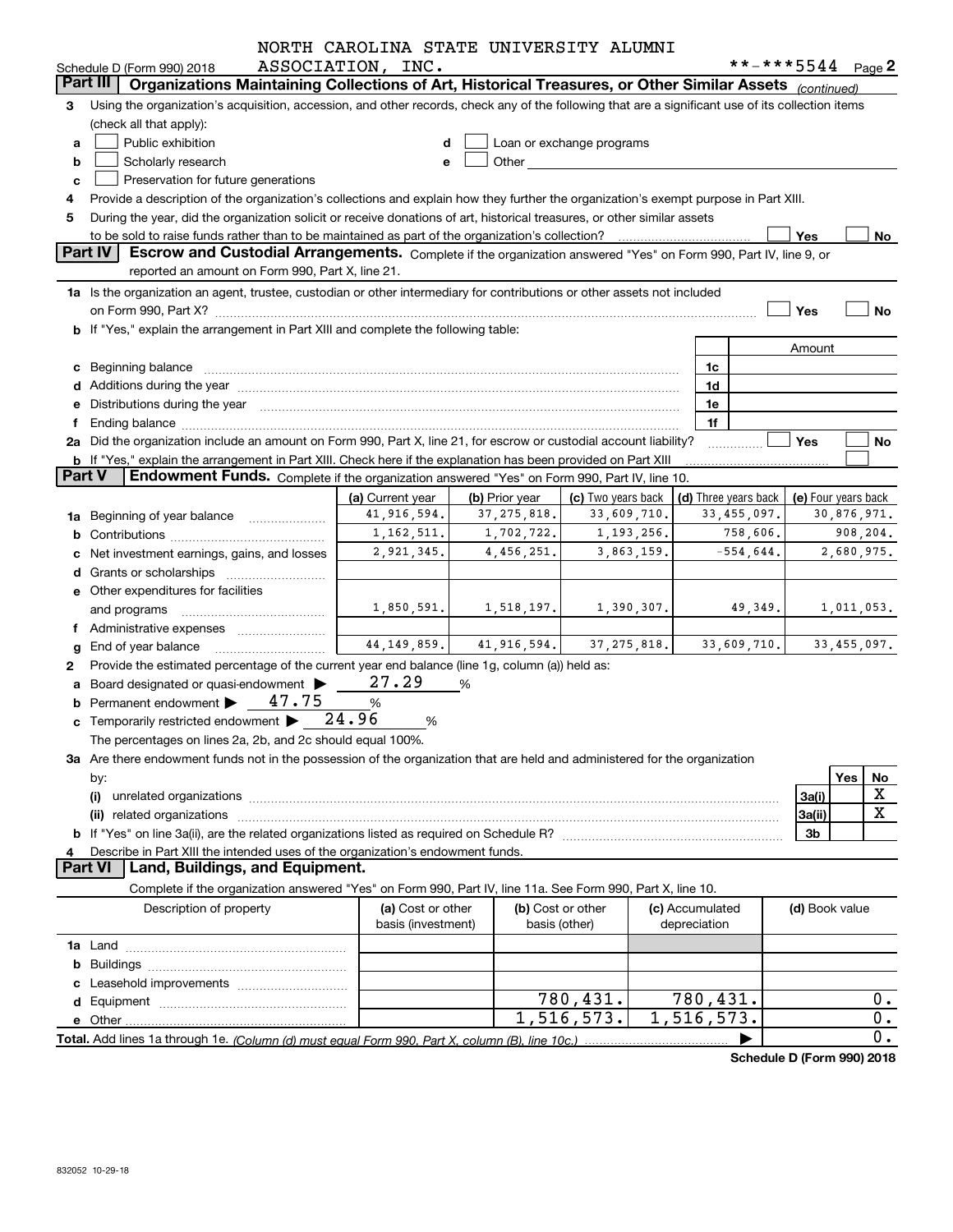NORTH CAROLINA STATE UNIVERSITY ALUMNI ASSOCIATION, INC. **-***5544

Schedule D (Form 990) 2018 Page 2

## Part III Organizations Maintaining Collections of Art, Historical Treasures, or Other Similar Assets *(continued)*

**3** Using the organization's acquisition, accession, and other records, check any of the following that are a significant use of its collection items (check all that apply):

- **a** ☐ Public exhibition
- **b** ☐ Scholarly research
- **c** ☐ Preservation for future generations
- **d** ☐ Loan or exchange programs
- **e** ☐ Other

**4** Provide a description of the organization's collections and explain how they further the organization's exempt purpose in Part XIII.

**5** During the year, did the organization solicit or receive donations of art, historical treasures, or other similar assets to be sold to raise funds rather than to be maintained as part of the organization's collection? ☐ Yes ☐ No

## Part IV Escrow and Custodial Arrangements.

Complete if the organization answered "Yes" on Form 990, Part IV, line 9, or reported an amount on Form 990, Part X, line 21.

**1a** Is the organization an agent, trustee, custodian or other intermediary for contributions or other assets not included on Form 990, Part X? ☐ Yes ☐ No

**b** If "Yes," explain the arrangement in Part XIII and complete the following table:

| | | Amount |
|---|---|---|
| **c** Beginning balance | 1c | |
| **d** Additions during the year | 1d | |
| **e** Distributions during the year | 1e | |
| **f** Ending balance | 1f | |

**2a** Did the organization include an amount on Form 990, Part X, line 21, for escrow or custodial account liability? ☐ Yes ☐ No

**b** If "Yes," explain the arrangement in Part XIII. Check here if the explanation has been provided on Part XIII ☐

## Part V Endowment Funds.

Complete if the organization answered "Yes" on Form 990, Part IV, line 10.

| | (a) Current year | (b) Prior year | (c) Two years back | (d) Three years back | (e) Four years back |
|---|---|---|---|---|---|
| **1a** Beginning of year balance | 41,916,594. | 37,275,818. | 33,609,710. | 33,455,097. | 30,876,971. |
| **b** Contributions | 1,162,511. | 1,702,722. | 1,193,256. | 758,606. | 908,204. |
| **c** Net investment earnings, gains, and losses | 2,921,345. | 4,456,251. | 3,863,159. | -554,644. | 2,680,975. |
| **d** Grants or scholarships | | | | | |
| **e** Other expenditures for facilities and programs | 1,850,591. | 1,518,197. | 1,390,307. | 49,349. | 1,011,053. |
| **f** Administrative expenses | | | | | |
| **g** End of year balance | 44,149,859. | 41,916,594. | 37,275,818. | 33,609,710. | 33,455,097. |

**2** Provide the estimated percentage of the current year end balance (line 1g, column (a)) held as:

- **a** Board designated or quasi-endowment ▶ 27.29 %
- **b** Permanent endowment ▶ 47.75 %
- **c** Temporarily restricted endowment ▶ 24.96 %

The percentages on lines 2a, 2b, and 2c should equal 100%.

**3a** Are there endowment funds not in the possession of the organization that are held and administered for the organization by:

| | | Yes | No |
|---|---|---|---|
| **(i)** unrelated organizations | 3a(i) | | X |
| **(ii)** related organizations | 3a(ii) | | X |
| **b** If "Yes" on line 3a(ii), are the related organizations listed as required on Schedule R? | 3b | | |

**4** Describe in Part XIII the intended uses of the organization's endowment funds.

## Part VI Land, Buildings, and Equipment.

Complete if the organization answered "Yes" on Form 990, Part IV, line 11a. See Form 990, Part X, line 10.

| Description of property | (a) Cost or other basis (investment) | (b) Cost or other basis (other) | (c) Accumulated depreciation | (d) Book value |
|---|---|---|---|---|
| **1a** Land | | | | |
| **b** Buildings | | | | |
| **c** Leasehold improvements | | | | |
| **d** Equipment | | 780,431. | 780,431. | 0. |
| **e** Other | | 1,516,573. | 1,516,573. | 0. |
| **Total.** Add lines 1a through 1e. *(Column (d) must equal Form 990, Part X, column (B), line 10c.)* | | | ▶ | 0. |

**Schedule D (Form 990) 2018**

832052 10-29-18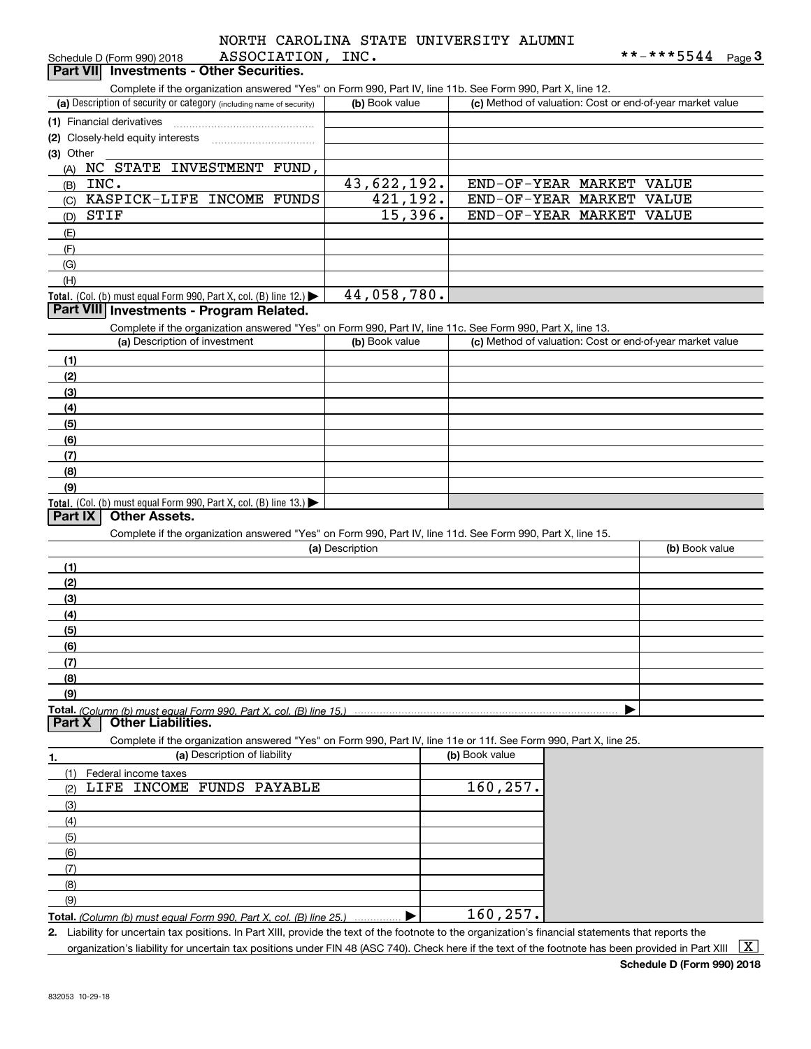NORTH CAROLINA STATE UNIVERSITY ALUMNI ASSOCIATION, INC. **-***5544

## Part VII Investments - Other Securities.

Complete if the organization answered "Yes" on Form 990, Part IV, line 11b. See Form 990, Part X, line 12.

| (a) Description of security or category (including name of security) | (b) Book value | (c) Method of valuation: Cost or end-of-year market value |
|---|---|---|
| (1) Financial derivatives | | |
| (2) Closely-held equity interests | | |
| (3) Other | | |
| (A) NC STATE INVESTMENT FUND, | | |
| (B) INC. | 43,622,192. | END-OF-YEAR MARKET VALUE |
| (C) KASPICK-LIFE INCOME FUNDS | 421,192. | END-OF-YEAR MARKET VALUE |
| (D) STIF | 15,396. | END-OF-YEAR MARKET VALUE |
| (E) | | |
| (F) | | |
| (G) | | |
| (H) | | |
| **Total.** (Col. (b) must equal Form 990, Part X, col. (B) line 12.) | 44,058,780. | |

## Part VIII Investments - Program Related.

Complete if the organization answered "Yes" on Form 990, Part IV, line 11c. See Form 990, Part X, line 13.

| (a) Description of investment | (b) Book value | (c) Method of valuation: Cost or end-of-year market value |
|---|---|---|
| (1) | | |
| (2) | | |
| (3) | | |
| (4) | | |
| (5) | | |
| (6) | | |
| (7) | | |
| (8) | | |
| (9) | | |
| **Total.** (Col. (b) must equal Form 990, Part X, col. (B) line 13.) | | |

## Part IX Other Assets.

Complete if the organization answered "Yes" on Form 990, Part IV, line 11d. See Form 990, Part X, line 15.

| (a) Description | (b) Book value |
|---|---|
| (1) | |
| (2) | |
| (3) | |
| (4) | |
| (5) | |
| (6) | |
| (7) | |
| (8) | |
| (9) | |
| **Total.** *(Column (b) must equal Form 990, Part X, col. (B) line 15.)* | |

## Part X Other Liabilities.

Complete if the organization answered "Yes" on Form 990, Part IV, line 11e or 11f. See Form 990, Part X, line 25.

| 1. (a) Description of liability | (b) Book value |
|---|---|
| (1) Federal income taxes | |
| (2) LIFE INCOME FUNDS PAYABLE | 160,257. |
| (3) | |
| (4) | |
| (5) | |
| (6) | |
| (7) | |
| (8) | |
| (9) | |
| **Total.** *(Column (b) must equal Form 990, Part X, col. (B) line 25.)* | 160,257. |

2. Liability for uncertain tax positions. In Part XIII, provide the text of the footnote to the organization's financial statements that reports the organization's liability for uncertain tax positions under FIN 48 (ASC 740). Check here if the text of the footnote has been provided in Part XIII [X]

**Schedule D (Form 990) 2018**

832053 10-29-18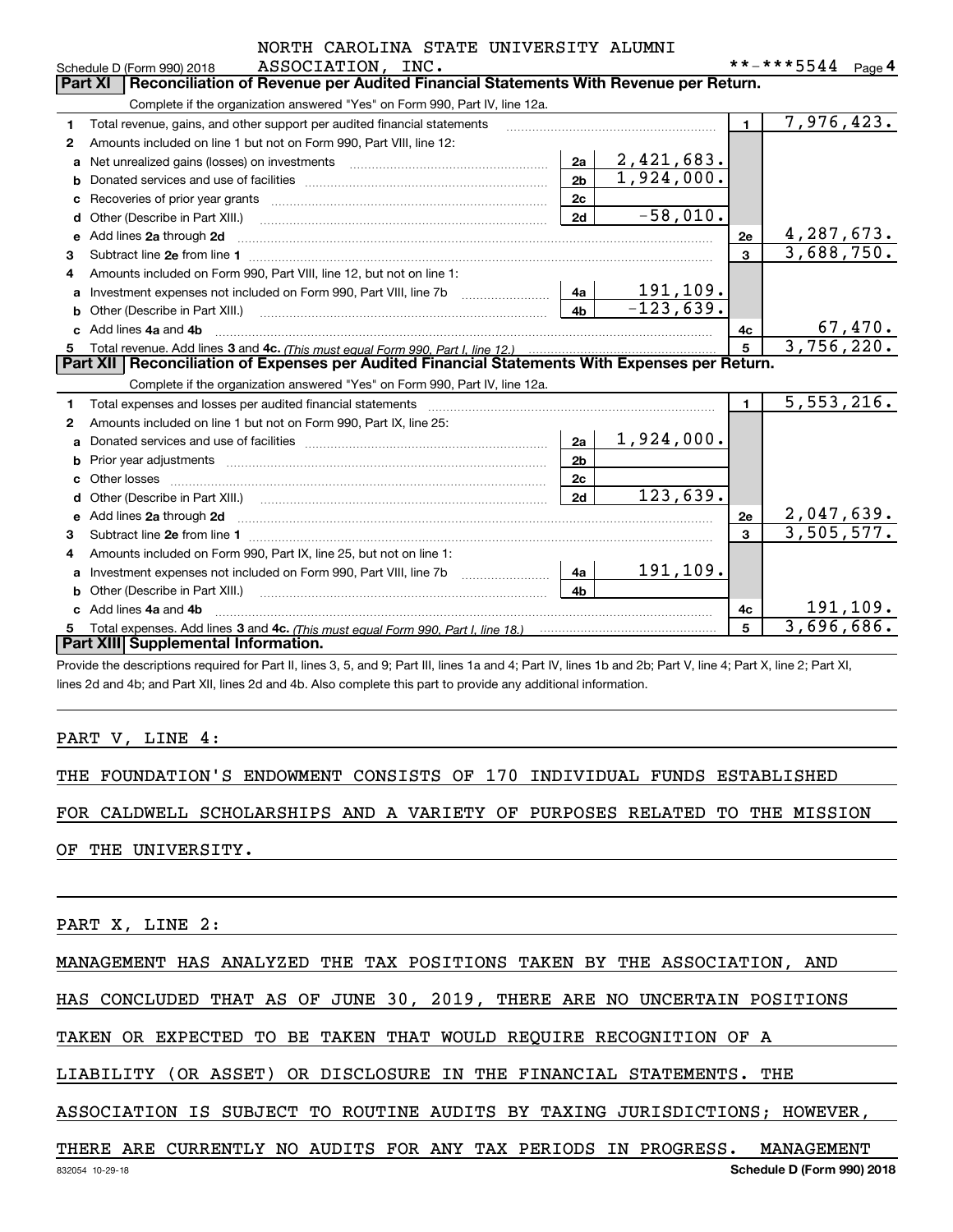NORTH CAROLINA STATE UNIVERSITY ALUMNI

Schedule D (Form 990) 2018 ASSOCIATION, INC. **-***5544 Page 4

## Part XI Reconciliation of Revenue per Audited Financial Statements With Revenue per Return.

Complete if the organization answered "Yes" on Form 990, Part IV, line 12a.

| | | | | | |
|---|---|---|---|---|---|
| 1 | Total revenue, gains, and other support per audited financial statements | | | 1 | 7,976,423. |
| 2 | Amounts included on line 1 but not on Form 990, Part VIII, line 12: | | | | |
| a | Net unrealized gains (losses) on investments | 2a | 2,421,683. | | |
| b | Donated services and use of facilities | 2b | 1,924,000. | | |
| c | Recoveries of prior year grants | 2c | | | |
| d | Other (Describe in Part XIII.) | 2d | -58,010. | | |
| e | Add lines 2a through 2d | | | 2e | 4,287,673. |
| 3 | Subtract line 2e from line 1 | | | 3 | 3,688,750. |
| 4 | Amounts included on Form 990, Part VIII, line 12, but not on line 1: | | | | |
| a | Investment expenses not included on Form 990, Part VIII, line 7b | 4a | 191,109. | | |
| b | Other (Describe in Part XIII.) | 4b | -123,639. | | |
| c | Add lines 4a and 4b | | | 4c | 67,470. |
| 5 | Total revenue. Add lines 3 and 4c. *(This must equal Form 990, Part I, line 12.)* | | | 5 | 3,756,220. |

## Part XII Reconciliation of Expenses per Audited Financial Statements With Expenses per Return.

Complete if the organization answered "Yes" on Form 990, Part IV, line 12a.

| | | | | | |
|---|---|---|---|---|---|
| 1 | Total expenses and losses per audited financial statements | | | 1 | 5,553,216. |
| 2 | Amounts included on line 1 but not on Form 990, Part IX, line 25: | | | | |
| a | Donated services and use of facilities | 2a | 1,924,000. | | |
| b | Prior year adjustments | 2b | | | |
| c | Other losses | 2c | | | |
| d | Other (Describe in Part XIII.) | 2d | 123,639. | | |
| e | Add lines 2a through 2d | | | 2e | 2,047,639. |
| 3 | Subtract line 2e from line 1 | | | 3 | 3,505,577. |
| 4 | Amounts included on Form 990, Part IX, line 25, but not on line 1: | | | | |
| a | Investment expenses not included on Form 990, Part VIII, line 7b | 4a | 191,109. | | |
| b | Other (Describe in Part XIII.) | 4b | | | |
| c | Add lines 4a and 4b | | | 4c | 191,109. |
| 5 | Total expenses. Add lines 3 and 4c. *(This must equal Form 990, Part I, line 18.)* | | | 5 | 3,696,686. |

## Part XIII Supplemental Information.

Provide the descriptions required for Part II, lines 3, 5, and 9; Part III, lines 1a and 4; Part IV, lines 1b and 2b; Part V, line 4; Part X, line 2; Part XI, lines 2d and 4b; and Part XII, lines 2d and 4b. Also complete this part to provide any additional information.

PART V, LINE 4:

THE FOUNDATION'S ENDOWMENT CONSISTS OF 170 INDIVIDUAL FUNDS ESTABLISHED FOR CALDWELL SCHOLARSHIPS AND A VARIETY OF PURPOSES RELATED TO THE MISSION OF THE UNIVERSITY.

PART X, LINE 2:

MANAGEMENT HAS ANALYZED THE TAX POSITIONS TAKEN BY THE ASSOCIATION, AND HAS CONCLUDED THAT AS OF JUNE 30, 2019, THERE ARE NO UNCERTAIN POSITIONS TAKEN OR EXPECTED TO BE TAKEN THAT WOULD REQUIRE RECOGNITION OF A LIABILITY (OR ASSET) OR DISCLOSURE IN THE FINANCIAL STATEMENTS. THE ASSOCIATION IS SUBJECT TO ROUTINE AUDITS BY TAXING JURISDICTIONS; HOWEVER, THERE ARE CURRENTLY NO AUDITS FOR ANY TAX PERIODS IN PROGRESS. MANAGEMENT

832054 10-29-18 Schedule D (Form 990) 2018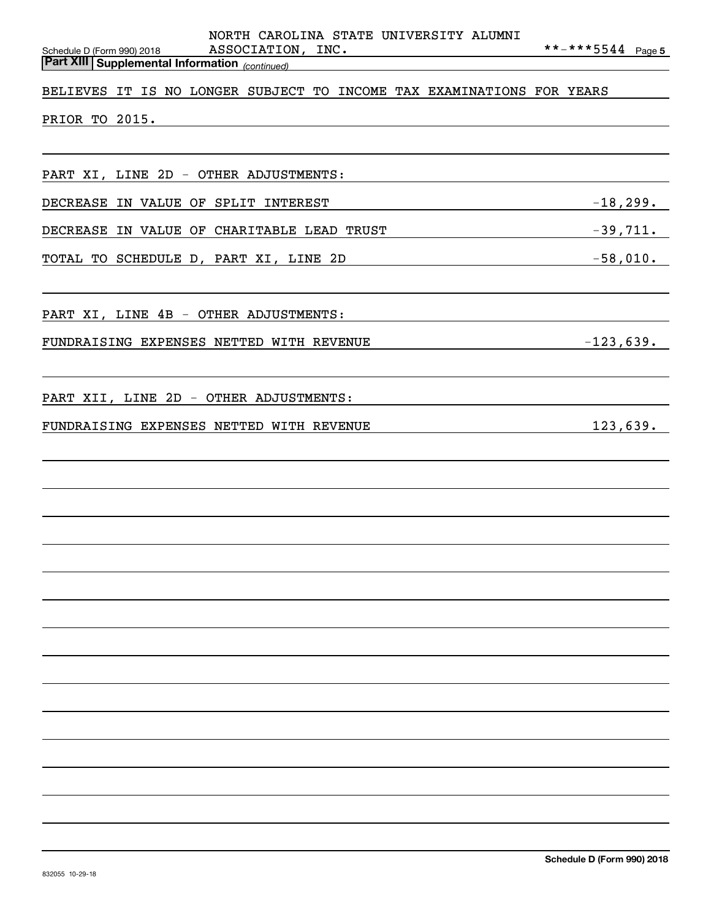NORTH CAROLINA STATE UNIVERSITY ALUMNI ASSOCIATION, INC. **-***5544

**Part XIII Supplemental Information** *(continued)*

BELIEVES IT IS NO LONGER SUBJECT TO INCOME TAX EXAMINATIONS FOR YEARS PRIOR TO 2015.

PART XI, LINE 2D - OTHER ADJUSTMENTS:

| | |
|---|---|
| DECREASE IN VALUE OF SPLIT INTEREST | -18,299. |
| DECREASE IN VALUE OF CHARITABLE LEAD TRUST | -39,711. |
| TOTAL TO SCHEDULE D, PART XI, LINE 2D | -58,010. |

PART XI, LINE 4B - OTHER ADJUSTMENTS:

| | |
|---|---|
| FUNDRAISING EXPENSES NETTED WITH REVENUE | -123,639. |

PART XII, LINE 2D - OTHER ADJUSTMENTS:

| | |
|---|---|
| FUNDRAISING EXPENSES NETTED WITH REVENUE | 123,639. |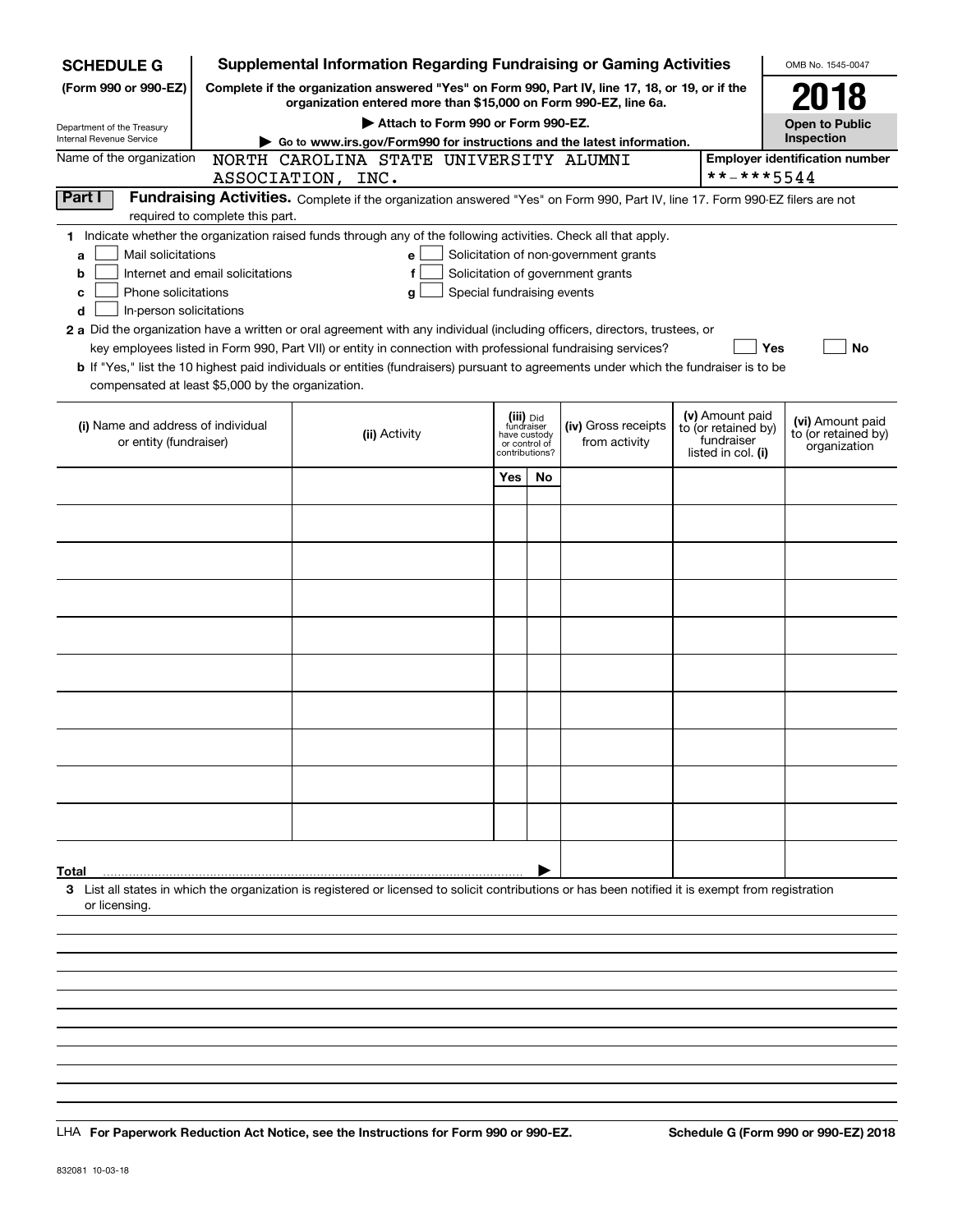**SCHEDULE G (Form 990 or 990-EZ)**

Department of the Treasury
Internal Revenue Service

# Supplemental Information Regarding Fundraising or Gaming Activities

**Complete if the organization answered "Yes" on Form 990, Part IV, line 17, 18, or 19, or if the organization entered more than $15,000 on Form 990-EZ, line 6a.**

**▶ Attach to Form 990 or Form 990-EZ.**

**▶ Go to www.irs.gov/Form990 for instructions and the latest information.**

OMB No. 1545-0047

**2018**

**Open to Public Inspection**

Name of the organization: NORTH CAROLINA STATE UNIVERSITY ALUMNI ASSOCIATION, INC.

**Employer identification number**: **-***5544

**Part I** **Fundraising Activities.** Complete if the organization answered "Yes" on Form 990, Part IV, line 17. Form 990-EZ filers are not required to complete this part.

1 Indicate whether the organization raised funds through any of the following activities. Check all that apply.

- a ☐ Mail solicitations
- b ☐ Internet and email solicitations
- c ☐ Phone solicitations
- d ☐ In-person solicitations
- e ☐ Solicitation of non-government grants
- f ☐ Solicitation of government grants
- g ☐ Special fundraising events

**2 a** Did the organization have a written or oral agreement with any individual (including officers, directors, trustees, or key employees listed in Form 990, Part VII) or entity in connection with professional fundraising services? ☐ **Yes** ☐ **No**

**b** If "Yes," list the 10 highest paid individuals or entities (fundraisers) pursuant to agreements under which the fundraiser is to be compensated at least $5,000 by the organization.

| (i) Name and address of individual or entity (fundraiser) | (ii) Activity | (iii) Did fundraiser have custody or control of contributions? | | (iv) Gross receipts from activity | (v) Amount paid to (or retained by) fundraiser listed in col. (i) | (vi) Amount paid to (or retained by) organization |
|---|---|---|---|---|---|---|
| | | Yes | No | | | |
| | | | | | | |
| | | | | | | |
| | | | | | | |
| | | | | | | |
| | | | | | | |
| | | | | | | |
| | | | | | | |
| | | | | | | |
| | | | | | | |
| | | | | | | |
| **Total** ▶ | | | | | | |

**3** List all states in which the organization is registered or licensed to solicit contributions or has been notified it is exempt from registration or licensing.

LHA **For Paperwork Reduction Act Notice, see the Instructions for Form 990 or 990-EZ.** **Schedule G (Form 990 or 990-EZ) 2018**

832081 10-03-18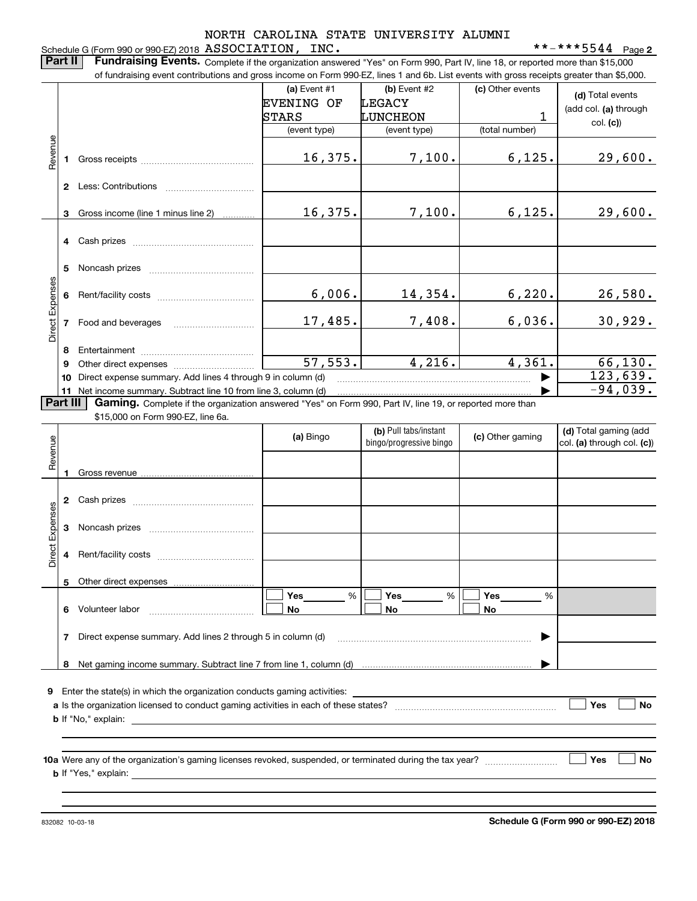NORTH CAROLINA STATE UNIVERSITY ALUMNI

Schedule G (Form 990 or 990-EZ) 2018 ASSOCIATION, INC. **-***5544 Page 2

**Part II** **Fundraising Events.** Complete if the organization answered "Yes" on Form 990, Part IV, line 18, or reported more than $15,000 of fundraising event contributions and gross income on Form 990-EZ, lines 1 and 6b. List events with gross receipts greater than $5,000.

| | | (a) Event #1 EVENING OF STARS (event type) | (b) Event #2 LEGACY LUNCHEON (event type) | (c) Other events 1 (total number) | (d) Total events (add col. (a) through col. (c)) |
|---|---|---|---|---|---|
| Revenue | 1 Gross receipts | 16,375. | 7,100. | 6,125. | 29,600. |
| | 2 Less: Contributions | | | | |
| | 3 Gross income (line 1 minus line 2) | 16,375. | 7,100. | 6,125. | 29,600. |
| Direct Expenses | 4 Cash prizes | | | | |
| | 5 Noncash prizes | | | | |
| | 6 Rent/facility costs | 6,006. | 14,354. | 6,220. | 26,580. |
| | 7 Food and beverages | 17,485. | 7,408. | 6,036. | 30,929. |
| | 8 Entertainment | | | | |
| | 9 Other direct expenses | 57,553. | 4,216. | 4,361. | 66,130. |
| | 10 Direct expense summary. Add lines 4 through 9 in column (d) | | | | 123,639. |
| | 11 Net income summary. Subtract line 10 from line 3, column (d) | | | | -94,039. |

**Part III** **Gaming.** Complete if the organization answered "Yes" on Form 990, Part IV, line 19, or reported more than $15,000 on Form 990-EZ, line 6a.

| | | (a) Bingo | (b) Pull tabs/instant bingo/progressive bingo | (c) Other gaming | (d) Total gaming (add col. (a) through col. (c)) |
|---|---|---|---|---|---|
| Revenue | 1 Gross revenue | | | | |
| Direct Expenses | 2 Cash prizes | | | | |
| | 3 Noncash prizes | | | | |
| | 4 Rent/facility costs | | | | |
| | 5 Other direct expenses | | | | |
| | 6 Volunteer labor | ☐ Yes ___ % ☐ No | ☐ Yes ___ % ☐ No | ☐ Yes ___ % ☐ No | |
| | 7 Direct expense summary. Add lines 2 through 5 in column (d) | | | | |
| | 8 Net gaming income summary. Subtract line 7 from line 1, column (d) | | | | |

**9** Enter the state(s) in which the organization conducts gaming activities: ______

**a** Is the organization licensed to conduct gaming activities in each of these states? ☐ Yes ☐ No

**b** If "No," explain: ______

**10a** Were any of the organization's gaming licenses revoked, suspended, or terminated during the tax year? ☐ Yes ☐ No

**b** If "Yes," explain: ______

832082 10-03-18 **Schedule G (Form 990 or 990-EZ) 2018**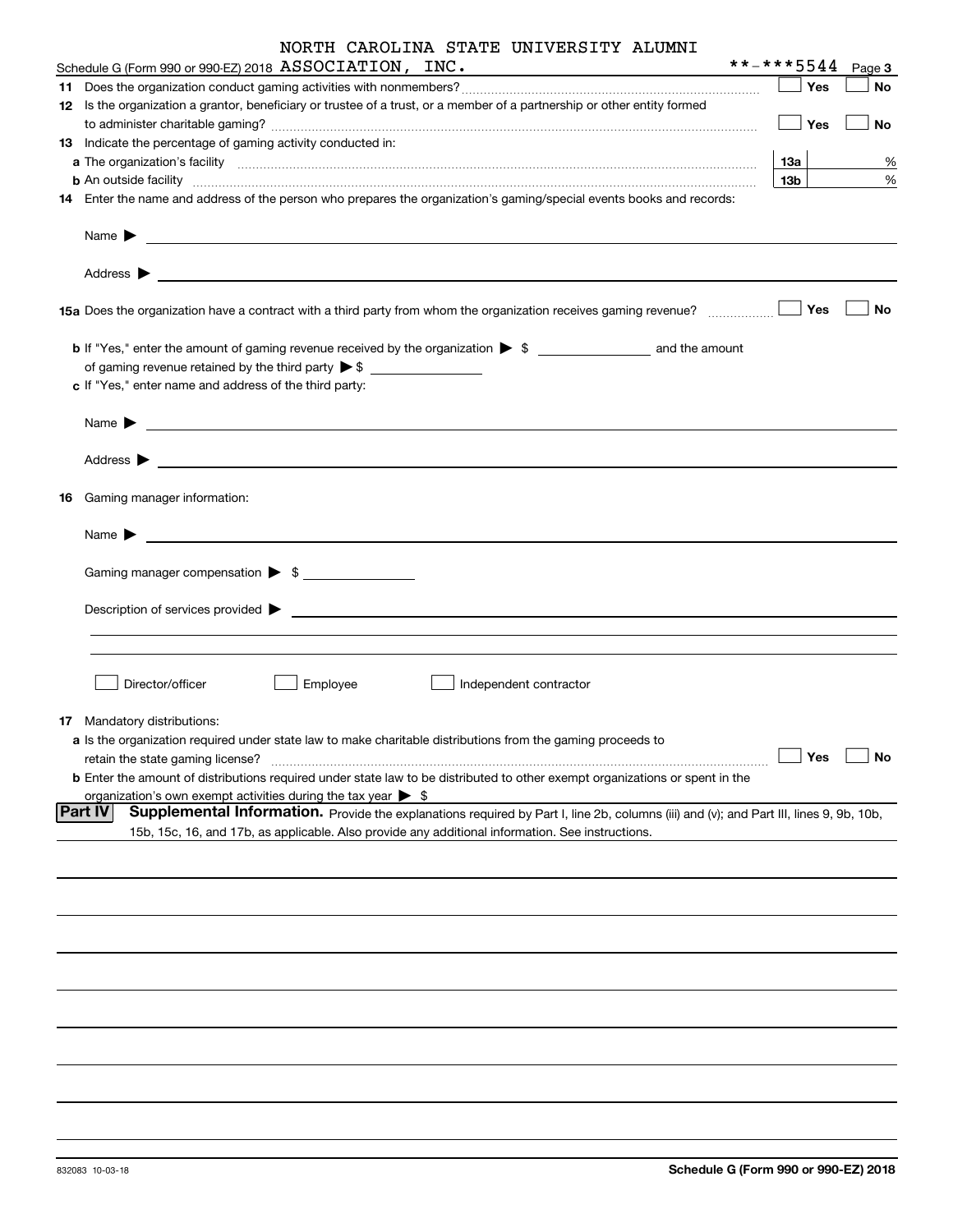Schedule G (Form 990 or 990-EZ) 2018 NORTH CAROLINA STATE UNIVERSITY ALUMNI ASSOCIATION, INC. **-***5544 Page 3

**11** Does the organization conduct gaming activities with nonmembers? ☐ Yes ☐ No

**12** Is the organization a grantor, beneficiary or trustee of a trust, or a member of a partnership or other entity formed to administer charitable gaming? ☐ Yes ☐ No

**13** Indicate the percentage of gaming activity conducted in:

**a** The organization's facility **13a** %

**b** An outside facility **13b** %

**14** Enter the name and address of the person who prepares the organization's gaming/special events books and records:

Name ▶

Address ▶

**15a** Does the organization have a contract with a third party from whom the organization receives gaming revenue? ☐ Yes ☐ No

**b** If "Yes," enter the amount of gaming revenue received by the organization ▶ $ ______ and the amount of gaming revenue retained by the third party ▶ $ ______

**c** If "Yes," enter name and address of the third party:

Name ▶

Address ▶

**16** Gaming manager information:

Name ▶

Gaming manager compensation ▶ $

Description of services provided ▶

☐ Director/officer ☐ Employee ☐ Independent contractor

**17** Mandatory distributions:

**a** Is the organization required under state law to make charitable distributions from the gaming proceeds to retain the state gaming license? ☐ Yes ☐ No

**b** Enter the amount of distributions required under state law to be distributed to other exempt organizations or spent in the organization's own exempt activities during the tax year ▶ $

**Part IV** **Supplemental Information.** Provide the explanations required by Part I, line 2b, columns (iii) and (v); and Part III, lines 9, 9b, 10b, 15b, 15c, 16, and 17b, as applicable. Also provide any additional information. See instructions.

832083 10-03-18 **Schedule G (Form 990 or 990-EZ) 2018**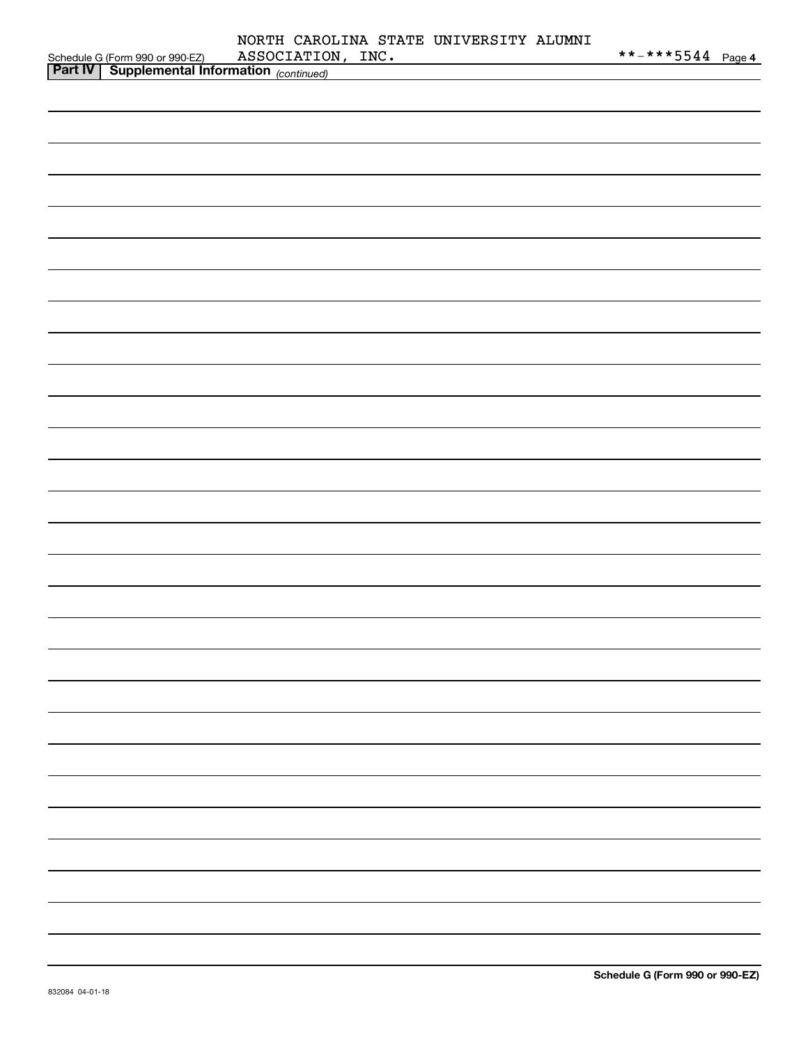Schedule G (Form 990 or 990-EZ) NORTH CAROLINA STATE UNIVERSITY ALUMNI ASSOCIATION, INC. **-***5544 Page 4

**Part IV | Supplemental Information** *(continued)*

832084 04-01-18

**Schedule G (Form 990 or 990-EZ)**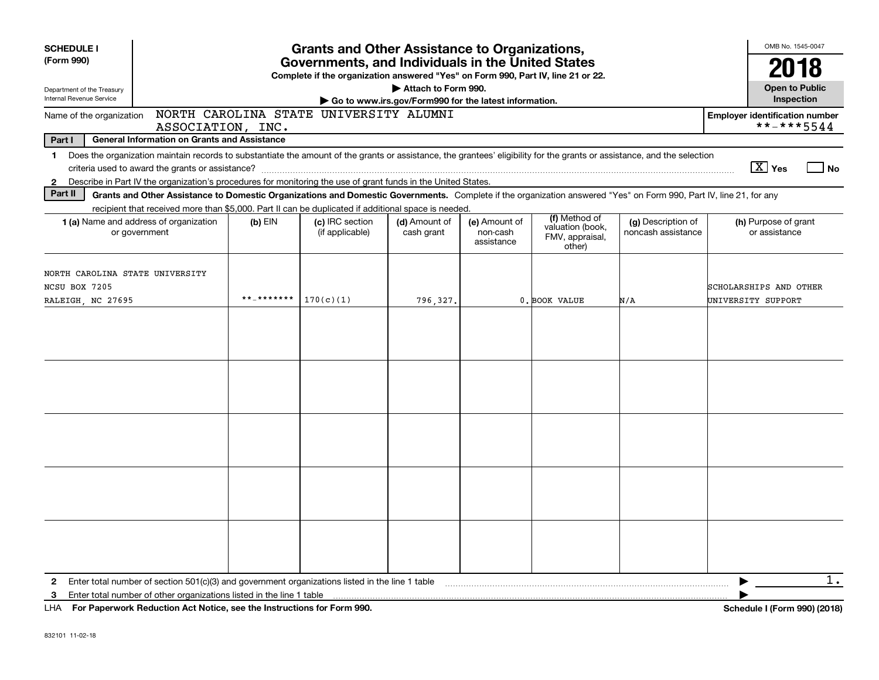**SCHEDULE I (Form 990)**

Department of the Treasury
Internal Revenue Service

# Grants and Other Assistance to Organizations, Governments, and Individuals in the United States

**Complete if the organization answered "Yes" on Form 990, Part IV, line 21 or 22.**

**▶ Attach to Form 990.**

**▶ Go to www.irs.gov/Form990 for the latest information.**

OMB No. 1545-0047

**2018**

**Open to Public Inspection**

Name of the organization: NORTH CAROLINA STATE UNIVERSITY ALUMNI ASSOCIATION, INC.

**Employer identification number** **-***5544

**Part I — General Information on Grants and Assistance**

1 Does the organization maintain records to substantiate the amount of the grants or assistance, the grantees' eligibility for the grants or assistance, and the selection criteria used to award the grants or assistance? [X] Yes [ ] No

2 Describe in Part IV the organization's procedures for monitoring the use of grant funds in the United States.

**Part II — Grants and Other Assistance to Domestic Organizations and Domestic Governments.** Complete if the organization answered "Yes" on Form 990, Part IV, line 21, for any recipient that received more than $5,000. Part II can be duplicated if additional space is needed.

| 1 (a) Name and address of organization or government | (b) EIN | (c) IRC section (if applicable) | (d) Amount of cash grant | (e) Amount of non-cash assistance | (f) Method of valuation (book, FMV, appraisal, other) | (g) Description of noncash assistance | (h) Purpose of grant or assistance |
|---|---|---|---|---|---|---|---|
| NORTH CAROLINA STATE UNIVERSITY NCSU BOX 7205 RALEIGH, NC 27695 | **-******* | 170(c)(1) | 796,327. | 0. | BOOK VALUE | N/A | SCHOLARSHIPS AND OTHER UNIVERSITY SUPPORT |
| | | | | | | | |
| | | | | | | | |
| | | | | | | | |
| | | | | | | | |
| | | | | | | | |

2 Enter total number of section 501(c)(3) and government organizations listed in the line 1 table ▶ 1.

3 Enter total number of other organizations listed in the line 1 table ▶

LHA **For Paperwork Reduction Act Notice, see the Instructions for Form 990.** **Schedule I (Form 990) (2018)**

832101 11-02-18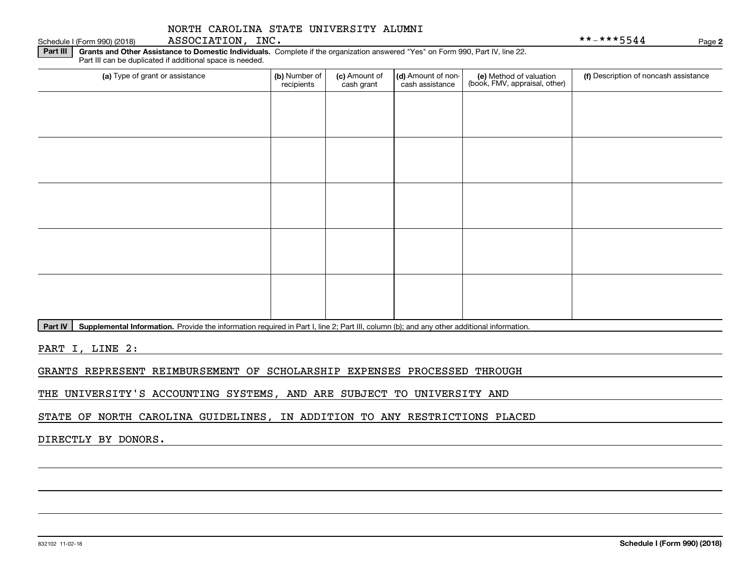NORTH CAROLINA STATE UNIVERSITY ALUMNI ASSOCIATION, INC.

Schedule I (Form 990) (2018) **-***5544 Page 2

**Part III** **Grants and Other Assistance to Domestic Individuals.** Complete if the organization answered "Yes" on Form 990, Part IV, line 22. Part III can be duplicated if additional space is needed.

| (a) Type of grant or assistance | (b) Number of recipients | (c) Amount of cash grant | (d) Amount of non-cash assistance | (e) Method of valuation (book, FMV, appraisal, other) | (f) Description of noncash assistance |
|---|---|---|---|---|---|
| | | | | | |
| | | | | | |
| | | | | | |
| | | | | | |
| | | | | | |

**Part IV** **Supplemental Information.** Provide the information required in Part I, line 2; Part III, column (b); and any other additional information.

PART I, LINE 2:

GRANTS REPRESENT REIMBURSEMENT OF SCHOLARSHIP EXPENSES PROCESSED THROUGH THE UNIVERSITY'S ACCOUNTING SYSTEMS, AND ARE SUBJECT TO UNIVERSITY AND STATE OF NORTH CAROLINA GUIDELINES, IN ADDITION TO ANY RESTRICTIONS PLACED DIRECTLY BY DONORS.

832102 11-02-18 **Schedule I (Form 990) (2018)**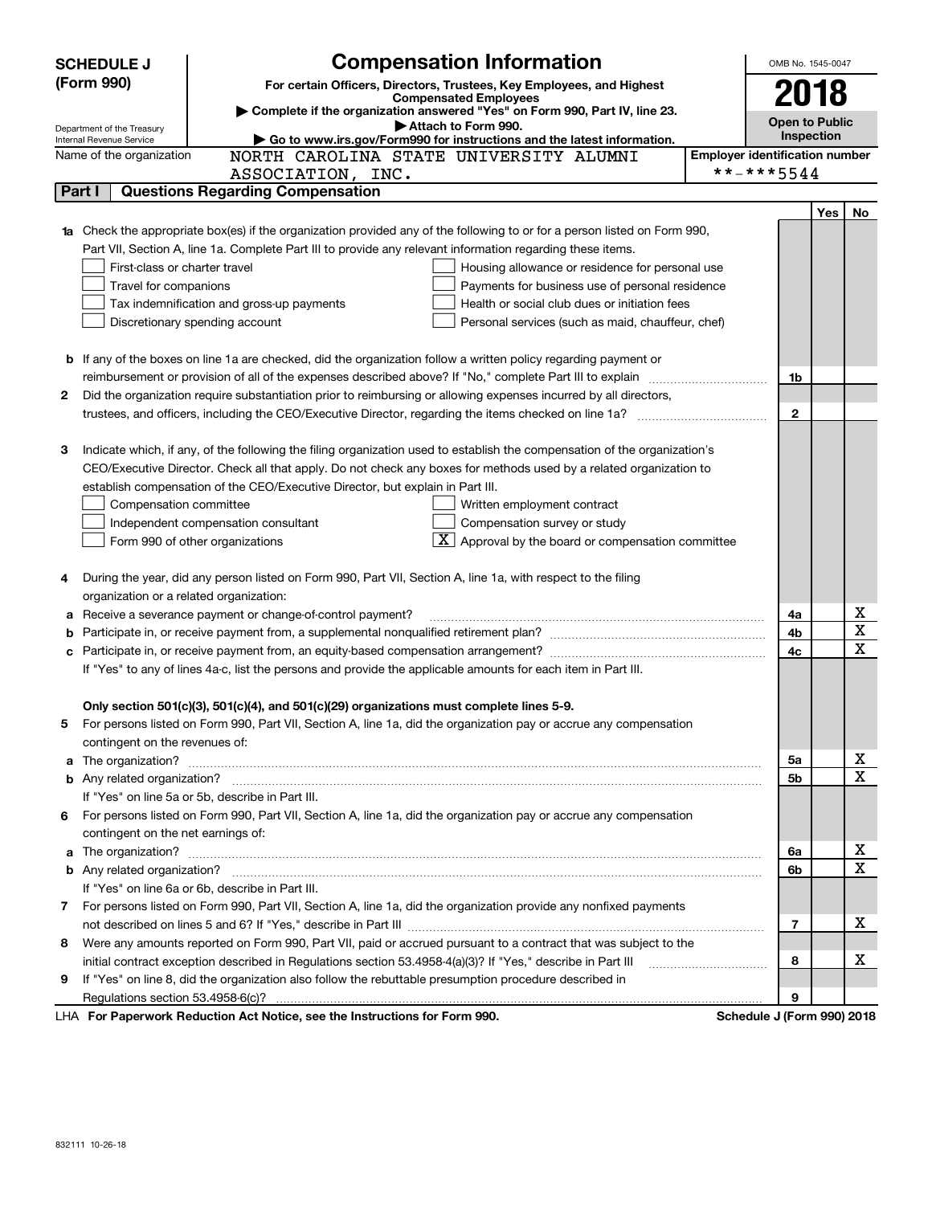# SCHEDULE J (Form 990)

## Compensation Information

**For certain Officers, Directors, Trustees, Key Employees, and Highest Compensated Employees**

▶ Complete if the organization answered "Yes" on Form 990, Part IV, line 23.

▶ Attach to Form 990.

▶ Go to www.irs.gov/Form990 for instructions and the latest information.

Department of the Treasury
Internal Revenue Service

OMB No. 1545-0047

**2018**

**Open to Public Inspection**

Name of the organization: NORTH CAROLINA STATE UNIVERSITY ALUMNI ASSOCIATION, INC.

Employer identification number: **-***5544

## Part I Questions Regarding Compensation

| | | | Yes | No |
|---|---|---|---|---|
| **1a** | Check the appropriate box(es) if the organization provided any of the following to or for a person listed on Form 990, Part VII, Section A, line 1a. Complete Part III to provide any relevant information regarding these items.<br>☐ First-class or charter travel ☐ Housing allowance or residence for personal use<br>☐ Travel for companions ☐ Payments for business use of personal residence<br>☐ Tax indemnification and gross-up payments ☐ Health or social club dues or initiation fees<br>☐ Discretionary spending account ☐ Personal services (such as maid, chauffeur, chef) | | | |
| **b** | If any of the boxes on line 1a are checked, did the organization follow a written policy regarding payment or reimbursement or provision of all of the expenses described above? If "No," complete Part III to explain | 1b | | |
| **2** | Did the organization require substantiation prior to reimbursing or allowing expenses incurred by all directors, trustees, and officers, including the CEO/Executive Director, regarding the items checked on line 1a? | 2 | | |
| **3** | Indicate which, if any, of the following the filing organization used to establish the compensation of the organization's CEO/Executive Director. Check all that apply. Do not check any boxes for methods used by a related organization to establish compensation of the CEO/Executive Director, but explain in Part III.<br>☐ Compensation committee ☐ Written employment contract<br>☐ Independent compensation consultant ☐ Compensation survey or study<br>☐ Form 990 of other organizations ☒ Approval by the board or compensation committee | | | |
| **4** | During the year, did any person listed on Form 990, Part VII, Section A, line 1a, with respect to the filing organization or a related organization: | | | |
| **a** | Receive a severance payment or change-of-control payment? | 4a | | X |
| **b** | Participate in, or receive payment from, a supplemental nonqualified retirement plan? | 4b | | X |
| **c** | Participate in, or receive payment from, an equity-based compensation arrangement? | 4c | | X |
| | If "Yes" to any of lines 4a-c, list the persons and provide the applicable amounts for each item in Part III. | | | |
| | **Only section 501(c)(3), 501(c)(4), and 501(c)(29) organizations must complete lines 5-9.** | | | |
| **5** | For persons listed on Form 990, Part VII, Section A, line 1a, did the organization pay or accrue any compensation contingent on the revenues of: | | | |
| **a** | The organization? | 5a | | X |
| **b** | Any related organization? | 5b | | X |
| | If "Yes" on line 5a or 5b, describe in Part III. | | | |
| **6** | For persons listed on Form 990, Part VII, Section A, line 1a, did the organization pay or accrue any compensation contingent on the net earnings of: | | | |
| **a** | The organization? | 6a | | X |
| **b** | Any related organization? | 6b | | X |
| | If "Yes" on line 6a or 6b, describe in Part III. | | | |
| **7** | For persons listed on Form 990, Part VII, Section A, line 1a, did the organization provide any nonfixed payments not described on lines 5 and 6? If "Yes," describe in Part III | 7 | | X |
| **8** | Were any amounts reported on Form 990, Part VII, paid or accrued pursuant to a contract that was subject to the initial contract exception described in Regulations section 53.4958-4(a)(3)? If "Yes," describe in Part III | 8 | | X |
| **9** | If "Yes" on line 8, did the organization also follow the rebuttable presumption procedure described in Regulations section 53.4958-6(c)? | 9 | | |

LHA **For Paperwork Reduction Act Notice, see the Instructions for Form 990.** **Schedule J (Form 990) 2018**

832111 10-26-18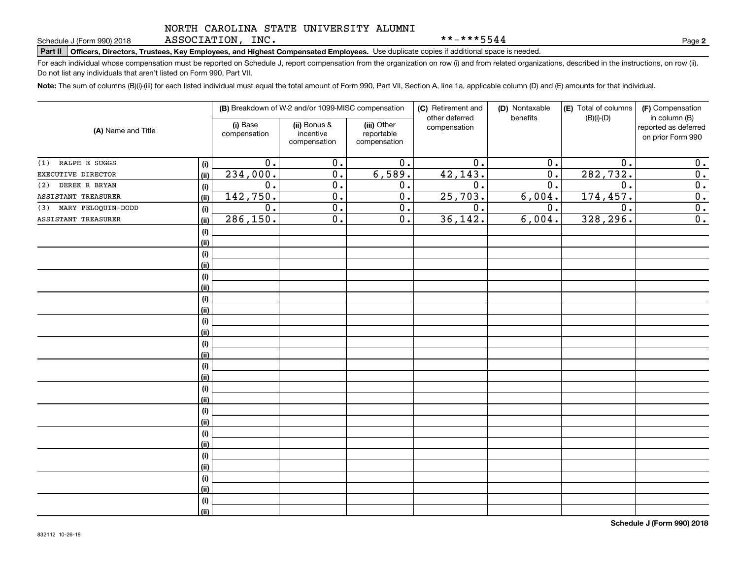NORTH CAROLINA STATE UNIVERSITY ALUMNI ASSOCIATION, INC. **-***5544

Schedule J (Form 990) 2018

## Part II Officers, Directors, Trustees, Key Employees, and Highest Compensated Employees.

Use duplicate copies if additional space is needed.

For each individual whose compensation must be reported on Schedule J, report compensation from the organization on row (i) and from related organizations, described in the instructions, on row (ii). Do not list any individuals that aren't listed on Form 990, Part VII.

**Note:** The sum of columns (B)(i)-(iii) for each listed individual must equal the total amount of Form 990, Part VII, Section A, line 1a, applicable column (D) and (E) amounts for that individual.

| (A) Name and Title | | (B) Breakdown of W-2 and/or 1099-MISC compensation | | | (C) Retirement and other deferred compensation | (D) Nontaxable benefits | (E) Total of columns (B)(i)-(D) | (F) Compensation in column (B) reported as deferred on prior Form 990 |
|---|---|---|---|---|---|---|---|---|
| | | (i) Base compensation | (ii) Bonus & incentive compensation | (iii) Other reportable compensation | | | | |
| (1) RALPH E SUGGS | (i) | 0. | 0. | 0. | 0. | 0. | 0. | 0. |
| EXECUTIVE DIRECTOR | (ii) | 234,000. | 0. | 6,589. | 42,143. | 0. | 282,732. | 0. |
| (2) DEREK R BRYAN | (i) | 0. | 0. | 0. | 0. | 0. | 0. | 0. |
| ASSISTANT TREASURER | (ii) | 142,750. | 0. | 0. | 25,703. | 6,004. | 174,457. | 0. |
| (3) MARY PELOQUIN-DODD | (i) | 0. | 0. | 0. | 0. | 0. | 0. | 0. |
| ASSISTANT TREASURER | (ii) | 286,150. | 0. | 0. | 36,142. | 6,004. | 328,296. | 0. |

Schedule J (Form 990) 2018

832112 10-26-18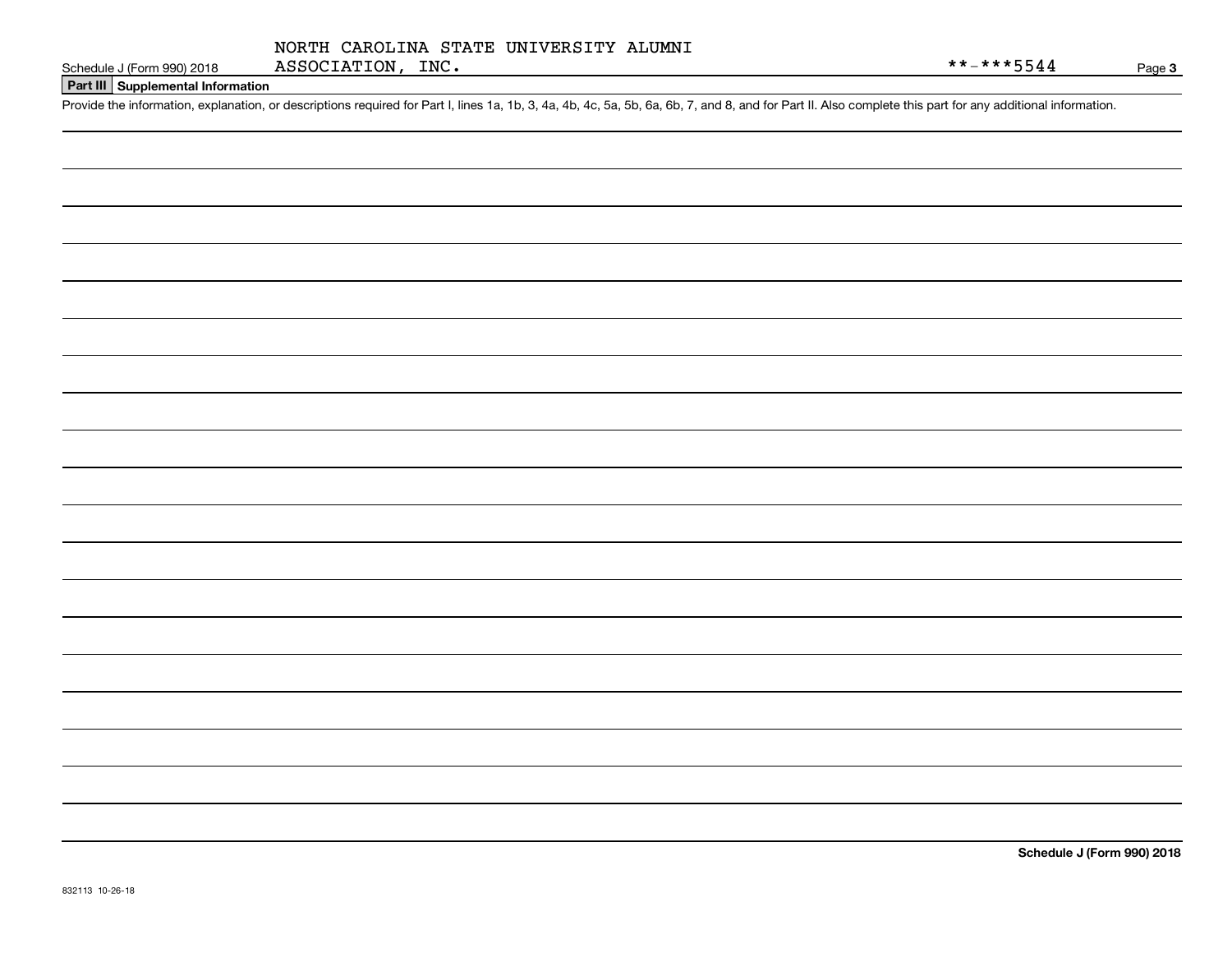NORTH CAROLINA STATE UNIVERSITY ALUMNI ASSOCIATION, INC.

**-***5544

## Part III Supplemental Information

Provide the information, explanation, or descriptions required for Part I, lines 1a, 1b, 3, 4a, 4b, 4c, 5a, 5b, 6a, 6b, 7, and 8, and for Part II. Also complete this part for any additional information.

**Schedule J (Form 990) 2018**

832113 10-26-18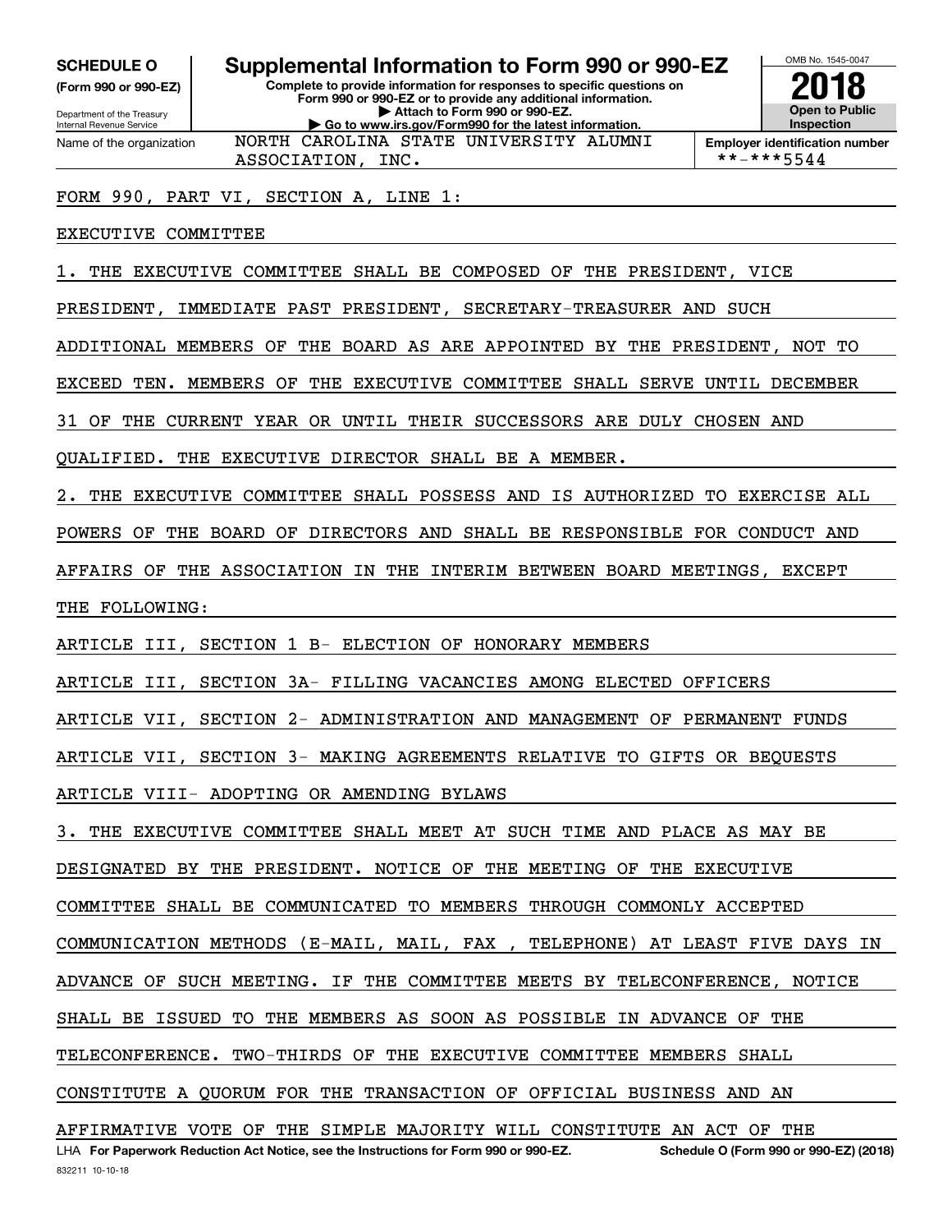**SCHEDULE O**
**(Form 990 or 990-EZ)**
Department of the Treasury
Internal Revenue Service

# Supplemental Information to Form 990 or 990-EZ

**Complete to provide information for responses to specific questions on Form 990 or 990-EZ or to provide any additional information.**
**▶ Attach to Form 990 or 990-EZ.**
**▶ Go to www.irs.gov/Form990 for the latest information.**

OMB No. 1545-0047
**2018**
**Open to Public Inspection**

Name of the organization: NORTH CAROLINA STATE UNIVERSITY ALUMNI ASSOCIATION, INC.

**Employer identification number** **-***5544

FORM 990, PART VI, SECTION A, LINE 1:

EXECUTIVE COMMITTEE

1. THE EXECUTIVE COMMITTEE SHALL BE COMPOSED OF THE PRESIDENT, VICE PRESIDENT, IMMEDIATE PAST PRESIDENT, SECRETARY-TREASURER AND SUCH ADDITIONAL MEMBERS OF THE BOARD AS ARE APPOINTED BY THE PRESIDENT, NOT TO EXCEED TEN. MEMBERS OF THE EXECUTIVE COMMITTEE SHALL SERVE UNTIL DECEMBER 31 OF THE CURRENT YEAR OR UNTIL THEIR SUCCESSORS ARE DULY CHOSEN AND QUALIFIED. THE EXECUTIVE DIRECTOR SHALL BE A MEMBER.

2. THE EXECUTIVE COMMITTEE SHALL POSSESS AND IS AUTHORIZED TO EXERCISE ALL POWERS OF THE BOARD OF DIRECTORS AND SHALL BE RESPONSIBLE FOR CONDUCT AND AFFAIRS OF THE ASSOCIATION IN THE INTERIM BETWEEN BOARD MEETINGS, EXCEPT THE FOLLOWING:

ARTICLE III, SECTION 1 B- ELECTION OF HONORARY MEMBERS

ARTICLE III, SECTION 3A- FILLING VACANCIES AMONG ELECTED OFFICERS

ARTICLE VII, SECTION 2- ADMINISTRATION AND MANAGEMENT OF PERMANENT FUNDS

ARTICLE VII, SECTION 3- MAKING AGREEMENTS RELATIVE TO GIFTS OR BEQUESTS

ARTICLE VIII- ADOPTING OR AMENDING BYLAWS

3. THE EXECUTIVE COMMITTEE SHALL MEET AT SUCH TIME AND PLACE AS MAY BE DESIGNATED BY THE PRESIDENT. NOTICE OF THE MEETING OF THE EXECUTIVE COMMITTEE SHALL BE COMMUNICATED TO MEMBERS THROUGH COMMONLY ACCEPTED COMMUNICATION METHODS (E-MAIL, MAIL, FAX , TELEPHONE) AT LEAST FIVE DAYS IN ADVANCE OF SUCH MEETING. IF THE COMMITTEE MEETS BY TELECONFERENCE, NOTICE SHALL BE ISSUED TO THE MEMBERS AS SOON AS POSSIBLE IN ADVANCE OF THE TELECONFERENCE. TWO-THIRDS OF THE EXECUTIVE COMMITTEE MEMBERS SHALL CONSTITUTE A QUORUM FOR THE TRANSACTION OF OFFICIAL BUSINESS AND AN AFFIRMATIVE VOTE OF THE SIMPLE MAJORITY WILL CONSTITUTE AN ACT OF THE

LHA **For Paperwork Reduction Act Notice, see the Instructions for Form 990 or 990-EZ.** **Schedule O (Form 990 or 990-EZ) (2018)**

832211 10-10-18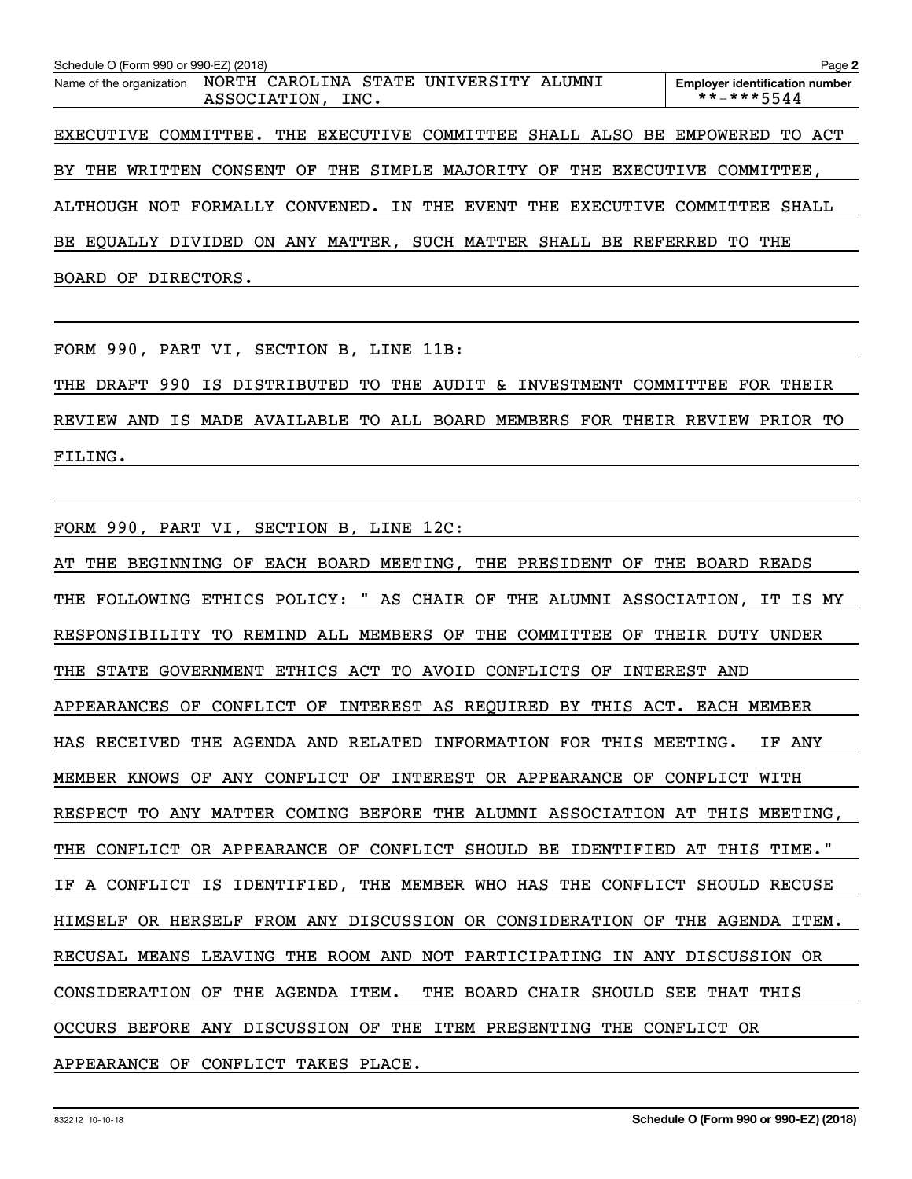Schedule O (Form 990 or 990-EZ) (2018)

Name of the organization: NORTH CAROLINA STATE UNIVERSITY ALUMNI ASSOCIATION, INC.

Employer identification number: **-***5544

EXECUTIVE COMMITTEE. THE EXECUTIVE COMMITTEE SHALL ALSO BE EMPOWERED TO ACT BY THE WRITTEN CONSENT OF THE SIMPLE MAJORITY OF THE EXECUTIVE COMMITTEE, ALTHOUGH NOT FORMALLY CONVENED. IN THE EVENT THE EXECUTIVE COMMITTEE SHALL BE EQUALLY DIVIDED ON ANY MATTER, SUCH MATTER SHALL BE REFERRED TO THE BOARD OF DIRECTORS.

FORM 990, PART VI, SECTION B, LINE 11B:

THE DRAFT 990 IS DISTRIBUTED TO THE AUDIT & INVESTMENT COMMITTEE FOR THEIR REVIEW AND IS MADE AVAILABLE TO ALL BOARD MEMBERS FOR THEIR REVIEW PRIOR TO FILING.

FORM 990, PART VI, SECTION B, LINE 12C:

AT THE BEGINNING OF EACH BOARD MEETING, THE PRESIDENT OF THE BOARD READS THE FOLLOWING ETHICS POLICY: " AS CHAIR OF THE ALUMNI ASSOCIATION, IT IS MY RESPONSIBILITY TO REMIND ALL MEMBERS OF THE COMMITTEE OF THEIR DUTY UNDER THE STATE GOVERNMENT ETHICS ACT TO AVOID CONFLICTS OF INTEREST AND APPEARANCES OF CONFLICT OF INTEREST AS REQUIRED BY THIS ACT. EACH MEMBER HAS RECEIVED THE AGENDA AND RELATED INFORMATION FOR THIS MEETING. IF ANY MEMBER KNOWS OF ANY CONFLICT OF INTEREST OR APPEARANCE OF CONFLICT WITH RESPECT TO ANY MATTER COMING BEFORE THE ALUMNI ASSOCIATION AT THIS MEETING, THE CONFLICT OR APPEARANCE OF CONFLICT SHOULD BE IDENTIFIED AT THIS TIME." IF A CONFLICT IS IDENTIFIED, THE MEMBER WHO HAS THE CONFLICT SHOULD RECUSE HIMSELF OR HERSELF FROM ANY DISCUSSION OR CONSIDERATION OF THE AGENDA ITEM. RECUSAL MEANS LEAVING THE ROOM AND NOT PARTICIPATING IN ANY DISCUSSION OR CONSIDERATION OF THE AGENDA ITEM. THE BOARD CHAIR SHOULD SEE THAT THIS OCCURS BEFORE ANY DISCUSSION OF THE ITEM PRESENTING THE CONFLICT OR APPEARANCE OF CONFLICT TAKES PLACE.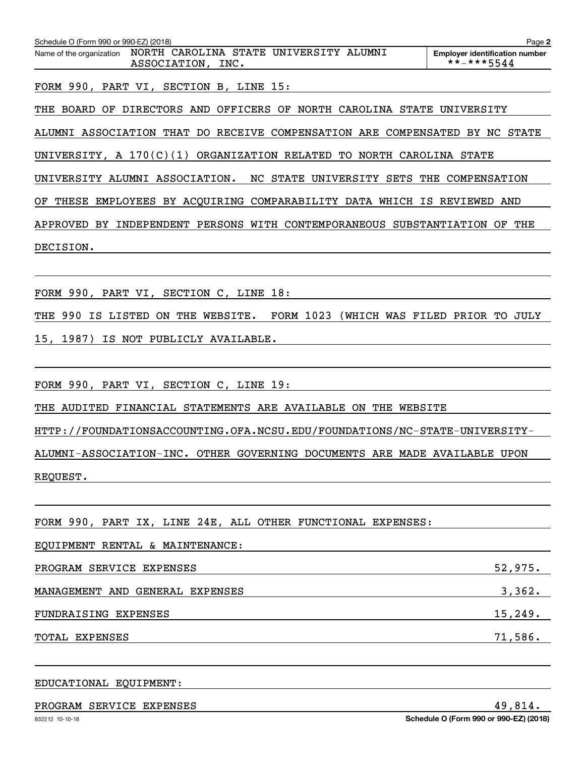Schedule O (Form 990 or 990-EZ) (2018)

Name of the organization: NORTH CAROLINA STATE UNIVERSITY ALUMNI ASSOCIATION, INC.

Employer identification number: **-***5544

FORM 990, PART VI, SECTION B, LINE 15:

THE BOARD OF DIRECTORS AND OFFICERS OF NORTH CAROLINA STATE UNIVERSITY ALUMNI ASSOCIATION THAT DO RECEIVE COMPENSATION ARE COMPENSATED BY NC STATE UNIVERSITY, A 170(C)(1) ORGANIZATION RELATED TO NORTH CAROLINA STATE UNIVERSITY ALUMNI ASSOCIATION. NC STATE UNIVERSITY SETS THE COMPENSATION OF THESE EMPLOYEES BY ACQUIRING COMPARABILITY DATA WHICH IS REVIEWED AND APPROVED BY INDEPENDENT PERSONS WITH CONTEMPORANEOUS SUBSTANTIATION OF THE DECISION.

FORM 990, PART VI, SECTION C, LINE 18:

THE 990 IS LISTED ON THE WEBSITE. FORM 1023 (WHICH WAS FILED PRIOR TO JULY 15, 1987) IS NOT PUBLICLY AVAILABLE.

FORM 990, PART VI, SECTION C, LINE 19:

THE AUDITED FINANCIAL STATEMENTS ARE AVAILABLE ON THE WEBSITE HTTP://FOUNDATIONSACCOUNTING.OFA.NCSU.EDU/FOUNDATIONS/NC-STATE-UNIVERSITY-ALUMNI-ASSOCIATION-INC. OTHER GOVERNING DOCUMENTS ARE MADE AVAILABLE UPON REQUEST.

FORM 990, PART IX, LINE 24E, ALL OTHER FUNCTIONAL EXPENSES:

EQUIPMENT RENTAL & MAINTENANCE:

| | |
|---|---|
| PROGRAM SERVICE EXPENSES | 52,975. |
| MANAGEMENT AND GENERAL EXPENSES | 3,362. |
| FUNDRAISING EXPENSES | 15,249. |
| TOTAL EXPENSES | 71,586. |

EDUCATIONAL EQUIPMENT:

| | |
|---|---|
| PROGRAM SERVICE EXPENSES | 49,814. |

832212 10-10-18 Schedule O (Form 990 or 990-EZ) (2018)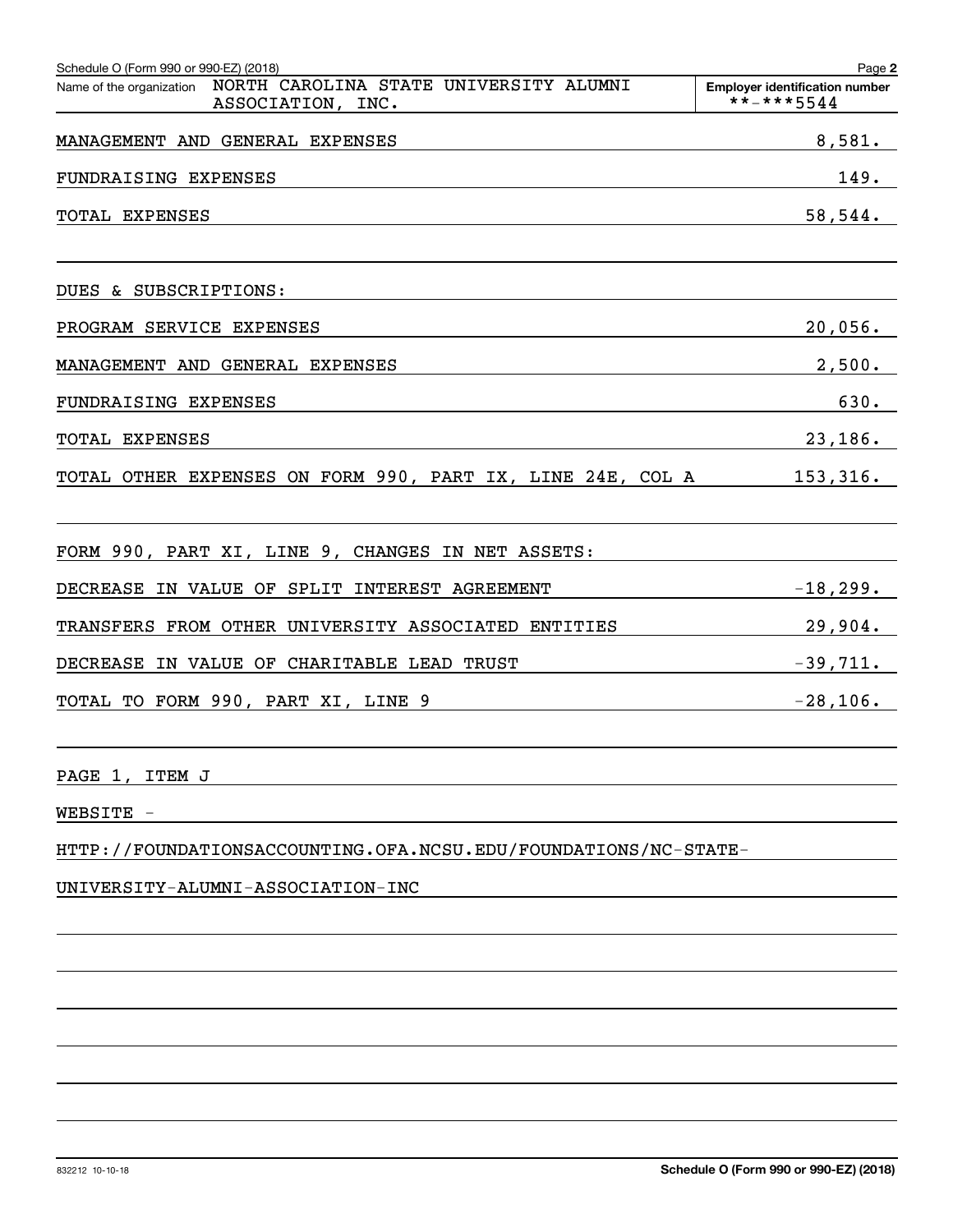Schedule O (Form 990 or 990-EZ) (2018)

Name of the organization: NORTH CAROLINA STATE UNIVERSITY ALUMNI ASSOCIATION, INC.

Employer identification number: **-***5544

| | |
|---|---|
| MANAGEMENT AND GENERAL EXPENSES | 8,581. |
| FUNDRAISING EXPENSES | 149. |
| TOTAL EXPENSES | 58,544. |

DUES & SUBSCRIPTIONS:

| | |
|---|---|
| PROGRAM SERVICE EXPENSES | 20,056. |
| MANAGEMENT AND GENERAL EXPENSES | 2,500. |
| FUNDRAISING EXPENSES | 630. |
| TOTAL EXPENSES | 23,186. |
| TOTAL OTHER EXPENSES ON FORM 990, PART IX, LINE 24E, COL A | 153,316. |

FORM 990, PART XI, LINE 9, CHANGES IN NET ASSETS:

| | |
|---|---|
| DECREASE IN VALUE OF SPLIT INTEREST AGREEMENT | -18,299. |
| TRANSFERS FROM OTHER UNIVERSITY ASSOCIATED ENTITIES | 29,904. |
| DECREASE IN VALUE OF CHARITABLE LEAD TRUST | -39,711. |
| TOTAL TO FORM 990, PART XI, LINE 9 | -28,106. |

PAGE 1, ITEM J

WEBSITE -

HTTP://FOUNDATIONSACCOUNTING.OFA.NCSU.EDU/FOUNDATIONS/NC-STATE-UNIVERSITY-ALUMNI-ASSOCIATION-INC

832212 10-10-18

Schedule O (Form 990 or 990-EZ) (2018)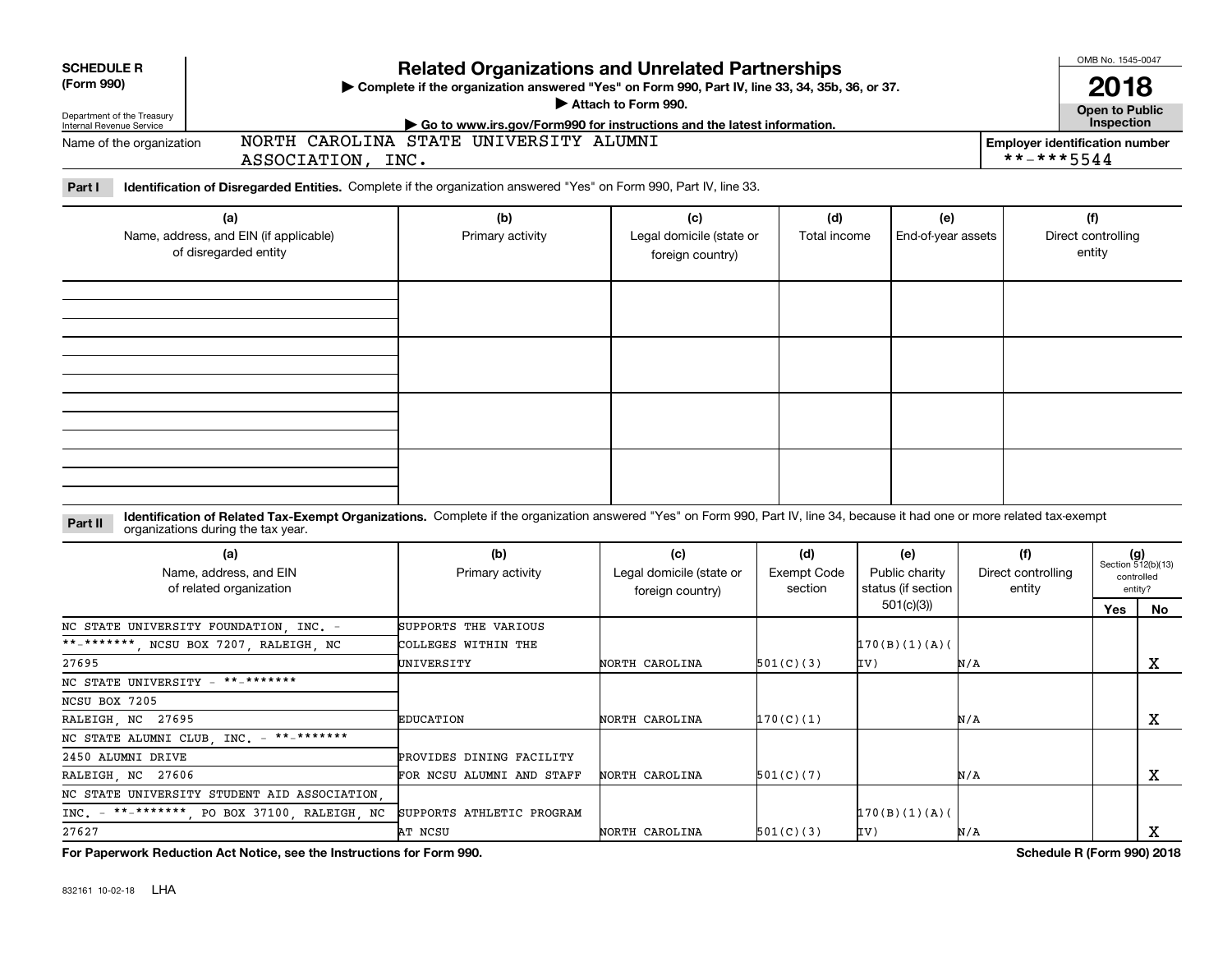**SCHEDULE R (Form 990)**

Department of the Treasury
Internal Revenue Service

# Related Organizations and Unrelated Partnerships

▶ Complete if the organization answered "Yes" on Form 990, Part IV, line 33, 34, 35b, 36, or 37.
▶ Attach to Form 990.
▶ Go to www.irs.gov/Form990 for instructions and the latest information.

OMB No. 1545-0047

**2018**

**Open to Public Inspection**

Name of the organization: NORTH CAROLINA STATE UNIVERSITY ALUMNI ASSOCIATION, INC.

**Employer identification number:** **-***5544

**Part I** **Identification of Disregarded Entities.** Complete if the organization answered "Yes" on Form 990, Part IV, line 33.

| (a) Name, address, and EIN (if applicable) of disregarded entity | (b) Primary activity | (c) Legal domicile (state or foreign country) | (d) Total income | (e) End-of-year assets | (f) Direct controlling entity |
|---|---|---|---|---|---|
| | | | | | |
| | | | | | |
| | | | | | |
| | | | | | |

**Part II** **Identification of Related Tax-Exempt Organizations.** Complete if the organization answered "Yes" on Form 990, Part IV, line 34, because it had one or more related tax-exempt organizations during the tax year.

| (a) Name, address, and EIN of related organization | (b) Primary activity | (c) Legal domicile (state or foreign country) | (d) Exempt Code section | (e) Public charity status (if section 501(c)(3)) | (f) Direct controlling entity | (g) Section 512(b)(13) controlled entity? Yes | No |
|---|---|---|---|---|---|---|---|
| NC STATE UNIVERSITY FOUNDATION, INC. - **-*******, NCSU BOX 7207, RALEIGH, NC 27695 | SUPPORTS THE VARIOUS COLLEGES WITHIN THE UNIVERSITY | NORTH CAROLINA | 501(C)(3) | 170(B)(1)(A)(IV) | N/A | | X |
| NC STATE UNIVERSITY - **-******* NCSU BOX 7205 RALEIGH, NC 27695 | EDUCATION | NORTH CAROLINA | 170(C)(1) | | N/A | | X |
| NC STATE ALUMNI CLUB, INC. - **-******* 2450 ALUMNI DRIVE RALEIGH, NC 27606 | PROVIDES DINING FACILITY FOR NCSU ALUMNI AND STAFF | NORTH CAROLINA | 501(C)(7) | | N/A | | X |
| NC STATE UNIVERSITY STUDENT AID ASSOCIATION, INC. - **-*******, PO BOX 37100, RALEIGH, NC 27627 | SUPPORTS ATHLETIC PROGRAM AT NCSU | NORTH CAROLINA | 501(C)(3) | 170(B)(1)(A)(IV) | N/A | | X |

**For Paperwork Reduction Act Notice, see the Instructions for Form 990.** **Schedule R (Form 990) 2018**

832161 10-02-18 LHA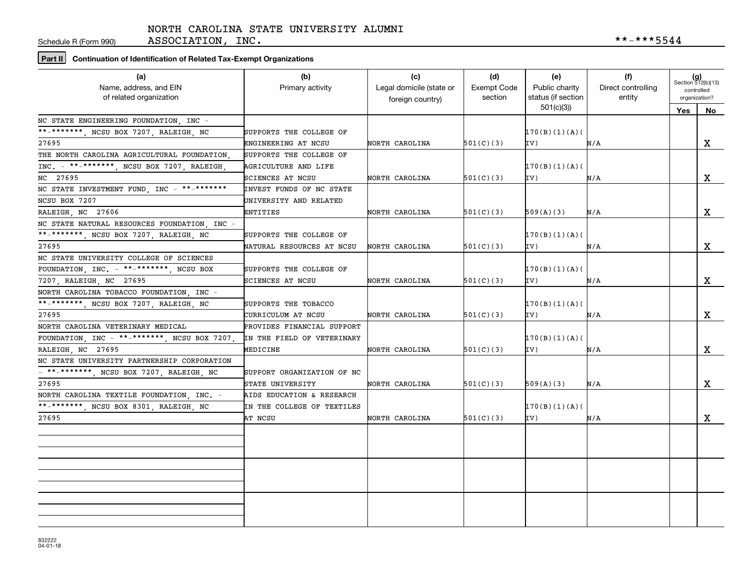Schedule R (Form 990) NORTH CAROLINA STATE UNIVERSITY ALUMNI ASSOCIATION, INC. **-***5544

**Part II** **Continuation of Identification of Related Tax-Exempt Organizations**

| (a) Name, address, and EIN of related organization | (b) Primary activity | (c) Legal domicile (state or foreign country) | (d) Exempt Code section | (e) Public charity status (if section 501(c)(3)) | (f) Direct controlling entity | (g) Section 512(b)(13) controlled organization? Yes | No |
|---|---|---|---|---|---|---|---|
| NC STATE ENGINEERING FOUNDATION, INC - **-*******, NCSU BOX 7207, RALEIGH, NC 27695 | SUPPORTS THE COLLEGE OF ENGINEERING AT NCSU | NORTH CAROLINA | 501(C)(3) | 170(B)(1)(A)(IV) | N/A | | X |
| THE NORTH CAROLINA AGRICULTURAL FOUNDATION, INC. - **-*******, NCSU BOX 7207, RALEIGH, NC 27695 | SUPPORTS THE COLLEGE OF AGRICULTURE AND LIFE SCIENCES AT NCSU | NORTH CAROLINA | 501(C)(3) | 170(B)(1)(A)(IV) | N/A | | X |
| NC STATE INVESTMENT FUND, INC - **-******* NCSU BOX 7207 RALEIGH, NC 27606 | INVEST FUNDS OF NC STATE UNIVERSITY AND RELATED ENTITIES | NORTH CAROLINA | 501(C)(3) | 509(A)(3) | N/A | | X |
| NC STATE NATURAL RESOURCES FOUNDATION, INC - **-*******, NCSU BOX 7207, RALEIGH, NC 27695 | SUPPORTS THE COLLEGE OF NATURAL RESOURCES AT NCSU | NORTH CAROLINA | 501(C)(3) | 170(B)(1)(A)(IV) | N/A | | X |
| NC STATE UNIVERSITY COLLEGE OF SCIENCES FOUNDATION, INC. - **-*******, NCSU BOX 7207, RALEIGH, NC 27695 | SUPPORTS THE COLLEGE OF SCIENCES AT NCSU | NORTH CAROLINA | 501(C)(3) | 170(B)(1)(A)(IV) | N/A | | X |
| NORTH CAROLINA TOBACCO FOUNDATION, INC - **-*******, NCSU BOX 7207, RALEIGH, NC 27695 | SUPPORTS THE TOBACCO CURRICULUM AT NCSU | NORTH CAROLINA | 501(C)(3) | 170(B)(1)(A)(IV) | N/A | | X |
| NORTH CAROLINA VETERINARY MEDICAL FOUNDATION, INC - **-*******, NCSU BOX 7207, RALEIGH, NC 27695 | PROVIDES FINANCIAL SUPPORT IN THE FIELD OF VETERINARY MEDICINE | NORTH CAROLINA | 501(C)(3) | 170(B)(1)(A)(IV) | N/A | | X |
| NC STATE UNIVERSITY PARTNERSHIP CORPORATION - **-*******, NCSU BOX 7207, RALEIGH, NC 27695 | SUPPORT ORGANIZATION OF NC STATE UNIVERSITY | NORTH CAROLINA | 501(C)(3) | 509(A)(3) | N/A | | X |
| NORTH CAROLINA TEXTILE FOUNDATION, INC. - **-*******, NCSU BOX 8301, RALEIGH, NC 27695 | AIDS EDUCATION & RESEARCH IN THE COLLEGE OF TEXTILES AT NCSU | NORTH CAROLINA | 501(C)(3) | 170(B)(1)(A)(IV) | N/A | | X |
| | | | | | | | |
| | | | | | | | |
| | | | | | | | |

832222
04-01-18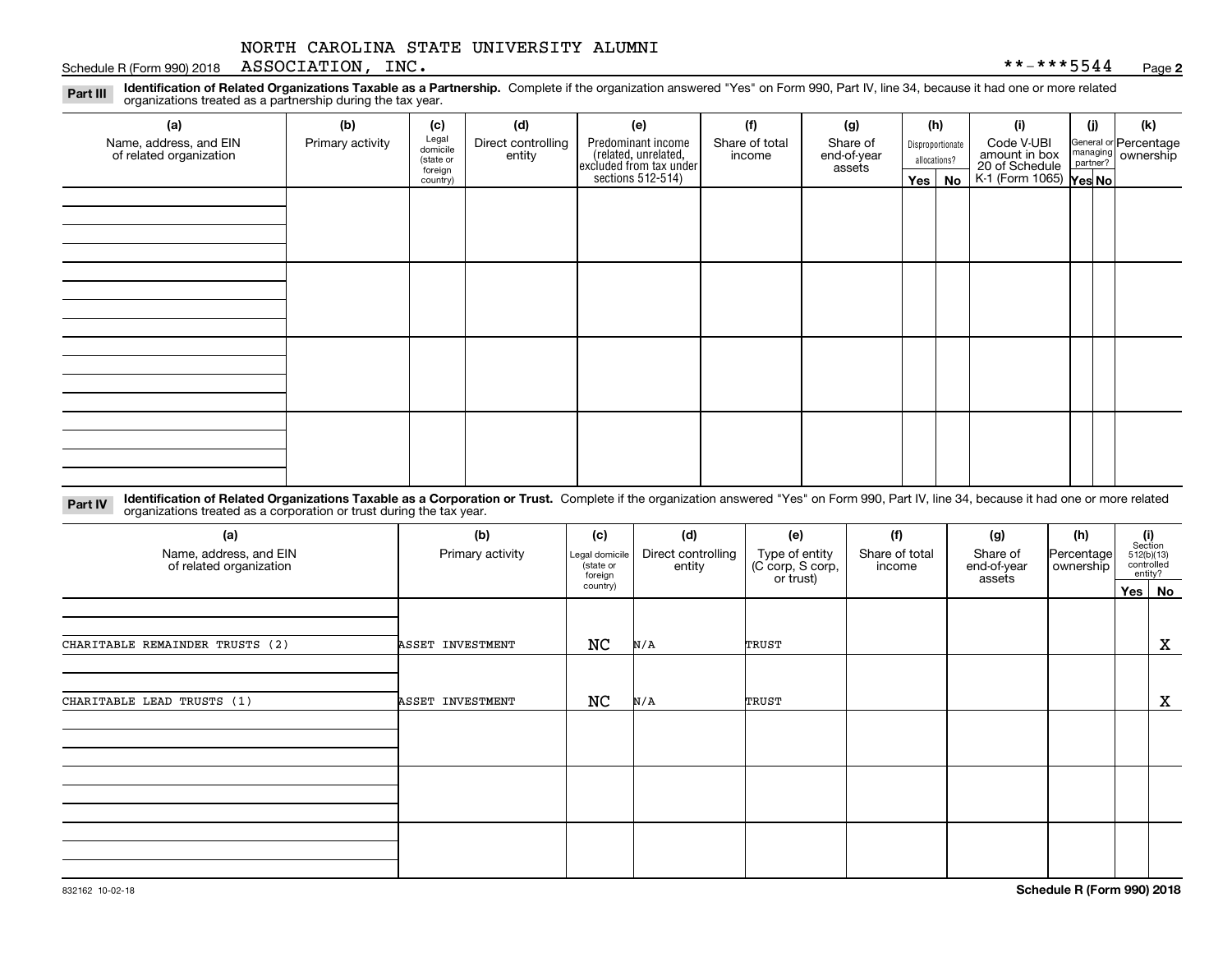NORTH CAROLINA STATE UNIVERSITY ALUMNI ASSOCIATION, INC. **-***5544

**Part III** **Identification of Related Organizations Taxable as a Partnership.** Complete if the organization answered "Yes" on Form 990, Part IV, line 34, because it had one or more related organizations treated as a partnership during the tax year.

| (a) Name, address, and EIN of related organization | (b) Primary activity | (c) Legal domicile (state or foreign country) | (d) Direct controlling entity | (e) Predominant income (related, unrelated, excluded from tax under sections 512-514) | (f) Share of total income | (g) Share of end-of-year assets | (h) Disproportionate allocations? Yes | No | (i) Code V-UBI amount in box 20 of Schedule K-1 (Form 1065) | (j) General or managing partner? Yes | No | (k) Percentage ownership |
|---|---|---|---|---|---|---|---|---|---|---|---|---|
| | | | | | | | | | | | | |
| | | | | | | | | | | | | |
| | | | | | | | | | | | | |
| | | | | | | | | | | | | |

**Part IV** **Identification of Related Organizations Taxable as a Corporation or Trust.** Complete if the organization answered "Yes" on Form 990, Part IV, line 34, because it had one or more related organizations treated as a corporation or trust during the tax year.

| (a) Name, address, and EIN of related organization | (b) Primary activity | (c) Legal domicile (state or foreign country) | (d) Direct controlling entity | (e) Type of entity (C corp, S corp, or trust) | (f) Share of total income | (g) Share of end-of-year assets | (h) Percentage ownership | (i) Section 512(b)(13) controlled entity? Yes | No |
|---|---|---|---|---|---|---|---|---|---|
| CHARITABLE REMAINDER TRUSTS (2) | ASSET INVESTMENT | NC | N/A | TRUST | | | | | X |
| CHARITABLE LEAD TRUSTS (1) | ASSET INVESTMENT | NC | N/A | TRUST | | | | | X |
| | | | | | | | | | |
| | | | | | | | | | |
| | | | | | | | | | |

832162 10-02-18

**Schedule R (Form 990) 2018**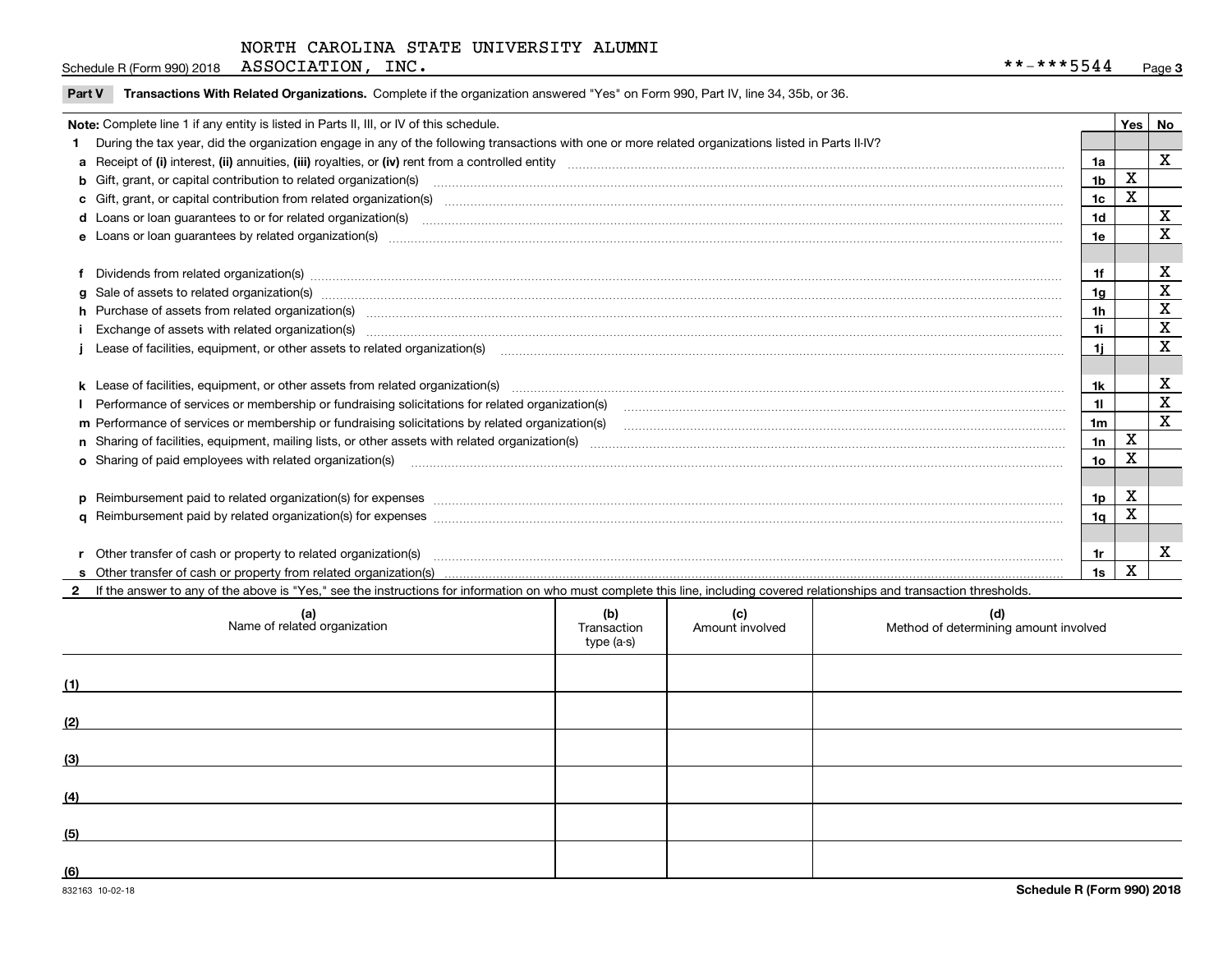Schedule R (Form 990) 2018 NORTH CAROLINA STATE UNIVERSITY ALUMNI ASSOCIATION, INC. **-***5544 Page 3

**Part V Transactions With Related Organizations.** Complete if the organization answered "Yes" on Form 990, Part IV, line 34, 35b, or 36.

| Note: Complete line 1 if any entity is listed in Parts II, III, or IV of this schedule. | | Yes | No |
|---|---|---|---|
| **1** During the tax year, did the organization engage in any of the following transactions with one or more related organizations listed in Parts II-IV? | | | |
| **a** Receipt of **(i)** interest, **(ii)** annuities, **(iii)** royalties, or **(iv)** rent from a controlled entity | 1a | | X |
| **b** Gift, grant, or capital contribution to related organization(s) | 1b | X | |
| **c** Gift, grant, or capital contribution from related organization(s) | 1c | X | |
| **d** Loans or loan guarantees to or for related organization(s) | 1d | | X |
| **e** Loans or loan guarantees by related organization(s) | 1e | | X |
| **f** Dividends from related organization(s) | 1f | | X |
| **g** Sale of assets to related organization(s) | 1g | | X |
| **h** Purchase of assets from related organization(s) | 1h | | X |
| **i** Exchange of assets with related organization(s) | 1i | | X |
| **j** Lease of facilities, equipment, or other assets to related organization(s) | 1j | | X |
| **k** Lease of facilities, equipment, or other assets from related organization(s) | 1k | | X |
| **l** Performance of services or membership or fundraising solicitations for related organization(s) | 1l | | X |
| **m** Performance of services or membership or fundraising solicitations by related organization(s) | 1m | | X |
| **n** Sharing of facilities, equipment, mailing lists, or other assets with related organization(s) | 1n | X | |
| **o** Sharing of paid employees with related organization(s) | 1o | X | |
| **p** Reimbursement paid to related organization(s) for expenses | 1p | X | |
| **q** Reimbursement paid by related organization(s) for expenses | 1q | X | |
| **r** Other transfer of cash or property to related organization(s) | 1r | | X |
| **s** Other transfer of cash or property from related organization(s) | 1s | X | |

**2** If the answer to any of the above is "Yes," see the instructions for information on who must complete this line, including covered relationships and transaction thresholds.

| (a) Name of related organization | (b) Transaction type (a-s) | (c) Amount involved | (d) Method of determining amount involved |
|---|---|---|---|
| (1) | | | |
| (2) | | | |
| (3) | | | |
| (4) | | | |
| (5) | | | |
| (6) | | | |

832163 10-02-18 **Schedule R (Form 990) 2018**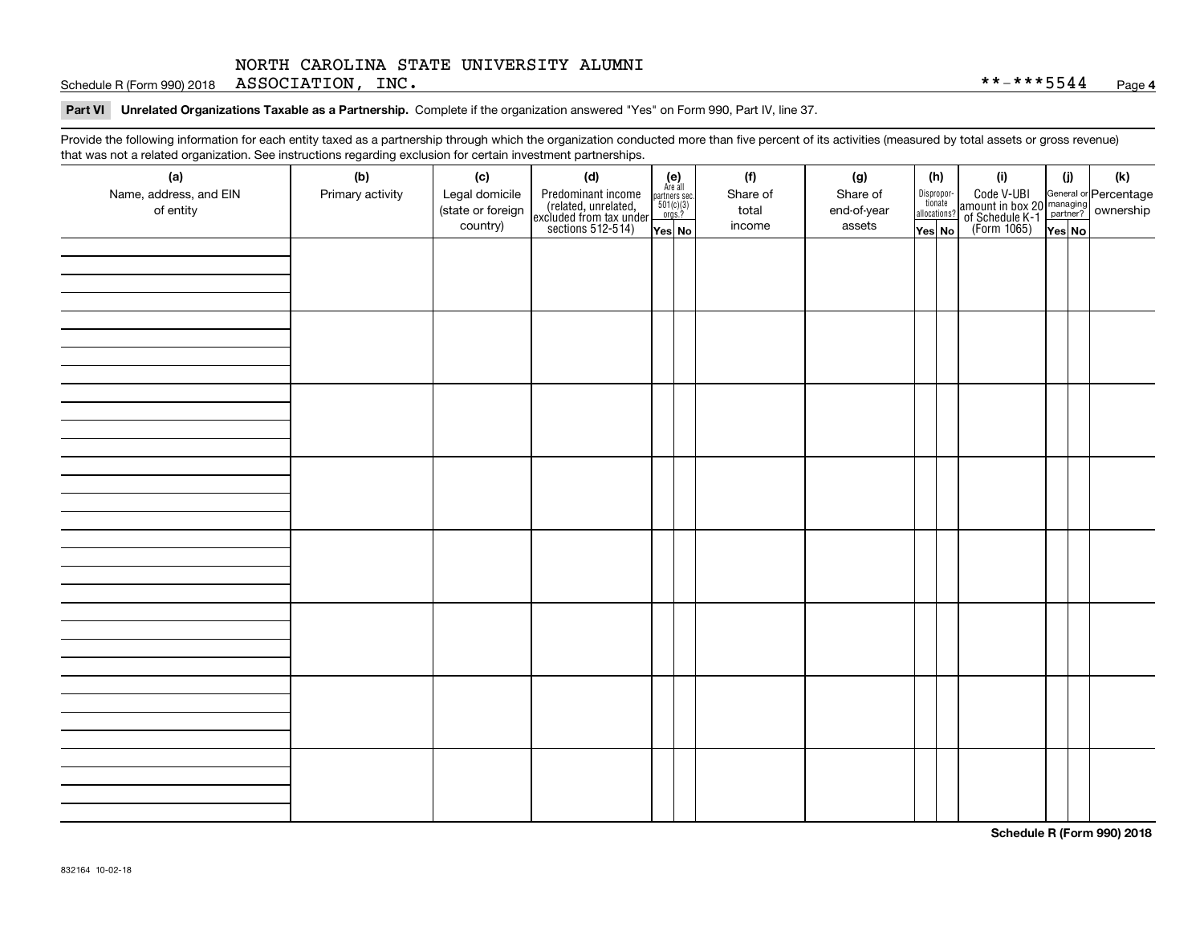Schedule R (Form 990) 2018 NORTH CAROLINA STATE UNIVERSITY ALUMNI ASSOCIATION, INC. **-***5544 Page **4**

**Part VI Unrelated Organizations Taxable as a Partnership.** Complete if the organization answered "Yes" on Form 990, Part IV, line 37.

Provide the following information for each entity taxed as a partnership through which the organization conducted more than five percent of its activities (measured by total assets or gross revenue) that was not a related organization. See instructions regarding exclusion for certain investment partnerships.

| (a) Name, address, and EIN of entity | (b) Primary activity | (c) Legal domicile (state or foreign country) | (d) Predominant income (related, unrelated, excluded from tax under sections 512-514) | (e) Are all partners sec. 501(c)(3) orgs.? | | (f) Share of total income | (g) Share of end-of-year assets | (h) Disproportionate allocations? | | (i) Code V-UBI amount in box 20 of Schedule K-1 (Form 1065) | (j) General or managing partner? | | (k) Percentage ownership |
|---|---|---|---|---|---|---|---|---|---|---|---|---|---|
| | | | | Yes | No | | | Yes | No | | Yes | No | |
| | | | | | | | | | | | | | |
| | | | | | | | | | | | | | |
| | | | | | | | | | | | | | |
| | | | | | | | | | | | | | |
| | | | | | | | | | | | | | |
| | | | | | | | | | | | | | |
| | | | | | | | | | | | | | |
| | | | | | | | | | | | | | |

**Schedule R (Form 990) 2018**

832164 10-02-18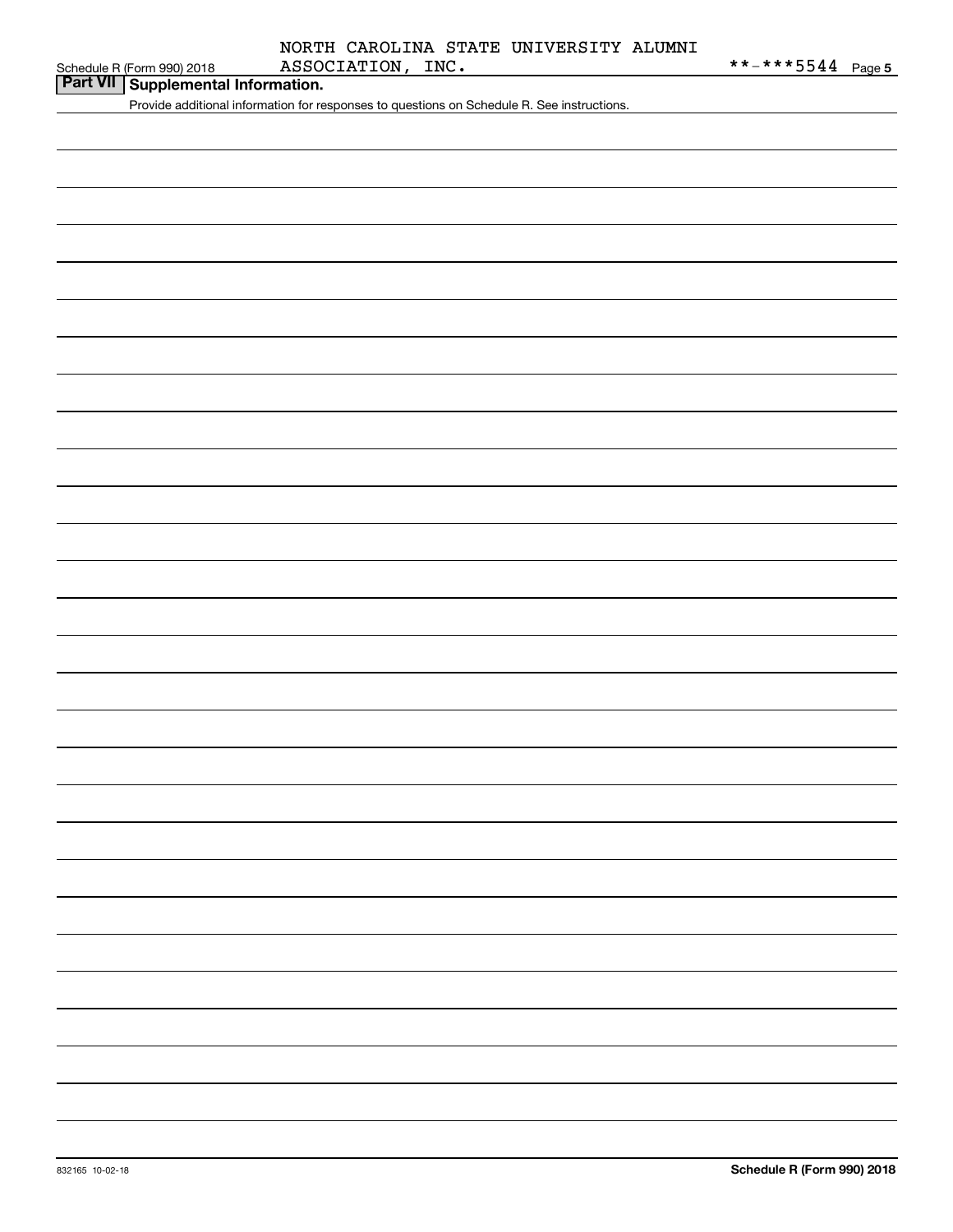NORTH CAROLINA STATE UNIVERSITY ALUMNI ASSOCIATION, INC.

**-***5544

## Part VII Supplemental Information.

Provide additional information for responses to questions on Schedule R. See instructions.